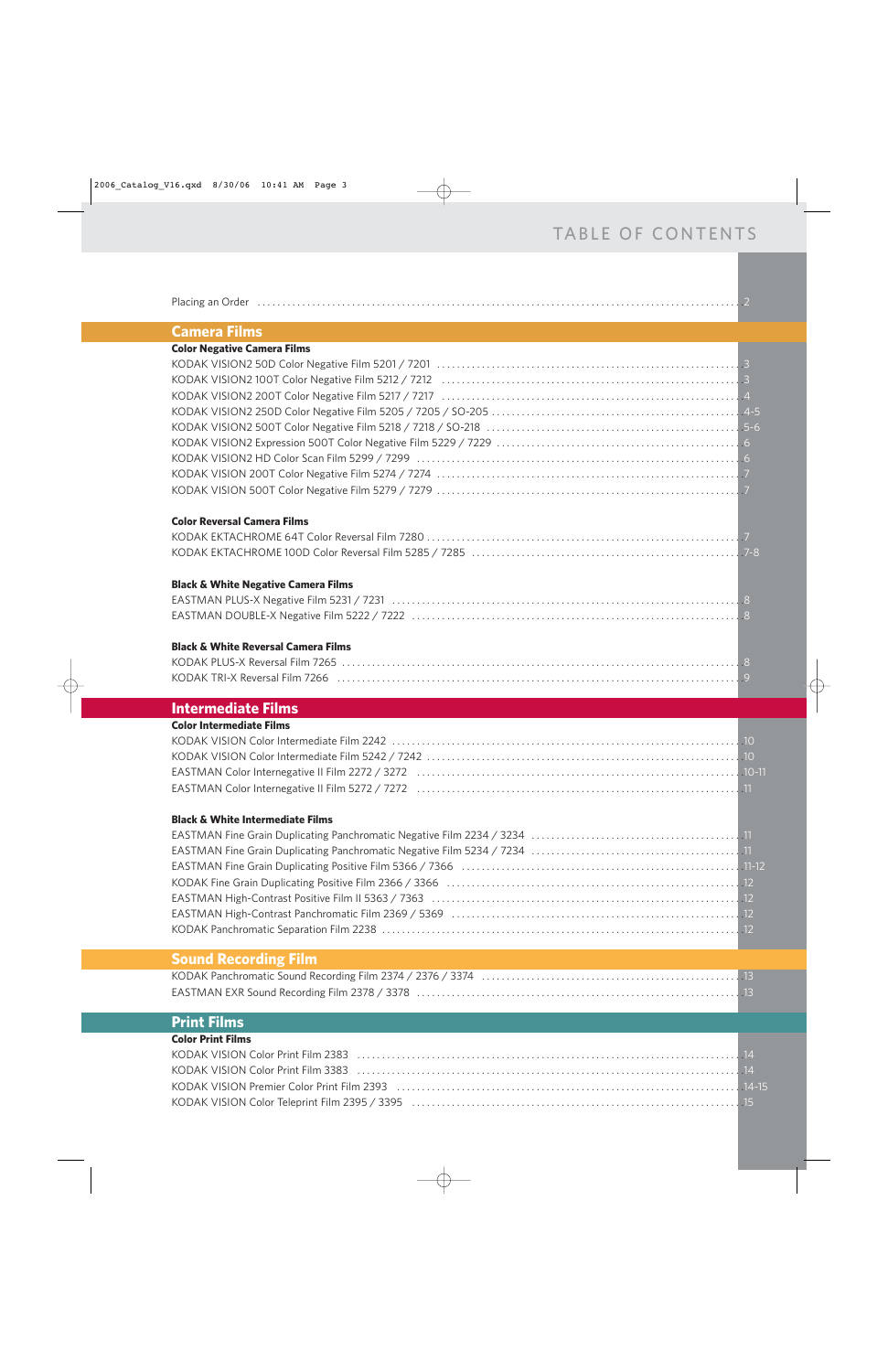# TABLE OF CONTENTS

Placing an Order ........ 2

## Camera Films

### Color Negative Camera Films

KODAK VISION2 50D Color Negative Film 5201 / 7201 ........ 3
KODAK VISION2 100T Color Negative Film 5212 / 7212 ........ 3
KODAK VISION2 200T Color Negative Film 5217 / 7217 ........ 4
KODAK VISION2 250D Color Negative Film 5205 / 7205 / SO-205 ........ 4-5
KODAK VISION2 500T Color Negative Film 5218 / 7218 / SO-218 ........ 5-6
KODAK VISION2 Expression 500T Color Negative Film 5229 / 7229 ........ 6
KODAK VISION2 HD Color Scan Film 5299 / 7299 ........ 6
KODAK VISION 200T Color Negative Film 5274 / 7274 ........ 7
KODAK VISION 500T Color Negative Film 5279 / 7279 ........ 7

### Color Reversal Camera Films

KODAK EKTACHROME 64T Color Reversal Film 7280 ........ 7
KODAK EKTACHROME 100D Color Reversal Film 5285 / 7285 ........ 7-8

### Black & White Negative Camera Films

EASTMAN PLUS-X Negative Film 5231 / 7231 ........ 8
EASTMAN DOUBLE-X Negative Film 5222 / 7222 ........ 8

### Black & White Reversal Camera Films

KODAK PLUS-X Reversal Film 7265 ........ 8
KODAK TRI-X Reversal Film 7266 ........ 9

## Intermediate Films

### Color Intermediate Films

KODAK VISION Color Intermediate Film 2242 ........ 10
KODAK VISION Color Intermediate Film 5242 / 7242 ........ 10
EASTMAN Color Internegative II Film 2272 / 3272 ........ 10-11
EASTMAN Color Internegative II Film 5272 / 7272 ........ 11

### Black & White Intermediate Films

EASTMAN Fine Grain Duplicating Panchromatic Negative Film 2234 / 3234 ........ 11
EASTMAN Fine Grain Duplicating Panchromatic Negative Film 5234 / 7234 ........ 11
EASTMAN Fine Grain Duplicating Positive Film 5366 / 7366 ........ 11-12
KODAK Fine Grain Duplicating Positive Film 2366 / 3366 ........ 12
EASTMAN High-Contrast Positive Film II 5363 / 7363 ........ 12
EASTMAN High-Contrast Panchromatic Film 2369 / 5369 ........ 12
KODAK Panchromatic Separation Film 2238 ........ 12

## Sound Recording Film

KODAK Panchromatic Sound Recording Film 2374 / 2376 / 3374 ........ 13
EASTMAN EXR Sound Recording Film 2378 / 3378 ........ 13

## Print Films

### Color Print Films

KODAK VISION Color Print Film 2383 ........ 14
KODAK VISION Color Print Film 3383 ........ 14
KODAK VISION Premier Color Print Film 2393 ........ 14-15
KODAK VISION Color Teleprint Film 2395 / 3395 ........ 15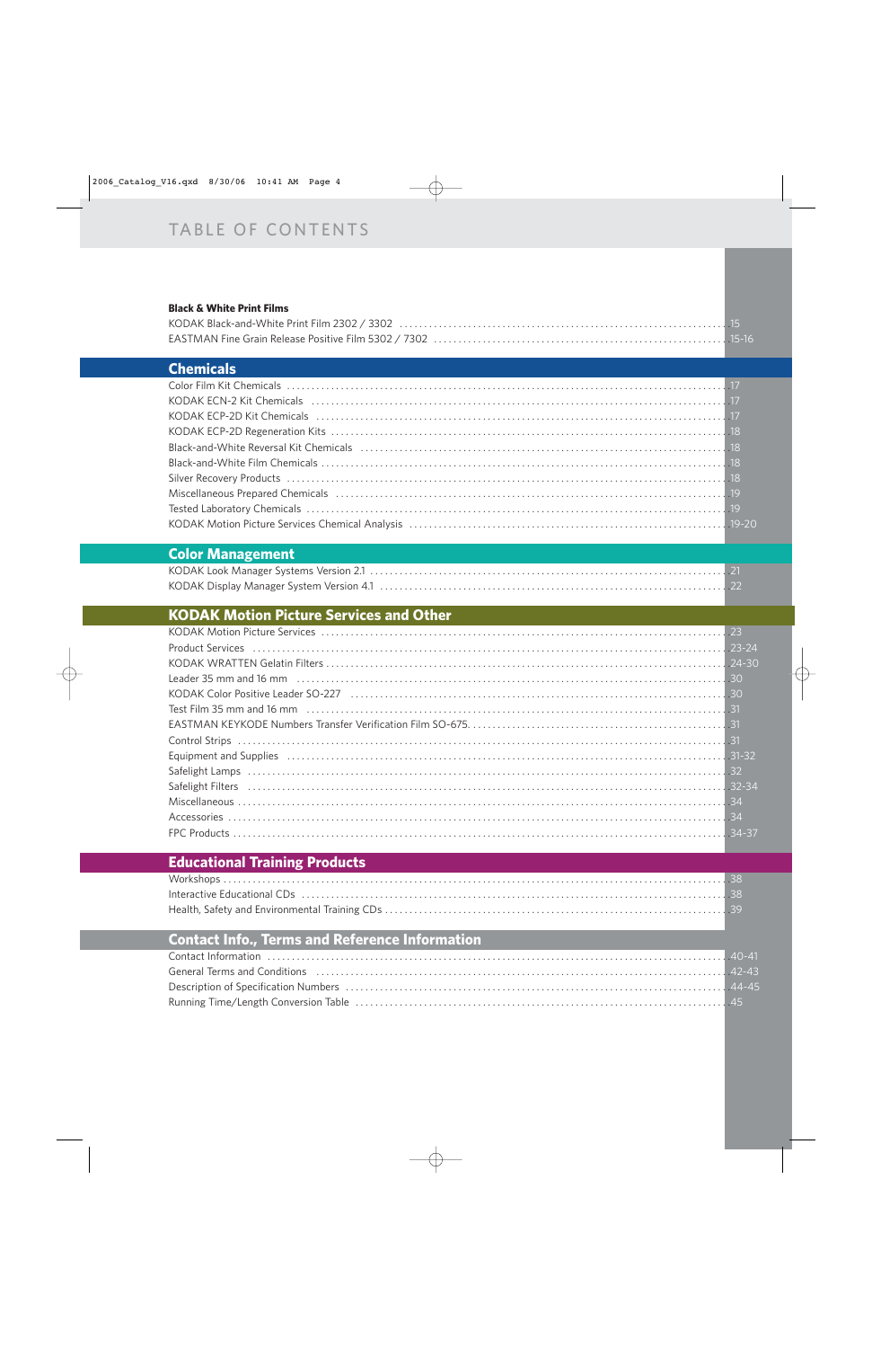# TABLE OF CONTENTS

**Black & White Print Films**

| | |
|---|---|
| KODAK Black-and-White Print Film 2302 / 3302 | 15 |
| EASTMAN Fine Grain Release Positive Film 5302 / 7302 | 15-16 |

## Chemicals

| | |
|---|---|
| Color Film Kit Chemicals | 17 |
| KODAK ECN-2 Kit Chemicals | 17 |
| KODAK ECP-2D Kit Chemicals | 17 |
| KODAK ECP-2D Regeneration Kits | 18 |
| Black-and-White Reversal Kit Chemicals | 18 |
| Black-and-White Film Chemicals | 18 |
| Silver Recovery Products | 18 |
| Miscellaneous Prepared Chemicals | 19 |
| Tested Laboratory Chemicals | 19 |
| KODAK Motion Picture Services Chemical Analysis | 19-20 |

## Color Management

| | |
|---|---|
| KODAK Look Manager Systems Version 2.1 | 21 |
| KODAK Display Manager System Version 4.1 | 22 |

## KODAK Motion Picture Services and Other

| | |
|---|---|
| KODAK Motion Picture Services | 23 |
| Product Services | 23-24 |
| KODAK WRATTEN Gelatin Filters | 24-30 |
| Leader 35 mm and 16 mm | 30 |
| KODAK Color Positive Leader SO-227 | 30 |
| Test Film 35 mm and 16 mm | 31 |
| EASTMAN KEYKODE Numbers Transfer Verification Film SO-675. | 31 |
| Control Strips | 31 |
| Equipment and Supplies | 31-32 |
| Safelight Lamps | 32 |
| Safelight Filters | 32-34 |
| Miscellaneous | 34 |
| Accessories | 34 |
| FPC Products | 34-37 |

## Educational Training Products

| | |
|---|---|
| Workshops | 38 |
| Interactive Educational CDs | 38 |
| Health, Safety and Environmental Training CDs | 39 |

## Contact Info., Terms and Reference Information

| | |
|---|---|
| Contact Information | 40-41 |
| General Terms and Conditions | 42-43 |
| Description of Specification Numbers | 44-45 |
| Running Time/Length Conversion Table | 45 |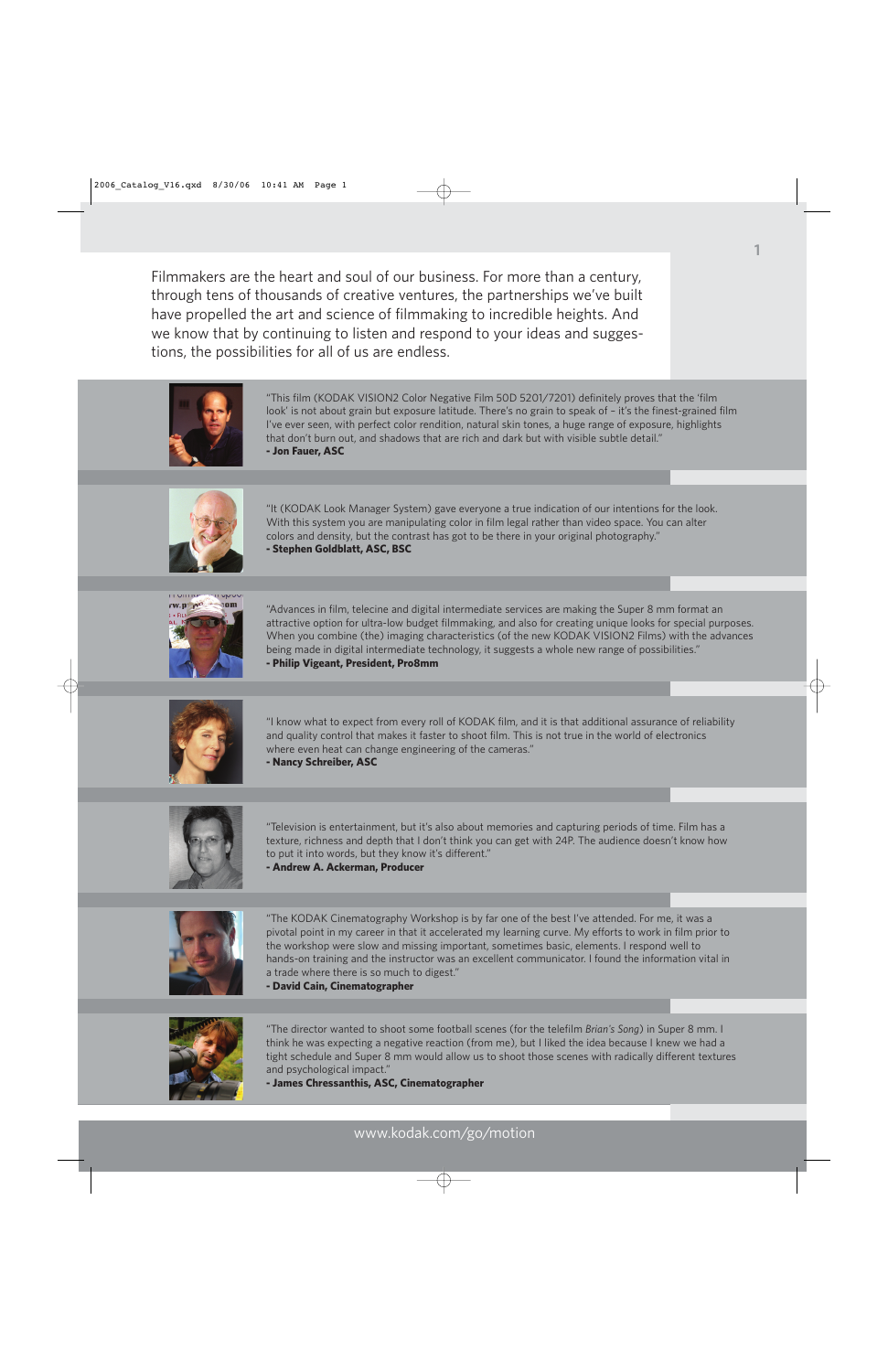Filmmakers are the heart and soul of our business. For more than a century, through tens of thousands of creative ventures, the partnerships we've built have propelled the art and science of filmmaking to incredible heights. And we know that by continuing to listen and respond to your ideas and suggestions, the possibilities for all of us are endless.

"This film (KODAK VISION2 Color Negative Film 50D 5201/7201) definitely proves that the 'film look' is not about grain but exposure latitude. There's no grain to speak of – it's the finest-grained film I've ever seen, with perfect color rendition, natural skin tones, a huge range of exposure, highlights that don't burn out, and shadows that are rich and dark but with visible subtle detail."
**- Jon Fauer, ASC**

"It (KODAK Look Manager System) gave everyone a true indication of our intentions for the look. With this system you are manipulating color in film legal rather than video space. You can alter colors and density, but the contrast has got to be there in your original photography."
**- Stephen Goldblatt, ASC, BSC**

"Advances in film, telecine and digital intermediate services are making the Super 8 mm format an attractive option for ultra-low budget filmmaking, and also for creating unique looks for special purposes. When you combine (the) imaging characteristics (of the new KODAK VISION2 Films) with the advances being made in digital intermediate technology, it suggests a whole new range of possibilities."
**- Philip Vigeant, President, Pro8mm**

"I know what to expect from every roll of KODAK film, and it is that additional assurance of reliability and quality control that makes it faster to shoot film. This is not true in the world of electronics where even heat can change engineering of the cameras."
**- Nancy Schreiber, ASC**

"Television is entertainment, but it's also about memories and capturing periods of time. Film has a texture, richness and depth that I don't think you can get with 24P. The audience doesn't know how to put it into words, but they know it's different."
**- Andrew A. Ackerman, Producer**

"The KODAK Cinematography Workshop is by far one of the best I've attended. For me, it was a pivotal point in my career in that it accelerated my learning curve. My efforts to work in film prior to the workshop were slow and missing important, sometimes basic, elements. I respond well to hands-on training and the instructor was an excellent communicator. I found the information vital in a trade where there is so much to digest."
**- David Cain, Cinematographer**

"The director wanted to shoot some football scenes (for the telefilm *Brian's Song*) in Super 8 mm. I think he was expecting a negative reaction (from me), but I liked the idea because I knew we had a tight schedule and Super 8 mm would allow us to shoot those scenes with radically different textures and psychological impact."
**- James Chressanthis, ASC, Cinematographer**

www.kodak.com/go/motion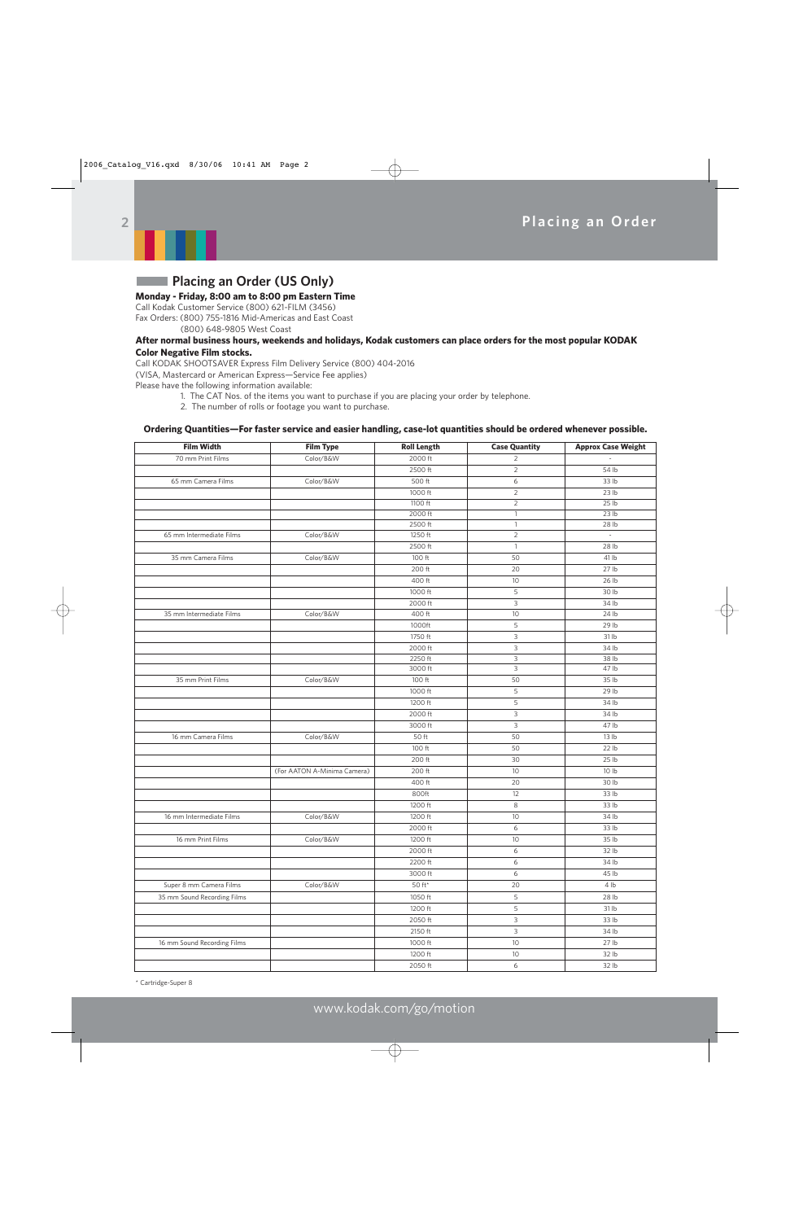## Placing an Order (US Only)

**Monday - Friday, 8:00 am to 8:00 pm Eastern Time**

Call Kodak Customer Service (800) 621-FILM (3456)

Fax Orders: (800) 755-1816 Mid-Americas and East Coast

(800) 648-9805 West Coast

**After normal business hours, weekends and holidays, Kodak customers can place orders for the most popular KODAK Color Negative Film stocks.**

Call KODAK SHOOTSAVER Express Film Delivery Service (800) 404-2016

(VISA, Mastercard or American Express—Service Fee applies)

Please have the following information available:

1. The CAT Nos. of the items you want to purchase if you are placing your order by telephone.
2. The number of rolls or footage you want to purchase.

**Ordering Quantities—For faster service and easier handling, case-lot quantities should be ordered whenever possible.**

| Film Width | Film Type | Roll Length | Case Quantity | Approx Case Weight |
|---|---|---|---|---|
| 70 mm Print Films | Color/B&W | 2000 ft | 2 | - |
| | | 2500 ft | 2 | 54 lb |
| 65 mm Camera Films | Color/B&W | 500 ft | 6 | 33 lb |
| | | 1000 ft | 2 | 23 lb |
| | | 1100 ft | 2 | 25 lb |
| | | 2000 ft | 1 | 23 lb |
| | | 2500 ft | 1 | 28 lb |
| 65 mm Intermediate Films | Color/B&W | 1250 ft | 2 | - |
| | | 2500 ft | 1 | 28 lb |
| 35 mm Camera Films | Color/B&W | 100 ft | 50 | 41 lb |
| | | 200 ft | 20 | 27 lb |
| | | 400 ft | 10 | 26 lb |
| | | 1000 ft | 5 | 30 lb |
| | | 2000 ft | 3 | 34 lb |
| 35 mm Intermediate Films | Color/B&W | 400 ft | 10 | 24 lb |
| | | 1000ft | 5 | 29 lb |
| | | 1750 ft | 3 | 31 lb |
| | | 2000 ft | 3 | 34 lb |
| | | 2250 ft | 3 | 38 lb |
| | | 3000 ft | 3 | 47 lb |
| 35 mm Print Films | Color/B&W | 100 ft | 50 | 35 lb |
| | | 1000 ft | 5 | 29 lb |
| | | 1200 ft | 5 | 34 lb |
| | | 2000 ft | 3 | 34 lb |
| | | 3000 ft | 3 | 47 lb |
| 16 mm Camera Films | Color/B&W | 50 ft | 50 | 13 lb |
| | | 100 ft | 50 | 22 lb |
| | | 200 ft | 30 | 25 lb |
| | (For AATON A-Minima Camera) | 200 ft | 10 | 10 lb |
| | | 400 ft | 20 | 30 lb |
| | | 800ft | 12 | 33 lb |
| | | 1200 ft | 8 | 33 lb |
| 16 mm Intermediate Films | Color/B&W | 1200 ft | 10 | 34 lb |
| | | 2000 ft | 6 | 33 lb |
| 16 mm Print Films | Color/B&W | 1200 ft | 10 | 35 lb |
| | | 2000 ft | 6 | 32 lb |
| | | 2200 ft | 6 | 34 lb |
| | | 3000 ft | 6 | 45 lb |
| Super 8 mm Camera Films | Color/B&W | 50 ft* | 20 | 4 lb |
| 35 mm Sound Recording Films | | 1050 ft | 5 | 28 lb |
| | | 1200 ft | 5 | 31 lb |
| | | 2050 ft | 3 | 33 lb |
| | | 2150 ft | 3 | 34 lb |
| 16 mm Sound Recording Films | | 1000 ft | 10 | 27 lb |
| | | 1200 ft | 10 | 32 lb |
| | | 2050 ft | 6 | 32 lb |

* Cartridge-Super 8

www.kodak.com/go/motion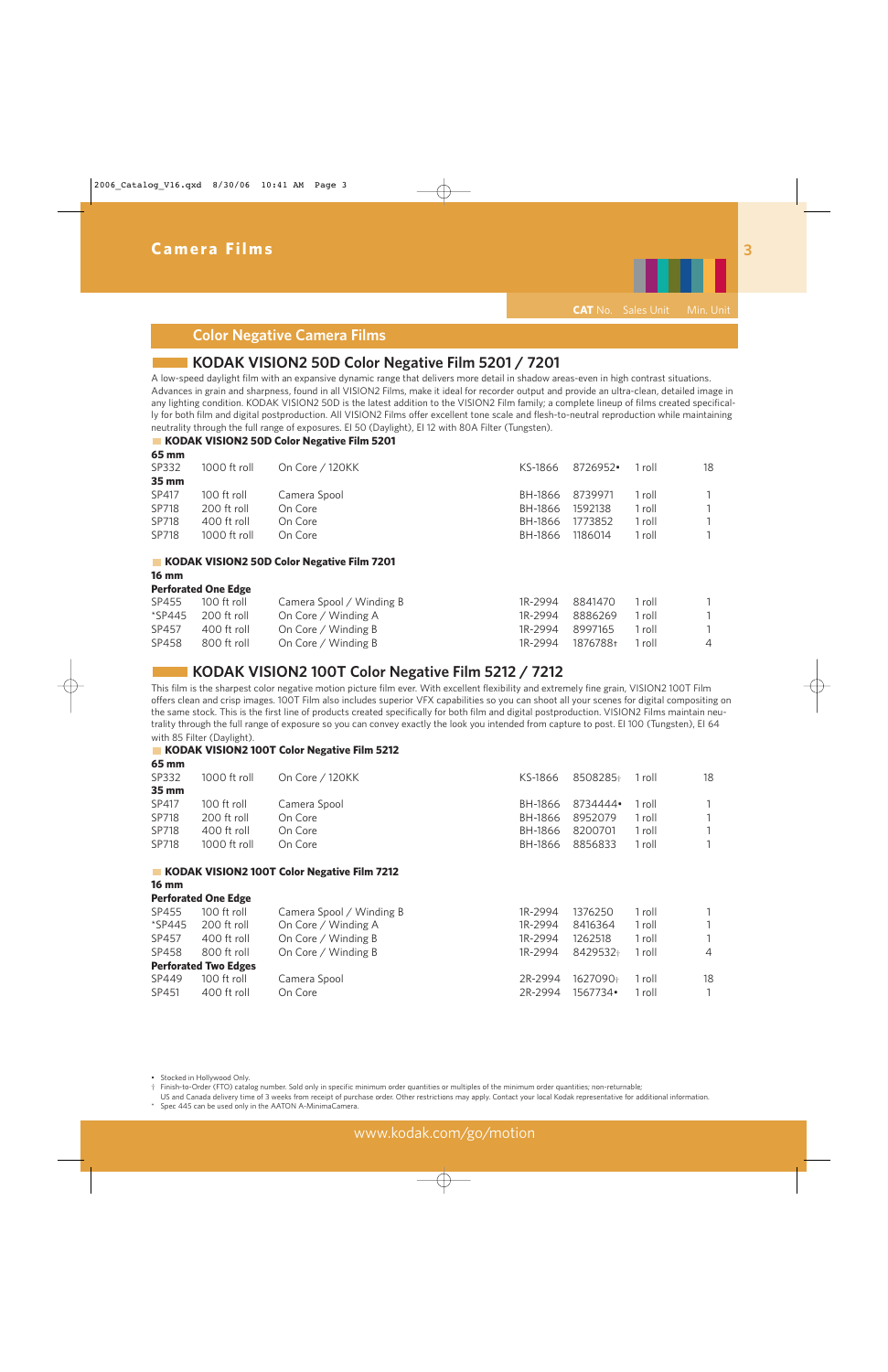# Camera Films

## Color Negative Camera Films

### KODAK VISION2 50D Color Negative Film 5201 / 7201

A low-speed daylight film with an expansive dynamic range that delivers more detail in shadow areas-even in high contrast situations. Advances in grain and sharpness, found in all VISION2 Films, make it ideal for recorder output and provide an ultra-clean, detailed image in any lighting condition. KODAK VISION2 50D is the latest addition to the VISION2 Film family; a complete lineup of films created specifically for both film and digital postproduction. All VISION2 Films offer excellent tone scale and flesh-to-neutral reproduction while maintaining neutrality through the full range of exposures. EI 50 (Daylight), EI 12 with 80A Filter (Tungsten).

#### KODAK VISION2 50D Color Negative Film 5201

| | | | | CAT No. | Sales Unit | Min. Unit |
|---|---|---|---|---|---|---|
| **65 mm** | | | | | | |
| SP332 | 1000 ft roll | On Core / 120KK | KS-1866 | 8726952• | 1 roll | 18 |
| **35 mm** | | | | | | |
| SP417 | 100 ft roll | Camera Spool | BH-1866 | 8739971 | 1 roll | 1 |
| SP718 | 200 ft roll | On Core | BH-1866 | 1592138 | 1 roll | 1 |
| SP718 | 400 ft roll | On Core | BH-1866 | 1773852 | 1 roll | 1 |
| SP718 | 1000 ft roll | On Core | BH-1866 | 1186014 | 1 roll | 1 |

#### KODAK VISION2 50D Color Negative Film 7201

| | | | | CAT No. | Sales Unit | Min. Unit |
|---|---|---|---|---|---|---|
| **16 mm** | | | | | | |
| **Perforated One Edge** | | | | | | |
| SP455 | 100 ft roll | Camera Spool / Winding B | 1R-2994 | 8841470 | 1 roll | 1 |
| *SP445 | 200 ft roll | On Core / Winding A | 1R-2994 | 8886269 | 1 roll | 1 |
| SP457 | 400 ft roll | On Core / Winding B | 1R-2994 | 8997165 | 1 roll | 1 |
| SP458 | 800 ft roll | On Core / Winding B | 1R-2994 | 1876788† | 1 roll | 4 |

### KODAK VISION2 100T Color Negative Film 5212 / 7212

This film is the sharpest color negative motion picture film ever. With excellent flexibility and extremely fine grain, VISION2 100T Film offers clean and crisp images. 100T Film also includes superior VFX capabilities so you can shoot all your scenes for digital compositing on the same stock. This is the first line of products created specifically for both film and digital postproduction. VISION2 Films maintain neutrality through the full range of exposure so you can convey exactly the look you intended from capture to post. EI 100 (Tungsten), EI 64 with 85 Filter (Daylight).

#### KODAK VISION2 100T Color Negative Film 5212

| | | | | CAT No. | Sales Unit | Min. Unit |
|---|---|---|---|---|---|---|
| **65 mm** | | | | | | |
| SP332 | 1000 ft roll | On Core / 120KK | KS-1866 | 8508285† | 1 roll | 18 |
| **35 mm** | | | | | | |
| SP417 | 100 ft roll | Camera Spool | BH-1866 | 8734444• | 1 roll | 1 |
| SP718 | 200 ft roll | On Core | BH-1866 | 8952079 | 1 roll | 1 |
| SP718 | 400 ft roll | On Core | BH-1866 | 8200701 | 1 roll | 1 |
| SP718 | 1000 ft roll | On Core | BH-1866 | 8856833 | 1 roll | 1 |

#### KODAK VISION2 100T Color Negative Film 7212

| | | | | CAT No. | Sales Unit | Min. Unit |
|---|---|---|---|---|---|---|
| **16 mm** | | | | | | |
| **Perforated One Edge** | | | | | | |
| SP455 | 100 ft roll | Camera Spool / Winding B | 1R-2994 | 1376250 | 1 roll | 1 |
| *SP445 | 200 ft roll | On Core / Winding A | 1R-2994 | 8416364 | 1 roll | 1 |
| SP457 | 400 ft roll | On Core / Winding B | 1R-2994 | 1262518 | 1 roll | 1 |
| SP458 | 800 ft roll | On Core / Winding B | 1R-2994 | 8429532† | 1 roll | 4 |
| **Perforated Two Edges** | | | | | | |
| SP449 | 100 ft roll | Camera Spool | 2R-2994 | 1627090† | 1 roll | 18 |
| SP451 | 400 ft roll | On Core | 2R-2994 | 1567734• | 1 roll | 1 |

• Stocked in Hollywood Only.
† Finish-to-Order (FTO) catalog number. Sold only in specific minimum order quantities or multiples of the minimum order quantities; non-returnable; US and Canada delivery time of 3 weeks from receipt of purchase order. Other restrictions may apply. Contact your local Kodak representative for additional information.
\* Spec 445 can be used only in the AATON A-MinimaCamera.

www.kodak.com/go/motion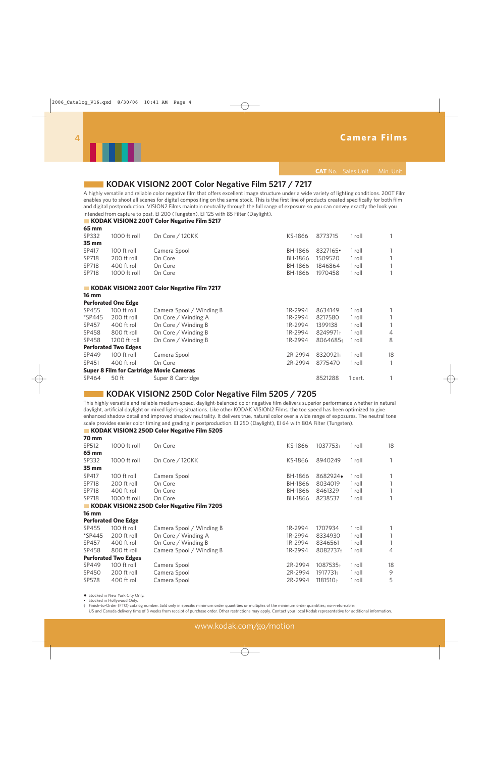# Camera Films

## KODAK VISION2 200T Color Negative Film 5217 / 7217

A highly versatile and reliable color negative film that offers excellent image structure under a wide variety of lighting conditions. 200T Film enables you to shoot all scenes for digital compositing on the same stock. This is the first line of products created specifically for both film and digital postproduction. VISION2 Films maintain neutrality through the full range of exposure so you can convey exactly the look you intended from capture to post. EI 200 (Tungsten), EI 125 with 85 Filter (Daylight).

### KODAK VISION2 200T Color Negative Film 5217

| | | | | CAT No. | Sales Unit | Min. Unit |
|---|---|---|---|---|---|---|
| **65 mm** | | | | | | |
| SP332 | 1000 ft roll | On Core / 120KK | KS-1866 | 8773715 | 1 roll | 1 |
| **35 mm** | | | | | | |
| SP417 | 100 ft roll | Camera Spool | BH-1866 | 8327165• | 1 roll | 1 |
| SP718 | 200 ft roll | On Core | BH-1866 | 1509520 | 1 roll | 1 |
| SP718 | 400 ft roll | On Core | BH-1866 | 1846864 | 1 roll | 1 |
| SP718 | 1000 ft roll | On Core | BH-1866 | 1970458 | 1 roll | 1 |

### KODAK VISION2 200T Color Negative Film 7217

| | | | | CAT No. | Sales Unit | Min. Unit |
|---|---|---|---|---|---|---|
| **16 mm** | | | | | | |
| **Perforated One Edge** | | | | | | |
| SP455 | 100 ft roll | Camera Spool / Winding B | 1R-2994 | 8634149 | 1 roll | 1 |
| *SP445 | 200 ft roll | On Core / Winding A | 1R-2994 | 8217580 | 1 roll | 1 |
| SP457 | 400 ft roll | On Core / Winding B | 1R-2994 | 1399138 | 1 roll | 1 |
| SP458 | 800 ft roll | On Core / Winding B | 1R-2994 | 8249971† | 1 roll | 4 |
| SP458 | 1200 ft roll | On Core / Winding B | 1R-2994 | 8064685† | 1 roll | 8 |
| **Perforated Two Edges** | | | | | | |
| SP449 | 100 ft roll | Camera Spool | 2R-2994 | 8320921† | 1 roll | 18 |
| SP451 | 400 ft roll | On Core | 2R-2994 | 8775470 | 1 roll | 1 |
| **Super 8 Film for Cartridge Movie Cameras** | | | | | | |
| SP464 | 50 ft | Super 8 Cartridge | | 8521288 | 1 cart. | 1 |

## KODAK VISION2 250D Color Negative Film 5205 / 7205

This highly versatile and reliable medium-speed, daylight-balanced color negative film delivers superior performance whether in natural daylight, artificial daylight or mixed lighting situations. Like other KODAK VISION2 Films, the toe speed has been optimized to give enhanced shadow detail and improved shadow neutrality. It delivers true, natural color over a wide range of exposures. The neutral tone scale provides easier color timing and grading in postproduction. EI 250 (Daylight), EI 64 with 80A Filter (Tungsten).

### KODAK VISION2 250D Color Negative Film 5205

| | | | | CAT No. | Sales Unit | Min. Unit |
|---|---|---|---|---|---|---|
| **70 mm** | | | | | | |
| SP512 | 1000 ft roll | On Core | KS-1866 | 1037753† | 1 roll | 18 |
| **65 mm** | | | | | | |
| SP332 | 1000 ft roll | On Core / 120KK | KS-1866 | 8940249 | 1 roll | 1 |
| **35 mm** | | | | | | |
| SP417 | 100 ft roll | Camera Spool | BH-1866 | 8682924♦ | 1 roll | 1 |
| SP718 | 200 ft roll | On Core | BH-1866 | 8034019 | 1 roll | 1 |
| SP718 | 400 ft roll | On Core | BH-1866 | 8461329 | 1 roll | 1 |
| SP718 | 1000 ft roll | On Core | BH-1866 | 8238537 | 1 roll | 1 |

### KODAK VISION2 250D Color Negative Film 7205

| | | | | CAT No. | Sales Unit | Min. Unit |
|---|---|---|---|---|---|---|
| **16 mm** | | | | | | |
| **Perforated One Edge** | | | | | | |
| SP455 | 100 ft roll | Camera Spool / Winding B | 1R-2994 | 1707934 | 1 roll | 1 |
| *SP445 | 200 ft roll | On Core / Winding A | 1R-2994 | 8334930 | 1 roll | 1 |
| SP457 | 400 ft roll | On Core / Winding B | 1R-2994 | 8346561 | 1 roll | 1 |
| SP458 | 800 ft roll | Camera Spool / Winding B | 1R-2994 | 8082737† | 1 roll | 4 |
| **Perforated Two Edges** | | | | | | |
| SP449 | 100 ft roll | Camera Spool | 2R-2994 | 1087535† | 1 roll | 18 |
| SP450 | 200 ft roll | Camera Spool | 2R-2994 | 1917731† | 1 roll | 9 |
| SP578 | 400 ft roll | Camera Spool | 2R-2994 | 1181510† | 1 roll | 5 |

♦ Stocked in New York City Only.
• Stocked in Hollywood Only.
† Finish-to-Order (FTO) catalog number. Sold only in specific minimum order quantities or multiples of the minimum order quantities; non-returnable; US and Canada delivery time of 3 weeks from receipt of purchase order. Other restrictions may apply. Contact your local Kodak representative for additional information.

www.kodak.com/go/motion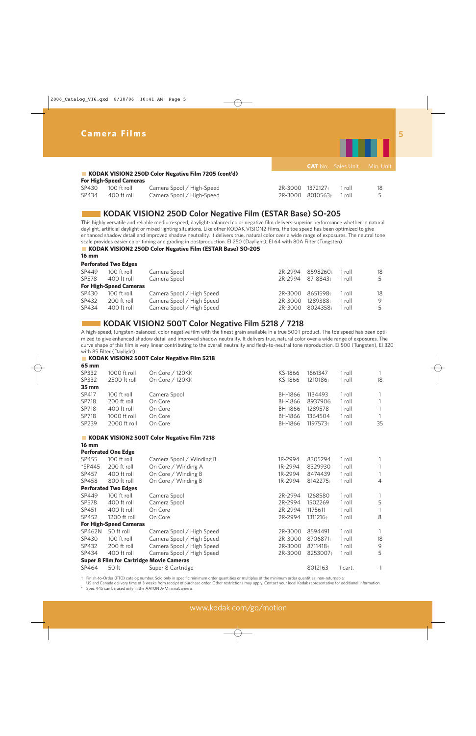# Camera Films

| | | | | CAT No. | Sales Unit | Min. Unit |
|---|---|---|---|---|---|---|
| **KODAK VISION2 250D Color Negative Film 7205 (cont'd)** | | | | | | |
| **For High-Speed Cameras** | | | | | | |
| SP430 | 100 ft roll | Camera Spool / High-Speed | 2R-3000 | 1372127† | 1 roll | 18 |
| SP434 | 400 ft roll | Camera Spool / High-Speed | 2R-3000 | 8010563† | 1 roll | 5 |

## KODAK VISION2 250D Color Negative Film (ESTAR Base) SO-205

This highly versatile and reliable medium-speed, daylight-balanced color negative film delivers superior performance whether in natural daylight, artificial daylight or mixed lighting situations. Like other KODAK VISION2 Films, the toe speed has been optimized to give enhanced shadow detail and improved shadow neutrality. It delivers true, natural color over a wide range of exposures. The neutral tone scale provides easier color timing and grading in postproduction. EI 250 (Daylight), EI 64 with 80A Filter (Tungsten).

| | | | | CAT No. | Sales Unit | Min. Unit |
|---|---|---|---|---|---|---|
| **KODAK VISION2 250D Color Negative Film (ESTAR Base) SO-205** | | | | | | |
| **16 mm** | | | | | | |
| **Perforated Two Edges** | | | | | | |
| SP449 | 100 ft roll | Camera Spool | 2R-2994 | 8598260† | 1 roll | 18 |
| SP578 | 400 ft roll | Camera Spool | 2R-2994 | 8718843† | 1 roll | 5 |
| **For High-Speed Cameras** | | | | | | |
| SP430 | 100 ft roll | Camera Spool / High Speed | 2R-3000 | 8651598† | 1 roll | 18 |
| SP432 | 200 ft roll | Camera Spool / High Speed | 2R-3000 | 1289388† | 1 roll | 9 |
| SP434 | 400 ft roll | Camera Spool / High Speed | 2R-3000 | 8024358† | 1 roll | 5 |

## KODAK VISION2 500T Color Negative Film 5218 / 7218

A high-speed, tungsten-balanced, color negative film with the finest grain available in a true 500T product. The toe speed has been optimized to give enhanced shadow detail and improved shadow neutrality. It delivers true, natural color over a wide range of exposures. The curve shape of this film is very linear contributing to the overall neutrality and flesh-to-neutral tone reproduction. EI 500 (Tungsten), EI 320 with 85 Filter (Daylight).

| | | | | CAT No. | Sales Unit | Min. Unit |
|---|---|---|---|---|---|---|
| **KODAK VISION2 500T Color Negative Film 5218** | | | | | | |
| **65 mm** | | | | | | |
| SP332 | 1000 ft roll | On Core / 120KK | KS-1866 | 1661347 | 1 roll | 1 |
| SP332 | 2500 ft roll | On Core / 120KK | KS-1866 | 1210186† | 1 roll | 18 |
| **35 mm** | | | | | | |
| SP417 | 100 ft roll | Camera Spool | BH-1866 | 1134493 | 1 roll | 1 |
| SP718 | 200 ft roll | On Core | BH-1866 | 8937906 | 1 roll | 1 |
| SP718 | 400 ft roll | On Core | BH-1866 | 1289578 | 1 roll | 1 |
| SP718 | 1000 ft roll | On Core | BH-1866 | 1364504 | 1 roll | 1 |
| SP239 | 2000 ft roll | On Core | BH-1866 | 1197573† | 1 roll | 35 |

| | | | | CAT No. | Sales Unit | Min. Unit |
|---|---|---|---|---|---|---|
| **KODAK VISION2 500T Color Negative Film 7218** | | | | | | |
| **16 mm** | | | | | | |
| **Perforated One Edge** | | | | | | |
| SP455 | 100 ft roll | Camera Spool / Winding B | 1R-2994 | 8305294 | 1 roll | 1 |
| *SP445 | 200 ft roll | On Core / Winding A | 1R-2994 | 8329930 | 1 roll | 1 |
| SP457 | 400 ft roll | On Core / Winding B | 1R-2994 | 8474439 | 1 roll | 1 |
| SP458 | 800 ft roll | On Core / Winding B | 1R-2994 | 8142275† | 1 roll | 4 |
| **Perforated Two Edges** | | | | | | |
| SP449 | 100 ft roll | Camera Spool | 2R-2994 | 1268580 | 1 roll | 1 |
| SP578 | 400 ft roll | Camera Spool | 2R-2994 | 1502269 | 1 roll | 5 |
| SP451 | 400 ft roll | On Core | 2R-2994 | 1175611 | 1 roll | 1 |
| SP452 | 1200 ft roll | On Core | 2R-2994 | 1311216† | 1 roll | 8 |
| **For High-Speed Cameras** | | | | | | |
| SP462N | 50 ft roll | Camera Spool / High Speed | 2R-3000 | 8594491 | 1 roll | 1 |
| SP430 | 100 ft roll | Camera Spool / High Speed | 2R-3000 | 8706871† | 1 roll | 18 |
| SP432 | 200 ft roll | Camera Spool / High Speed | 2R-3000 | 8711418† | 1 roll | 9 |
| SP434 | 400 ft roll | Camera Spool / High Speed | 2R-3000 | 8253007† | 1 roll | 5 |
| **Super 8 Film for Cartridge Movie Cameras** | | | | | | |
| SP464 | 50 ft | Super 8 Cartridge | | 8012163 | 1 cart. | 1 |

† Finish-to-Order (FTO) catalog number. Sold only in specific minimum order quantities or multiples of the minimum order quantities; non-returnable; US and Canada delivery time of 3 weeks from receipt of purchase order. Other restrictions may apply. Contact your local Kodak representative for additional information.

\* Spec 445 can be used only in the AATON A-MinimaCamera.

www.kodak.com/go/motion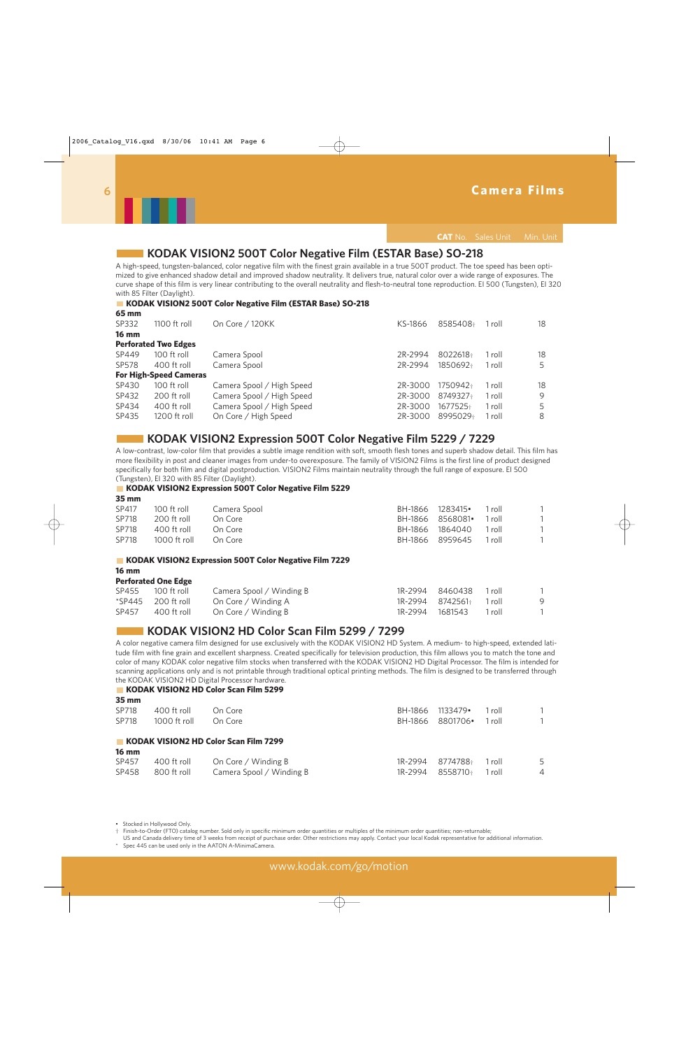## Camera Films

## KODAK VISION2 500T Color Negative Film (ESTAR Base) SO-218

A high-speed, tungsten-balanced, color negative film with the finest grain available in a true 500T product. The toe speed has been optimized to give enhanced shadow detail and improved shadow neutrality. It delivers true, natural color over a wide range of exposures. The curve shape of this film is very linear contributing to the overall neutrality and flesh-to-neutral tone reproduction. EI 500 (Tungsten), EI 320 with 85 Filter (Daylight).

### KODAK VISION2 500T Color Negative Film (ESTAR Base) SO-218

| | | | | CAT No. | Sales Unit | Min. Unit |
|---|---|---|---|---|---|---|
| **65 mm** | | | | | | |
| SP332 | 1100 ft roll | On Core / 120KK | KS-1866 | 8585408† | 1 roll | 18 |
| **16 mm** | | | | | | |
| **Perforated Two Edges** | | | | | | |
| SP449 | 100 ft roll | Camera Spool | 2R-2994 | 8022618† | 1 roll | 18 |
| SP578 | 400 ft roll | Camera Spool | 2R-2994 | 1850692† | 1 roll | 5 |
| **For High-Speed Cameras** | | | | | | |
| SP430 | 100 ft roll | Camera Spool / High Speed | 2R-3000 | 1750942† | 1 roll | 18 |
| SP432 | 200 ft roll | Camera Spool / High Speed | 2R-3000 | 8749327† | 1 roll | 9 |
| SP434 | 400 ft roll | Camera Spool / High Speed | 2R-3000 | 1677525† | 1 roll | 5 |
| SP435 | 1200 ft roll | On Core / High Speed | 2R-3000 | 8995029† | 1 roll | 8 |

## KODAK VISION2 Expression 500T Color Negative Film 5229 / 7229

A low-contrast, low-color film that provides a subtle image rendition with soft, smooth flesh tones and superb shadow detail. This film has more flexibility in post and cleaner images from under-to overexposure. The family of VISION2 Films is the first line of product designed specifically for both film and digital postproduction. VISION2 Films maintain neutrality through the full range of exposure. EI 500 (Tungsten), EI 320 with 85 Filter (Daylight).

### KODAK VISION2 Expression 500T Color Negative Film 5229

| | | | | CAT No. | Sales Unit | Min. Unit |
|---|---|---|---|---|---|---|
| **35 mm** | | | | | | |
| SP417 | 100 ft roll | Camera Spool | BH-1866 | 1283415• | 1 roll | 1 |
| SP718 | 200 ft roll | On Core | BH-1866 | 8568081• | 1 roll | 1 |
| SP718 | 400 ft roll | On Core | BH-1866 | 1864040 | 1 roll | 1 |
| SP718 | 1000 ft roll | On Core | BH-1866 | 8959645 | 1 roll | 1 |

### KODAK VISION2 Expression 500T Color Negative Film 7229

| | | | | CAT No. | Sales Unit | Min. Unit |
|---|---|---|---|---|---|---|
| **16 mm** | | | | | | |
| **Perforated One Edge** | | | | | | |
| SP455 | 100 ft roll | Camera Spool / Winding B | 1R-2994 | 8460438 | 1 roll | 1 |
| *SP445 | 200 ft roll | On Core / Winding A | 1R-2994 | 8742561† | 1 roll | 9 |
| SP457 | 400 ft roll | On Core / Winding B | 1R-2994 | 1681543 | 1 roll | 1 |

## KODAK VISION2 HD Color Scan Film 5299 / 7299

A color negative camera film designed for use exclusively with the KODAK VISION2 HD System. A medium- to high-speed, extended latitude film with fine grain and excellent sharpness. Created specifically for television production, this film allows you to match the tone and color of many KODAK color negative film stocks when transferred with the KODAK VISION2 HD Digital Processor. The film is intended for scanning applications only and is not printable through traditional optical printing methods. The film is designed to be transferred through the KODAK VISION2 HD Digital Processor hardware.

### KODAK VISION2 HD Color Scan Film 5299

| | | | | CAT No. | Sales Unit | Min. Unit |
|---|---|---|---|---|---|---|
| **35 mm** | | | | | | |
| SP718 | 400 ft roll | On Core | BH-1866 | 1133479• | 1 roll | 1 |
| SP718 | 1000 ft roll | On Core | BH-1866 | 8801706• | 1 roll | 1 |

### KODAK VISION2 HD Color Scan Film 7299

| | | | | CAT No. | Sales Unit | Min. Unit |
|---|---|---|---|---|---|---|
| **16 mm** | | | | | | |
| SP457 | 400 ft roll | On Core / Winding B | 1R-2994 | 8774788† | 1 roll | 5 |
| SP458 | 800 ft roll | Camera Spool / Winding B | 1R-2994 | 8558710† | 1 roll | 4 |

• Stocked in Hollywood Only.
† Finish-to-Order (FTO) catalog number. Sold only in specific minimum order quantities or multiples of the minimum order quantities; non-returnable; US and Canada delivery time of 3 weeks from receipt of purchase order. Other restrictions may apply. Contact your local Kodak representative for additional information.
* Spec 445 can be used only in the AATON A-MinimaCamera.

www.kodak.com/go/motion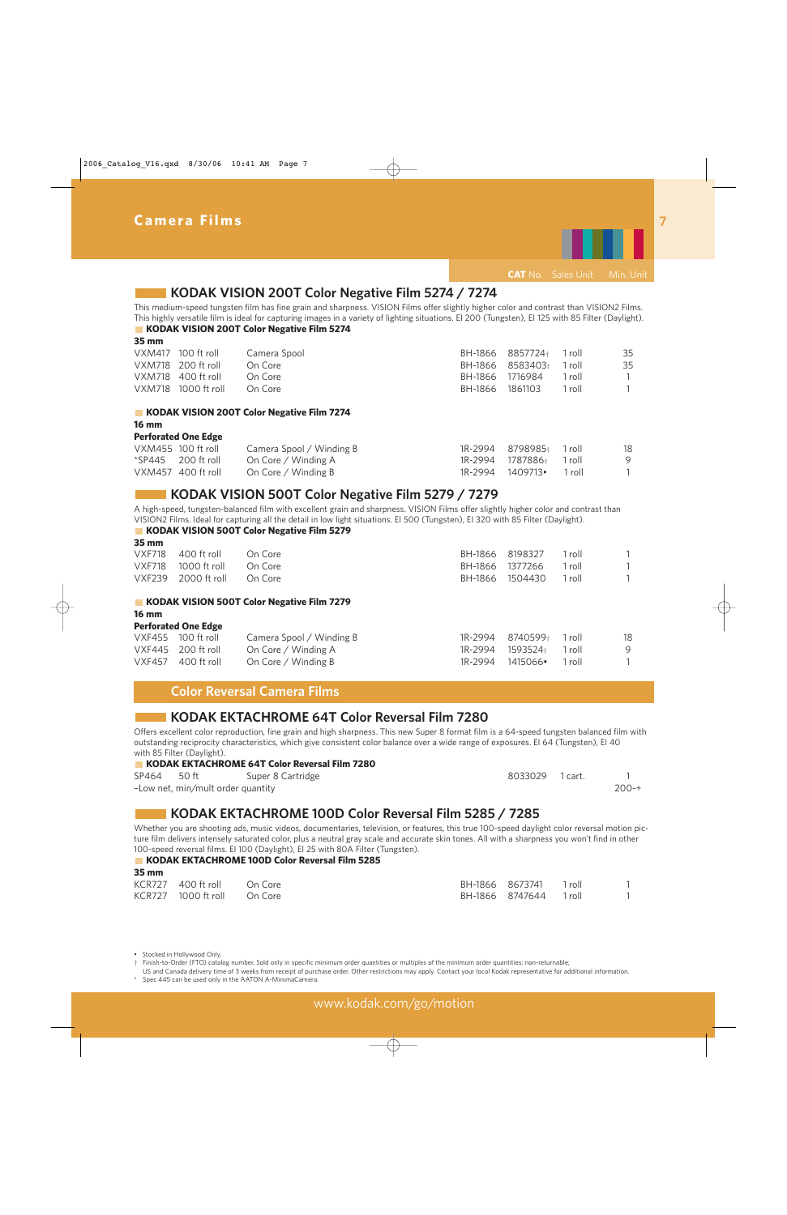# Camera Films

## KODAK VISION 200T Color Negative Film 5274 / 7274

This medium-speed tungsten film has fine grain and sharpness. VISION Films offer slightly higher color and contrast than VISION2 Films. This highly versatile film is ideal for capturing images in a variety of lighting situations. EI 200 (Tungsten), EI 125 with 85 Filter (Daylight).

### KODAK VISION 200T Color Negative Film 5274

**35 mm**

| | | | | CAT No. | Sales Unit | Min. Unit |
|---|---|---|---|---|---|---|
| VXM417 | 100 ft roll | Camera Spool | BH-1866 | 8857724† | 1 roll | 35 |
| VXM718 | 200 ft roll | On Core | BH-1866 | 8583403† | 1 roll | 35 |
| VXM718 | 400 ft roll | On Core | BH-1866 | 1716984 | 1 roll | 1 |
| VXM718 | 1000 ft roll | On Core | BH-1866 | 1861103 | 1 roll | 1 |

### KODAK VISION 200T Color Negative Film 7274

**16 mm**

**Perforated One Edge**

| | | | | CAT No. | Sales Unit | Min. Unit |
|---|---|---|---|---|---|---|
| VXM455 | 100 ft roll | Camera Spool / Winding B | 1R-2994 | 8798985† | 1 roll | 18 |
| *SP445 | 200 ft roll | On Core / Winding A | 1R-2994 | 1787886† | 1 roll | 9 |
| VXM457 | 400 ft roll | On Core / Winding B | 1R-2994 | 1409713• | 1 roll | 1 |

## KODAK VISION 500T Color Negative Film 5279 / 7279

A high-speed, tungsten-balanced film with excellent grain and sharpness. VISION Films offer slightly higher color and contrast than VISION2 Films. Ideal for capturing all the detail in low light situations. EI 500 (Tungsten), EI 320 with 85 Filter (Daylight).

### KODAK VISION 500T Color Negative Film 5279

**35 mm**

| | | | | CAT No. | Sales Unit | Min. Unit |
|---|---|---|---|---|---|---|
| VXF718 | 400 ft roll | On Core | BH-1866 | 8198327 | 1 roll | 1 |
| VXF718 | 1000 ft roll | On Core | BH-1866 | 1377266 | 1 roll | 1 |
| VXF239 | 2000 ft roll | On Core | BH-1866 | 1504430 | 1 roll | 1 |

### KODAK VISION 500T Color Negative Film 7279

**16 mm**

**Perforated One Edge**

| | | | | CAT No. | Sales Unit | Min. Unit |
|---|---|---|---|---|---|---|
| VXF455 | 100 ft roll | Camera Spool / Winding B | 1R-2994 | 8740599† | 1 roll | 18 |
| VXF445 | 200 ft roll | On Core / Winding A | 1R-2994 | 1593524† | 1 roll | 9 |
| VXF457 | 400 ft roll | On Core / Winding B | 1R-2994 | 1415066• | 1 roll | 1 |

# Color Reversal Camera Films

## KODAK EKTACHROME 64T Color Reversal Film 7280

Offers excellent color reproduction, fine grain and high sharpness. This new Super 8 format film is a 64-speed tungsten balanced film with outstanding reciprocity characteristics, which give consistent color balance over a wide range of exposures. EI 64 (Tungsten), EI 40 with 85 Filter (Daylight).

### KODAK EKTACHROME 64T Color Reversal Film 7280

| | | | | CAT No. | Sales Unit | Min. Unit |
|---|---|---|---|---|---|---|
| SP464 | 50 ft | Super 8 Cartridge | | 8033029 | 1 cart. | 1 |

–Low net, min/mult order quantity 200-+

## KODAK EKTACHROME 100D Color Reversal Film 5285 / 7285

Whether you are shooting ads, music videos, documentaries, television, or features, this true 100-speed daylight color reversal motion picture film delivers intensely saturated color, plus a neutral gray scale and accurate skin tones. All with a sharpness you won't find in other 100-speed reversal films. EI 100 (Daylight), EI 25 with 80A Filter (Tungsten).

### KODAK EKTACHROME 100D Color Reversal Film 5285

**35 mm**

| | | | | CAT No. | Sales Unit | Min. Unit |
|---|---|---|---|---|---|---|
| KCR727 | 400 ft roll | On Core | BH-1866 | 8673741 | 1 roll | 1 |
| KCR727 | 1000 ft roll | On Core | BH-1866 | 8747644 | 1 roll | 1 |

• Stocked in Hollywood Only.
† Finish-to-Order (FTO) catalog number. Sold only in specific minimum order quantities or multiples of the minimum order quantities; non-returnable; US and Canada delivery time of 3 weeks from receipt of purchase order. Other restrictions may apply. Contact your local Kodak representative for additional information.
* Spec 445 can be used only in the AATON A-MinimaCamera.

www.kodak.com/go/motion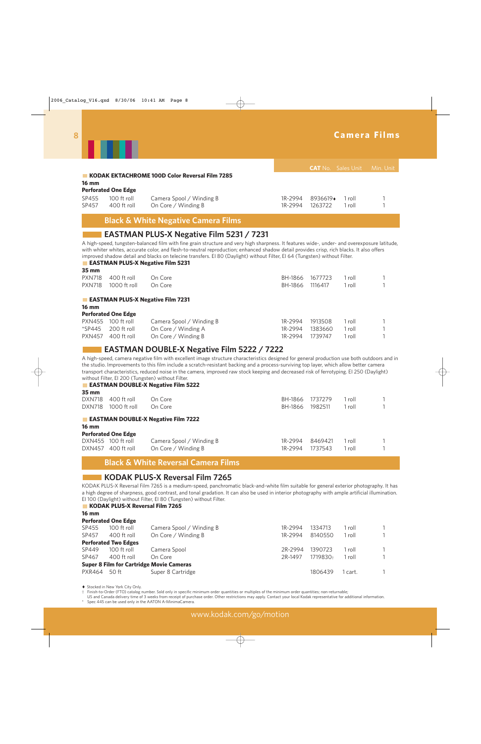# Camera Films

| | | | | CAT No. | Sales Unit | Min. Unit |
|---|---|---|---|---|---|---|

**KODAK EKTACHROME 100D Color Reversal Film 7285**

**16 mm**

**Perforated One Edge**

| | | | | CAT No. | Sales Unit | Min. Unit |
|---|---|---|---|---|---|---|
| SP455 | 100 ft roll | Camera Spool / Winding B | 1R-2994 | 8936619♦ | 1 roll | 1 |
| SP457 | 400 ft roll | On Core / Winding B | 1R-2994 | 1263722 | 1 roll | 1 |

## Black & White Negative Camera Films

### EASTMAN PLUS-X Negative Film 5231 / 7231

A high-speed, tungsten-balanced film with fine grain structure and very high sharpness. It features wide-, under- and overexposure latitude, with whiter whites, accurate color, and flesh-to-neutral reproduction; enhanced shadow detail provides crisp, rich blacks. It also offers improved shadow detail and blacks on telecine transfers. EI 80 (Daylight) without Filter, EI 64 (Tungsten) without Filter.

**EASTMAN PLUS-X Negative Film 5231**

**35 mm**

| | | | | CAT No. | Sales Unit | Min. Unit |
|---|---|---|---|---|---|---|
| PXN718 | 400 ft roll | On Core | BH-1866 | 1677723 | 1 roll | 1 |
| PXN718 | 1000 ft roll | On Core | BH-1866 | 1116417 | 1 roll | 1 |

**EASTMAN PLUS-X Negative Film 7231**

**16 mm**

**Perforated One Edge**

| | | | | CAT No. | Sales Unit | Min. Unit |
|---|---|---|---|---|---|---|
| PXN455 | 100 ft roll | Camera Spool / Winding B | 1R-2994 | 1913508 | 1 roll | 1 |
| *SP445 | 200 ft roll | On Core / Winding A | 1R-2994 | 1383660 | 1 roll | 1 |
| PXN457 | 400 ft roll | On Core / Winding B | 1R-2994 | 1739747 | 1 roll | 1 |

### EASTMAN DOUBLE-X Negative Film 5222 / 7222

A high-speed, camera negative film with excellent image structure characteristics designed for general production use both outdoors and in the studio. Improvements to this film include a scratch-resistant backing and a process-surviving top layer, which allow better camera transport characteristics, reduced noise in the camera, improved raw stock keeping and decreased risk of ferrotyping. EI 250 (Daylight) without Filter, EI 200 (Tungsten) without Filter.

**EASTMAN DOUBLE-X Negative Film 5222**

**35 mm**

| | | | | CAT No. | Sales Unit | Min. Unit |
|---|---|---|---|---|---|---|
| DXN718 | 400 ft roll | On Core | BH-1866 | 1737279 | 1 roll | 1 |
| DXN718 | 1000 ft roll | On Core | BH-1866 | 1982511 | 1 roll | 1 |

**EASTMAN DOUBLE-X Negative Film 7222**

**16 mm**

**Perforated One Edge**

| | | | | CAT No. | Sales Unit | Min. Unit |
|---|---|---|---|---|---|---|
| DXN455 | 100 ft roll | Camera Spool / Winding B | 1R-2994 | 8469421 | 1 roll | 1 |
| DXN457 | 400 ft roll | On Core / Winding B | 1R-2994 | 1737543 | 1 roll | 1 |

## Black & White Reversal Camera Films

### KODAK PLUS-X Reversal Film 7265

KODAK PLUS-X Reversal Film 7265 is a medium-speed, panchromatic black-and-white film suitable for general exterior photography. It has a high degree of sharpness, good contrast, and tonal gradation. It can also be used in interior photography with ample artificial illumination. EI 100 (Daylight) without Filter, EI 80 (Tungsten) without Filter.

**KODAK PLUS-X Reversal Film 7265**

**16 mm**

| | | | | CAT No. | Sales Unit | Min. Unit |
|---|---|---|---|---|---|---|
| **Perforated One Edge** | | | | | | |
| SP455 | 100 ft roll | Camera Spool / Winding B | 1R-2994 | 1334713 | 1 roll | 1 |
| SP457 | 400 ft roll | On Core / Winding B | 1R-2994 | 8140550 | 1 roll | 1 |
| **Perforated Two Edges** | | | | | | |
| SP449 | 100 ft roll | Camera Spool | 2R-2994 | 1390723 | 1 roll | 1 |
| SP467 | 400 ft roll | On Core | 2R-1497 | 1719830† | 1 roll | 1 |
| **Super 8 Film for Cartridge Movie Cameras** | | | | | | |
| PXR464 | 50 ft | Super 8 Cartridge | | 1806439 | 1 cart. | 1 |

♦ Stocked in New York City Only.

† Finish-to-Order (FTO) catalog number. Sold only in specific minimum order quantities or multiples of the minimum order quantities; non-returnable; US and Canada delivery time of 3 weeks from receipt of purchase order. Other restrictions may apply. Contact your local Kodak representative for additional information.

\* Spec 445 can be used only in the AATON A-MinimaCamera.

www.kodak.com/go/motion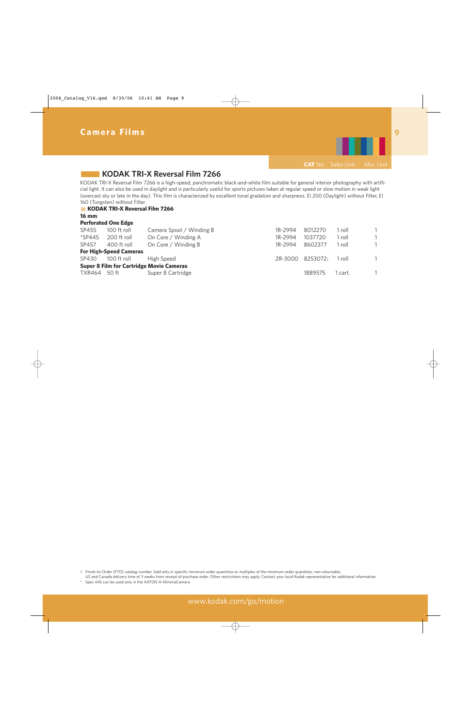# Camera Films

## KODAK TRI-X Reversal Film 7266

KODAK TRI-X Reversal Film 7266 is a high-speed, panchromatic black-and-white film suitable for general interior photography with artificial light. It can also be used in daylight and is particularly useful for sports pictures taken at regular speed or slow motion in weak light (overcast sky or late in the day). This film is characterized by excellent tonal gradation and sharpness. EI 200 (Daylight) without Filter, EI 160 (Tungsten) without Filter.

### KODAK TRI-X Reversal Film 7266

| | | | | CAT No. | Sales Unit | Min. Unit |
|---|---|---|---|---|---|---|
| **16 mm** | | | | | | |
| **Perforated One Edge** | | | | | | |
| SP455 | 100 ft roll | Camera Spool / Winding B | 1R-2994 | 8012270 | 1 roll | 1 |
| *SP445 | 200 ft roll | On Core / Winding A | 1R-2994 | 1037720 | 1 roll | 1 |
| SP457 | 400 ft roll | On Core / Winding B | 1R-2994 | 8602377 | 1 roll | 1 |
| **For High-Speed Cameras** | | | | | | |
| SP430 | 100 ft roll | High Speed | 2R-3000 | 8253072† | 1 roll | 1 |
| **Super 8 Film for Cartridge Movie Cameras** | | | | | | |
| TXR464 | 50 ft | Super 8 Cartridge | | 1889575 | 1 cart. | 1 |

† Finish-to-Order (FTO) catalog number. Sold only in specific minimum order quantities or multiples of the minimum order quantities; non-returnable; US and Canada delivery time of 3 weeks from receipt of purchase order. Other restrictions may apply. Contact your local Kodak representative for additional information.

\* Spec 445 can be used only in the AATON A-MinimaCamera.

www.kodak.com/go/motion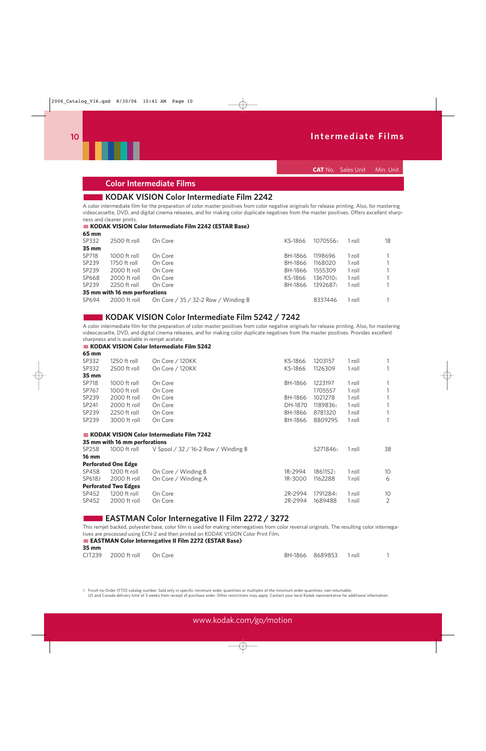# Intermediate Films

## Color Intermediate Films

### KODAK VISION Color Intermediate Film 2242

A color intermediate film for the preparation of color master positives from color negative originals for release printing. Also, for mastering videocassette, DVD, and digital cinema releases, and for making color duplicate negatives from the master positives. Offers excellent sharpness and cleaner prints.

#### KODAK VISION Color Intermediate Film 2242 (ESTAR Base)

| | | | | CAT No. | Sales Unit | Min. Unit |
|---|---|---|---|---|---|---|
| **65 mm** | | | | | | |
| SP332 | 2500 ft roll | On Core | KS-1866 | 1070556† | 1 roll | 18 |
| **35 mm** | | | | | | |
| SP718 | 1000 ft roll | On Core | BH-1866 | 1198696 | 1 roll | 1 |
| SP239 | 1750 ft roll | On Core | BH-1866 | 1168020 | 1 roll | 1 |
| SP239 | 2000 ft roll | On Core | BH-1866 | 1555309 | 1 roll | 1 |
| SP668 | 2000 ft roll | On Core | KS-1866 | 1367010† | 1 roll | 1 |
| SP239 | 2250 ft roll | On Core | BH-1866 | 1392687† | 1 roll | 1 |
| **35 mm with 16 mm perforations** | | | | | | |
| SP694 | 2000 ft roll | On Core / 35 / 32-2 Row / Winding B | | 8337446 | 1 roll | 1 |

### KODAK VISION Color Intermediate Film 5242 / 7242

A color intermediate film for the preparation of color master positives from color negative originals for release printing. Also, for mastering videocassette, DVD, and digital cinema releases, and for making color duplicate negatives from the master positives. Provides excellent sharpness and is available in remjet acetate.

#### KODAK VISION Color Intermediate Film 5242

| | | | | CAT No. | Sales Unit | Min. Unit |
|---|---|---|---|---|---|---|
| **65 mm** | | | | | | |
| SP332 | 1250 ft roll | On Core / 120KK | KS-1866 | 1203157 | 1 roll | 1 |
| SP332 | 2500 ft roll | On Core / 120KK | KS-1866 | 1126309 | 1 roll | 1 |
| **35 mm** | | | | | | |
| SP718 | 1000 ft roll | On Core | BH-1866 | 1223197 | 1 roll | 1 |
| SP767 | 1000 ft roll | On Core | | 1705557 | 1 roll | 1 |
| SP239 | 2000 ft roll | On Core | BH-1866 | 1021278 | 1 roll | 1 |
| SP241 | 2000 ft roll | On Core | DH-1870 | 1189836† | 1 roll | 1 |
| SP239 | 2250 ft roll | On Core | BH-1866 | 8781320 | 1 roll | 1 |
| SP239 | 3000 ft roll | On Core | BH-1866 | 8809295 | 1 roll | 1 |

#### KODAK VISION Color Intermediate Film 7242

| | | | | CAT No. | Sales Unit | Min. Unit |
|---|---|---|---|---|---|---|
| **35 mm with 16 mm perforations** | | | | | | |
| SP258 | 1000 ft roll | V Spool / 32 / 16-2 Row / Winding B | | 5271846† | 1 roll | 38 |
| **16 mm** | | | | | | |
| **Perforated One Edge** | | | | | | |
| SP458 | 1200 ft roll | On Core / Winding B | 1R-2994 | 1861152† | 1 roll | 10 |
| SP618J | 2000 ft roll | On Core / Winding A | 1R-3000 | 1162288 | 1 roll | 6 |
| **Perforated Two Edges** | | | | | | |
| SP452 | 1200 ft roll | On Core | 2R-2994 | 1791284† | 1 roll | 10 |
| SP452 | 2000 ft roll | On Core | 2R-2994 | 1689488 | 1 roll | 2 |

### EASTMAN Color Internegative II Film 2272 / 3272

This remjet backed, polyester base, color film is used for making internegatives from color reversal originals. The resulting color internegatives are processed using ECN-2 and then printed on KODAK VISION Color Print Film.

#### EASTMAN Color Internegative II Film 2272 (ESTAR Base)

| | | | | CAT No. | Sales Unit | Min. Unit |
|---|---|---|---|---|---|---|
| **35 mm** | | | | | | |
| CIT239 | 2000 ft roll | On Core | BH-1866 | 8689853 | 1 roll | 1 |

† Finish-to-Order (FTO) catalog number. Sold only in specific minimum order quantities or multiples of the minimum order quantities; non-returnable; US and Canada delivery time of 3 weeks from receipt of purchase order. Other restrictions may apply. Contact your local Kodak representative for additional information.

www.kodak.com/go/motion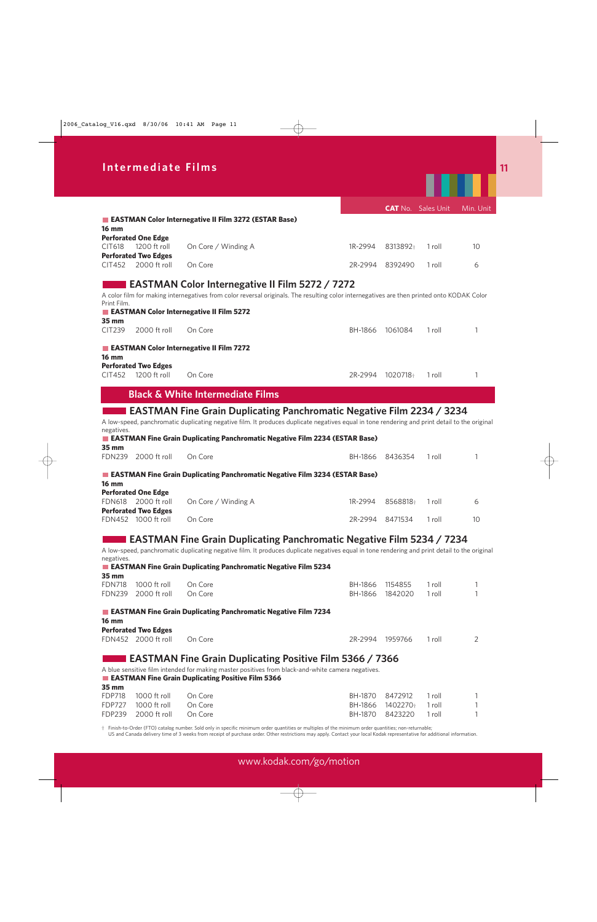# Intermediate Films

| | | | | CAT No. | Sales Unit | Min. Unit |
|---|---|---|---|---|---|---|
| **EASTMAN Color Internegative II Film 3272 (ESTAR Base)** | | | | | | |
| **16 mm** | | | | | | |
| **Perforated One Edge** | | | | | | |
| CIT618 | 1200 ft roll | On Core / Winding A | 1R-2994 | 8313892† | 1 roll | 10 |
| **Perforated Two Edges** | | | | | | |
| CIT452 | 2000 ft roll | On Core | 2R-2994 | 8392490 | 1 roll | 6 |

## EASTMAN Color Internegative II Film 5272 / 7272

A color film for making internegatives from color reversal originals. The resulting color internegatives are then printed onto KODAK Color Print Film.

| | | | | CAT No. | Sales Unit | Min. Unit |
|---|---|---|---|---|---|---|
| **EASTMAN Color Internegative II Film 5272** | | | | | | |
| **35 mm** | | | | | | |
| CIT239 | 2000 ft roll | On Core | BH-1866 | 1061084 | 1 roll | 1 |
| **EASTMAN Color Internegative II Film 7272** | | | | | | |
| **16 mm** | | | | | | |
| **Perforated Two Edges** | | | | | | |
| CIT452 | 1200 ft roll | On Core | 2R-2994 | 1020718† | 1 roll | 1 |

# Black & White Intermediate Films

## EASTMAN Fine Grain Duplicating Panchromatic Negative Film 2234 / 3234

A low-speed, panchromatic duplicating negative film. It produces duplicate negatives equal in tone rendering and print detail to the original negatives.

| | | | | CAT No. | Sales Unit | Min. Unit |
|---|---|---|---|---|---|---|
| **EASTMAN Fine Grain Duplicating Panchromatic Negative Film 2234 (ESTAR Base)** | | | | | | |
| **35 mm** | | | | | | |
| FDN239 | 2000 ft roll | On Core | BH-1866 | 8436354 | 1 roll | 1 |
| **EASTMAN Fine Grain Duplicating Panchromatic Negative Film 3234 (ESTAR Base)** | | | | | | |
| **16 mm** | | | | | | |
| **Perforated One Edge** | | | | | | |
| FDN618 | 2000 ft roll | On Core / Winding A | 1R-2994 | 8568818† | 1 roll | 6 |
| **Perforated Two Edges** | | | | | | |
| FDN452 | 1000 ft roll | On Core | 2R-2994 | 8471534 | 1 roll | 10 |

## EASTMAN Fine Grain Duplicating Panchromatic Negative Film 5234 / 7234

A low-speed, panchromatic duplicating negative film. It produces duplicate negatives equal in tone rendering and print detail to the original negatives.

| | | | | CAT No. | Sales Unit | Min. Unit |
|---|---|---|---|---|---|---|
| **EASTMAN Fine Grain Duplicating Panchromatic Negative Film 5234** | | | | | | |
| **35 mm** | | | | | | |
| FDN718 | 1000 ft roll | On Core | BH-1866 | 1154855 | 1 roll | 1 |
| FDN239 | 2000 ft roll | On Core | BH-1866 | 1842020 | 1 roll | 1 |
| **EASTMAN Fine Grain Duplicating Panchromatic Negative Film 7234** | | | | | | |
| **16 mm** | | | | | | |
| **Perforated Two Edges** | | | | | | |
| FDN452 | 2000 ft roll | On Core | 2R-2994 | 1959766 | 1 roll | 2 |

## EASTMAN Fine Grain Duplicating Positive Film 5366 / 7366

A blue sensitive film intended for making master positives from black-and-white camera negatives.

| | | | | CAT No. | Sales Unit | Min. Unit |
|---|---|---|---|---|---|---|
| **EASTMAN Fine Grain Duplicating Positive Film 5366** | | | | | | |
| **35 mm** | | | | | | |
| FDP718 | 1000 ft roll | On Core | BH-1870 | 8472912 | 1 roll | 1 |
| FDP727 | 1000 ft roll | On Core | BH-1866 | 1402270† | 1 roll | 1 |
| FDP239 | 2000 ft roll | On Core | BH-1870 | 8423220 | 1 roll | 1 |

† Finish-to-Order (FTO) catalog number. Sold only in specific minimum order quantities or multiples of the minimum order quantities; non-returnable; US and Canada delivery time of 3 weeks from receipt of purchase order. Other restrictions may apply. Contact your local Kodak representative for additional information.

www.kodak.com/go/motion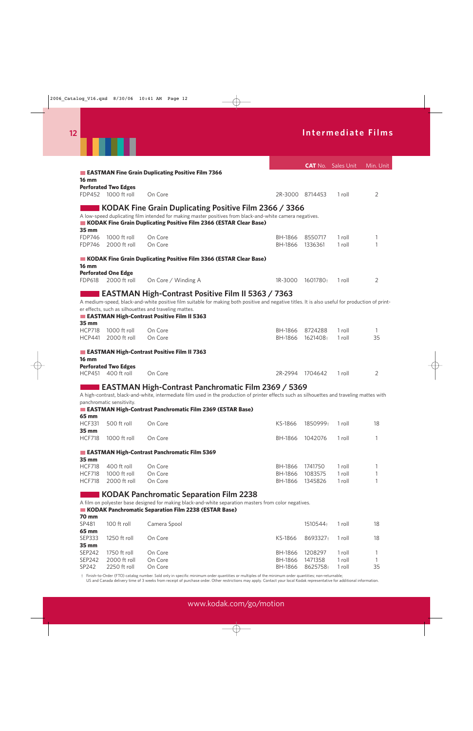# Intermediate Films

| | | | | CAT No. | Sales Unit | Min. Unit |
|---|---|---|---|---|---|---|

**EASTMAN Fine Grain Duplicating Positive Film 7366**

**16 mm**

**Perforated Two Edges**

| | | | | | | |
|---|---|---|---|---|---|---|
| FDP452 | 1000 ft roll | On Core | 2R-3000 | 8714453 | 1 roll | 2 |

## KODAK Fine Grain Duplicating Positive Film 2366 / 3366

A low-speed duplicating film intended for making master positives from black-and-white camera negatives.

**KODAK Fine Grain Duplicating Positive Film 2366 (ESTAR Clear Base)**

**35 mm**

| | | | | | | |
|---|---|---|---|---|---|---|
| FDP746 | 1000 ft roll | On Core | BH-1866 | 8550717 | 1 roll | 1 |
| FDP746 | 2000 ft roll | On Core | BH-1866 | 1336361 | 1 roll | 1 |

**KODAK Fine Grain Duplicating Positive Film 3366 (ESTAR Clear Base)**

**16 mm**

**Perforated One Edge**

| | | | | | | |
|---|---|---|---|---|---|---|
| FDP618 | 2000 ft roll | On Core / Winding A | 1R-3000 | 1601780† | 1 roll | 2 |

## EASTMAN High-Contrast Positive Film II 5363 / 7363

A medium-speed, black-and-white positive film suitable for making both positive and negative titles. It is also useful for production of printer effects, such as silhouettes and traveling mattes.

**EASTMAN High-Contrast Positive Film II 5363**

**35 mm**

| | | | | | | |
|---|---|---|---|---|---|---|
| HCP718 | 1000 ft roll | On Core | BH-1866 | 8724288 | 1 roll | 1 |
| HCP441 | 2000 ft roll | On Core | BH-1866 | 1621408† | 1 roll | 35 |

**EASTMAN High-Contrast Positive Film II 7363**

**16 mm**

**Perforated Two Edges**

| | | | | | | |
|---|---|---|---|---|---|---|
| HCP451 | 400 ft roll | On Core | 2R-2994 | 1704642 | 1 roll | 2 |

## EASTMAN High-Contrast Panchromatic Film 2369 / 5369

A high-contrast, black-and-white, intermediate film used in the production of printer effects such as silhouettes and traveling mattes with panchromatic sensitivity.

**EASTMAN High-Contrast Panchromatic Film 2369 (ESTAR Base)**

| | | | | | | |
|---|---|---|---|---|---|---|
| **65 mm** | | | | | | |
| HCF331 | 500 ft roll | On Core | KS-1866 | 1850999† | 1 roll | 18 |
| **35 mm** | | | | | | |
| HCF718 | 1000 ft roll | On Core | BH-1866 | 1042076 | 1 roll | 1 |

**EASTMAN High-Contrast Panchromatic Film 5369**

**35 mm**

| | | | | | | |
|---|---|---|---|---|---|---|
| HCF718 | 400 ft roll | On Core | BH-1866 | 1741750 | 1 roll | 1 |
| HCF718 | 1000 ft roll | On Core | BH-1866 | 1083575 | 1 roll | 1 |
| HCF718 | 2000 ft roll | On Core | BH-1866 | 1345826 | 1 roll | 1 |

## KODAK Panchromatic Separation Film 2238

A film on polyester base designed for making black-and-white separation masters from color negatives.

**KODAK Panchromatic Separation Film 2238 (ESTAR Base)**

| | | | | | | |
|---|---|---|---|---|---|---|
| **70 mm** | | | | | | |
| SP481 | 100 ft roll | Camera Spool | | 1510544† | 1 roll | 18 |
| **65 mm** | | | | | | |
| SEP333 | 1250 ft roll | On Core | KS-1866 | 8693327† | 1 roll | 18 |
| **35 mm** | | | | | | |
| SEP242 | 1750 ft roll | On Core | BH-1866 | 1208297 | 1 roll | 1 |
| SEP242 | 2000 ft roll | On Core | BH-1866 | 1471358 | 1 roll | 1 |
| SP242 | 2250 ft roll | On Core | BH-1866 | 8625758† | 1 roll | 35 |

† Finish-to-Order (FTO) catalog number. Sold only in specific minimum order quantities or multiples of the minimum order quantities; non-returnable; US and Canada delivery time of 3 weeks from receipt of purchase order. Other restrictions may apply. Contact your local Kodak representative for additional information.

www.kodak.com/go/motion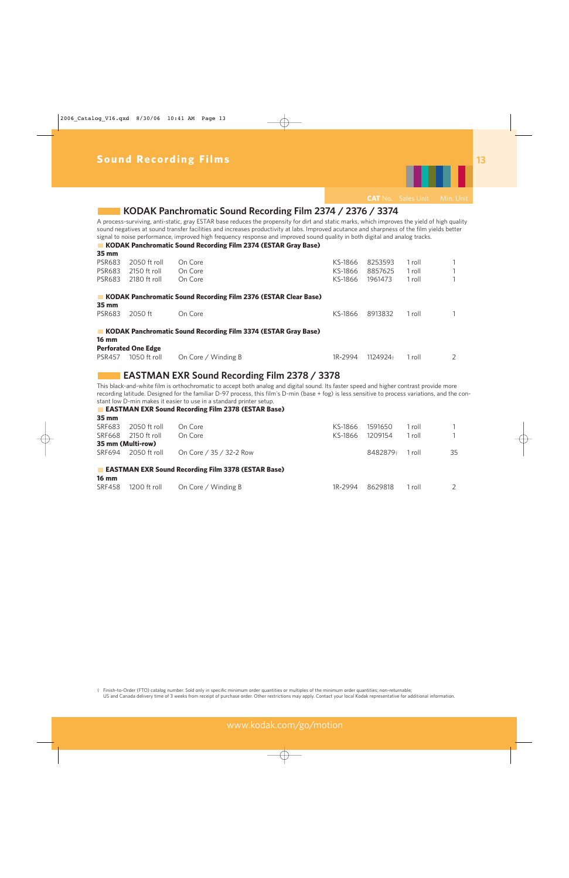# Sound Recording Films

## KODAK Panchromatic Sound Recording Film 2374 / 2376 / 3374

A process-surviving, anti-static, gray ESTAR base reduces the propensity for dirt and static marks, which improves the yield of high quality sound negatives at sound transfer facilities and increases productivity at labs. Improved acutance and sharpness of the film yields better signal to noise performance, improved high frequency response and improved sound quality in both digital and analog tracks.

### KODAK Panchromatic Sound Recording Film 2374 (ESTAR Gray Base)

**35 mm**

| | | | | CAT No. | Sales Unit | Min. Unit |
|---|---|---|---|---|---|---|
| PSR683 | 2050 ft roll | On Core | KS-1866 | 8253593 | 1 roll | 1 |
| PSR683 | 2150 ft roll | On Core | KS-1866 | 8857625 | 1 roll | 1 |
| PSR683 | 2180 ft roll | On Core | KS-1866 | 1961473 | 1 roll | 1 |

### KODAK Panchromatic Sound Recording Film 2376 (ESTAR Clear Base)

**35 mm**

| | | | | CAT No. | Sales Unit | Min. Unit |
|---|---|---|---|---|---|---|
| PSR683 | 2050 ft | On Core | KS-1866 | 8913832 | 1 roll | 1 |

### KODAK Panchromatic Sound Recording Film 3374 (ESTAR Gray Base)

**16 mm**

**Perforated One Edge**

| | | | | CAT No. | Sales Unit | Min. Unit |
|---|---|---|---|---|---|---|
| PSR457 | 1050 ft roll | On Core / Winding B | 1R-2994 | 1124924† | 1 roll | 2 |

## EASTMAN EXR Sound Recording Film 2378 / 3378

This black-and-white film is orthochromatic to accept both analog and digital sound. Its faster speed and higher contrast provide more recording latitude. Designed for the familiar D-97 process, this film's D-min (base + fog) is less sensitive to process variations, and the constant low D-min makes it easier to use in a standard printer setup.

### EASTMAN EXR Sound Recording Film 2378 (ESTAR Base)

**35 mm**

| | | | | CAT No. | Sales Unit | Min. Unit |
|---|---|---|---|---|---|---|
| SRF683 | 2050 ft roll | On Core | KS-1866 | 1591650 | 1 roll | 1 |
| SRF668 | 2150 ft roll | On Core | KS-1866 | 1209154 | 1 roll | 1 |

**35 mm (Multi-row)**

| | | | | CAT No. | Sales Unit | Min. Unit |
|---|---|---|---|---|---|---|
| SRF694 | 2050 ft roll | On Core / 35 / 32-2 Row | | 8482879† | 1 roll | 35 |

### EASTMAN EXR Sound Recording Film 3378 (ESTAR Base)

**16 mm**

| | | | | CAT No. | Sales Unit | Min. Unit |
|---|---|---|---|---|---|---|
| SRF458 | 1200 ft roll | On Core / Winding B | 1R-2994 | 8629818 | 1 roll | 2 |

† Finish-to-Order (FTO) catalog number. Sold only in specific minimum order quantities or multiples of the minimum order quantities; non-returnable; US and Canada delivery time of 3 weeks from receipt of purchase order. Other restrictions may apply. Contact your local Kodak representative for additional information.

www.kodak.com/go/motion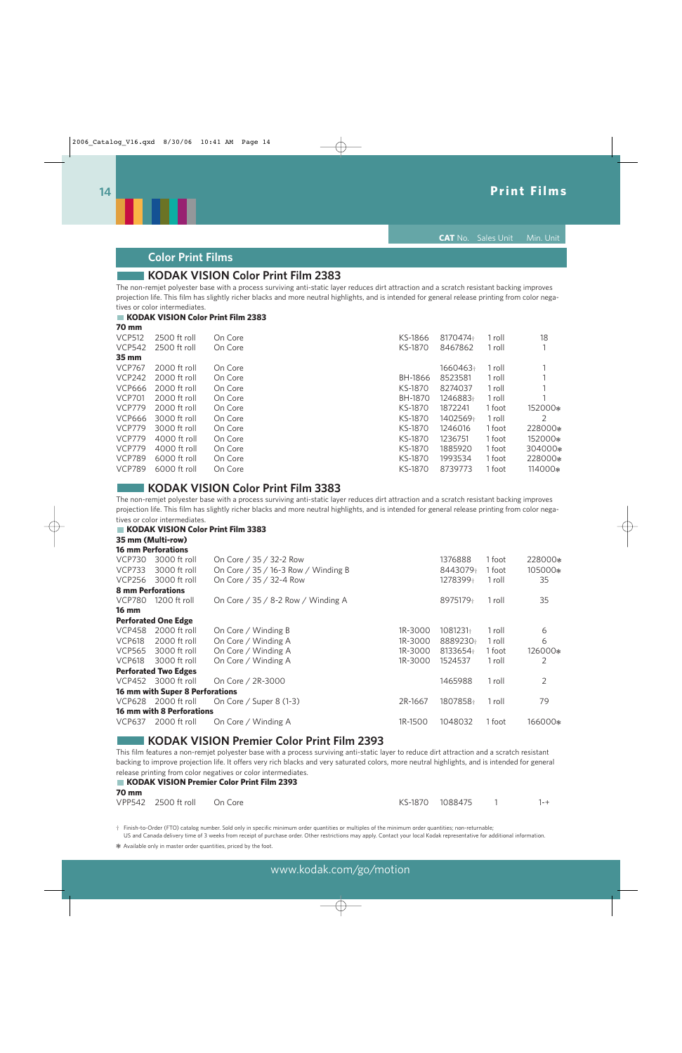# Print Films

## Color Print Films

### KODAK VISION Color Print Film 2383

The non-remjet polyester base with a process surviving anti-static layer reduces dirt attraction and a scratch resistant backing improves projection life. This film has slightly richer blacks and more neutral highlights, and is intended for general release printing from color negatives or color intermediates.

**KODAK VISION Color Print Film 2383**

| | | | | CAT No. | Sales Unit | Min. Unit |
|---|---|---|---|---|---|---|
| **70 mm** | | | | | | |
| VCP512 | 2500 ft roll | On Core | KS-1866 | 8170474† | 1 roll | 18 |
| VCP542 | 2500 ft roll | On Core | KS-1870 | 8467862 | 1 roll | 1 |
| **35 mm** | | | | | | |
| VCP767 | 2000 ft roll | On Core | | 1660463† | 1 roll | 1 |
| VCP242 | 2000 ft roll | On Core | BH-1866 | 8523581 | 1 roll | 1 |
| VCP666 | 2000 ft roll | On Core | KS-1870 | 8274037 | 1 roll | 1 |
| VCP701 | 2000 ft roll | On Core | BH-1870 | 1246883† | 1 roll | 1 |
| VCP779 | 2000 ft roll | On Core | KS-1870 | 1872241 | 1 foot | 152000❋ |
| VCP666 | 3000 ft roll | On Core | KS-1870 | 1402569† | 1 roll | 2 |
| VCP779 | 3000 ft roll | On Core | KS-1870 | 1246016 | 1 foot | 228000❋ |
| VCP779 | 4000 ft roll | On Core | KS-1870 | 1236751 | 1 foot | 152000❋ |
| VCP779 | 4000 ft roll | On Core | KS-1870 | 1885920 | 1 foot | 304000❋ |
| VCP789 | 6000 ft roll | On Core | KS-1870 | 1993534 | 1 foot | 228000❋ |
| VCP789 | 6000 ft roll | On Core | KS-1870 | 8739773 | 1 foot | 114000❋ |

### KODAK VISION Color Print Film 3383

The non-remjet polyester base with a process surviving anti-static layer reduces dirt attraction and a scratch resistant backing improves projection life. This film has slightly richer blacks and more neutral highlights, and is intended for general release printing from color negatives or color intermediates.

**KODAK VISION Color Print Film 3383**

| | | | | CAT No. | Sales Unit | Min. Unit |
|---|---|---|---|---|---|---|
| **35 mm (Multi-row)** | | | | | | |
| **16 mm Perforations** | | | | | | |
| VCP730 | 3000 ft roll | On Core / 35 / 32-2 Row | | 1376888 | 1 foot | 228000❋ |
| VCP733 | 3000 ft roll | On Core / 35 / 16-3 Row / Winding B | | 8443079† | 1 foot | 105000❋ |
| VCP256 | 3000 ft roll | On Core / 35 / 32-4 Row | | 1278399† | 1 roll | 35 |
| **8 mm Perforations** | | | | | | |
| VCP780 | 1200 ft roll | On Core / 35 / 8-2 Row / Winding A | | 8975179† | 1 roll | 35 |
| **16 mm** | | | | | | |
| **Perforated One Edge** | | | | | | |
| VCP458 | 2000 ft roll | On Core / Winding B | 1R-3000 | 1081231† | 1 roll | 6 |
| VCP618 | 2000 ft roll | On Core / Winding A | 1R-3000 | 8889230† | 1 roll | 6 |
| VCP565 | 3000 ft roll | On Core / Winding A | 1R-3000 | 8133654† | 1 foot | 126000❋ |
| VCP618 | 3000 ft roll | On Core / Winding A | 1R-3000 | 1524537 | 1 roll | 2 |
| **Perforated Two Edges** | | | | | | |
| VCP452 | 3000 ft roll | On Core / 2R-3000 | | 1465988 | 1 roll | 2 |
| **16 mm with Super 8 Perforations** | | | | | | |
| VCP628 | 2000 ft roll | On Core / Super 8 (1-3) | 2R-1667 | 1807858† | 1 roll | 79 |
| **16 mm with 8 Perforations** | | | | | | |
| VCP637 | 2000 ft roll | On Core / Winding A | 1R-1500 | 1048032 | 1 foot | 166000❋ |

### KODAK VISION Premier Color Print Film 2393

This film features a non-remjet polyester base with a process surviving anti-static layer to reduce dirt attraction and a scratch resistant backing to improve projection life. It offers very rich blacks and very saturated colors, more neutral highlights, and is intended for general release printing from color negatives or color intermediates.

**KODAK VISION Premier Color Print Film 2393**

| | | | | CAT No. | Sales Unit | Min. Unit |
|---|---|---|---|---|---|---|
| **70 mm** | | | | | | |
| VPP542 | 2500 ft roll | On Core | KS-1870 | 1088475 | 1 | 1-+ |

† Finish-to-Order (FTO) catalog number. Sold only in specific minimum order quantities or multiples of the minimum order quantities; non-returnable; US and Canada delivery time of 3 weeks from receipt of purchase order. Other restrictions may apply. Contact your local Kodak representative for additional information.

❋ Available only in master order quantities, priced by the foot.

www.kodak.com/go/motion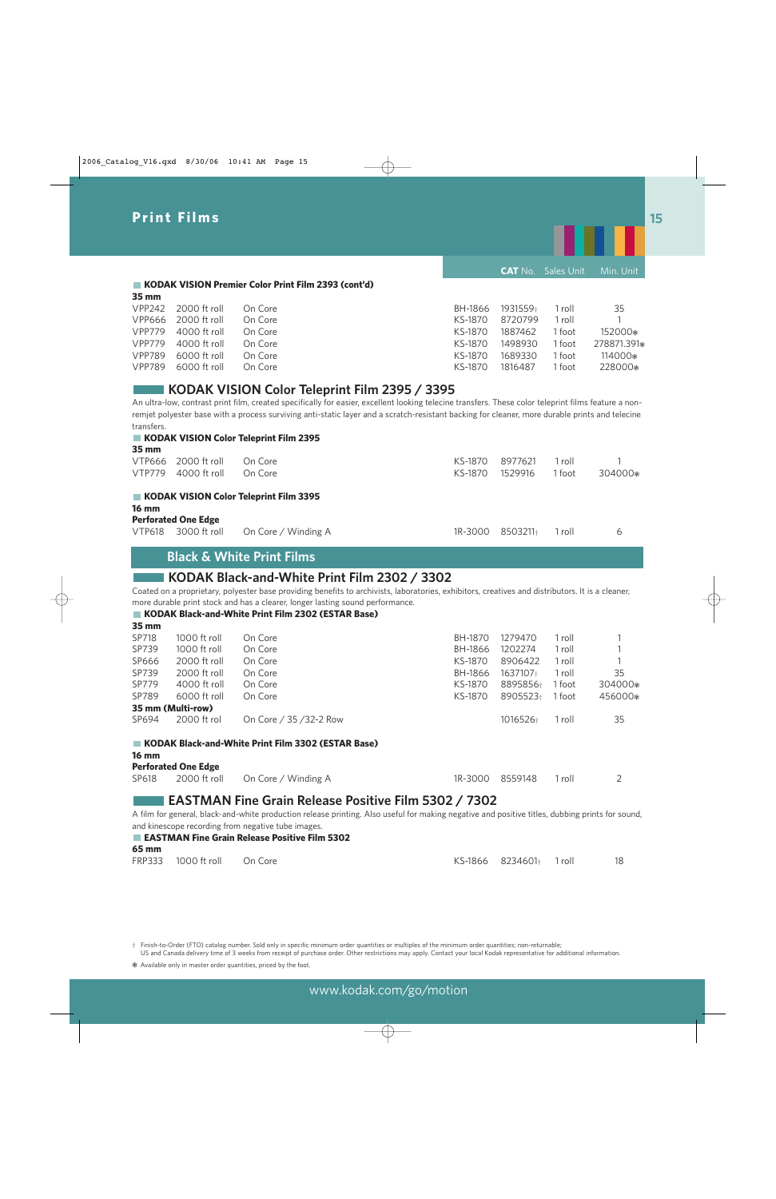# Print Films

| | | | | CAT No. | Sales Unit | Min. Unit |
|---|---|---|---|---|---|---|

### KODAK VISION Premier Color Print Film 2393 (cont'd)

**35 mm**

| | | | | CAT No. | Sales Unit | Min. Unit |
|---|---|---|---|---|---|---|
| VPP242 | 2000 ft roll | On Core | BH-1866 | 1931559† | 1 roll | 35 |
| VPP666 | 2000 ft roll | On Core | KS-1870 | 8720799 | 1 roll | 1 |
| VPP779 | 4000 ft roll | On Core | KS-1870 | 1887462 | 1 foot | 152000✱ |
| VPP779 | 4000 ft roll | On Core | KS-1870 | 1498930 | 1 foot | 278871.391✱ |
| VPP789 | 6000 ft roll | On Core | KS-1870 | 1689330 | 1 foot | 114000✱ |
| VPP789 | 6000 ft roll | On Core | KS-1870 | 1816487 | 1 foot | 228000✱ |

## KODAK VISION Color Teleprint Film 2395 / 3395

An ultra-low, contrast print film, created specifically for easier, excellent looking telecine transfers. These color teleprint films feature a non-remjet polyester base with a process surviving anti-static layer and a scratch-resistant backing for cleaner, more durable prints and telecine transfers.

### KODAK VISION Color Teleprint Film 2395

**35 mm**

| | | | | CAT No. | Sales Unit | Min. Unit |
|---|---|---|---|---|---|---|
| VTP666 | 2000 ft roll | On Core | KS-1870 | 8977621 | 1 roll | 1 |
| VTP779 | 4000 ft roll | On Core | KS-1870 | 1529916 | 1 foot | 304000✱ |

### KODAK VISION Color Teleprint Film 3395

**16 mm**

**Perforated One Edge**

| | | | | CAT No. | Sales Unit | Min. Unit |
|---|---|---|---|---|---|---|
| VTP618 | 3000 ft roll | On Core / Winding A | 1R-3000 | 8503211† | 1 roll | 6 |

# Black & White Print Films

## KODAK Black-and-White Print Film 2302 / 3302

Coated on a proprietary, polyester base providing benefits to archivists, laboratories, exhibitors, creatives and distributors. It is a cleaner, more durable print stock and has a clearer, longer lasting sound performance.

### KODAK Black-and-White Print Film 2302 (ESTAR Base)

**35 mm**

| | | | | CAT No. | Sales Unit | Min. Unit |
|---|---|---|---|---|---|---|
| SP718 | 1000 ft roll | On Core | BH-1870 | 1279470 | 1 roll | 1 |
| SP739 | 1000 ft roll | On Core | BH-1866 | 1202274 | 1 roll | 1 |
| SP666 | 2000 ft roll | On Core | KS-1870 | 8906422 | 1 roll | 1 |
| SP739 | 2000 ft roll | On Core | BH-1866 | 1637107† | 1 roll | 35 |
| SP779 | 4000 ft roll | On Core | KS-1870 | 8895856† | 1 foot | 304000✱ |
| SP789 | 6000 ft roll | On Core | KS-1870 | 8905523† | 1 foot | 456000✱ |

**35 mm (Multi-row)**

| | | | | CAT No. | Sales Unit | Min. Unit |
|---|---|---|---|---|---|---|
| SP694 | 2000 ft rol | On Core / 35 /32-2 Row | | 1016526† | 1 roll | 35 |

### KODAK Black-and-White Print Film 3302 (ESTAR Base)

**16 mm**

**Perforated One Edge**

| | | | | CAT No. | Sales Unit | Min. Unit |
|---|---|---|---|---|---|---|
| SP618 | 2000 ft roll | On Core / Winding A | 1R-3000 | 8559148 | 1 roll | 2 |

## EASTMAN Fine Grain Release Positive Film 5302 / 7302

A film for general, black-and-white production release printing. Also useful for making negative and positive titles, dubbing prints for sound, and kinescope recording from negative tube images.

### EASTMAN Fine Grain Release Positive Film 5302

**65 mm**

| | | | | CAT No. | Sales Unit | Min. Unit |
|---|---|---|---|---|---|---|
| FRP333 | 1000 ft roll | On Core | KS-1866 | 8234601† | 1 roll | 18 |

† Finish-to-Order (FTO) catalog number. Sold only in specific minimum order quantities or multiples of the minimum order quantities; non-returnable; US and Canada delivery time of 3 weeks from receipt of purchase order. Other restrictions may apply. Contact your local Kodak representative for additional information.

✱ Available only in master order quantities, priced by the foot.

www.kodak.com/go/motion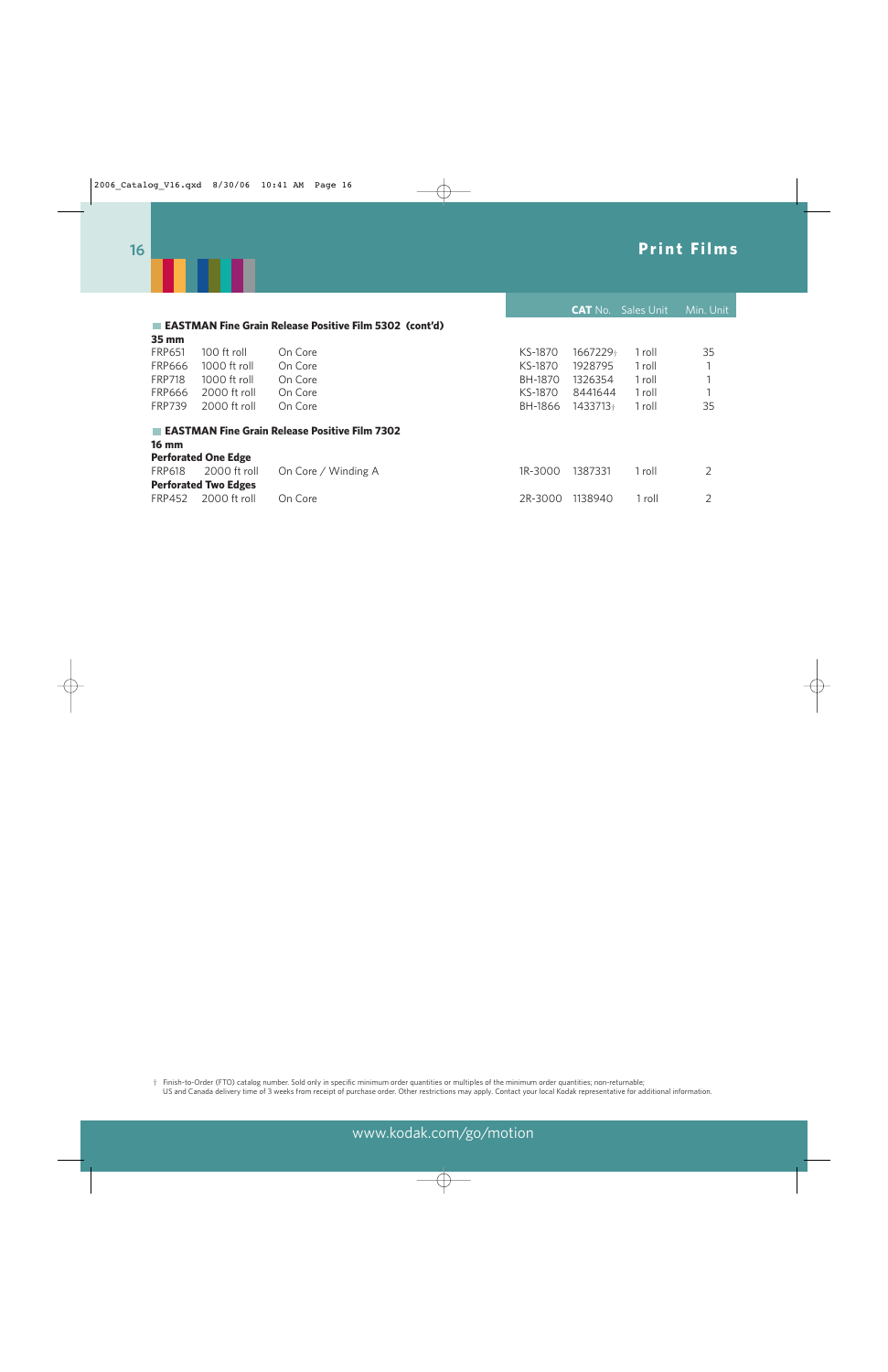# Print Films

| | | | | CAT No. | Sales Unit | Min. Unit |
|---|---|---|---|---|---|---|
| **EASTMAN Fine Grain Release Positive Film 5302 (cont'd)** | | | | | | |
| **35 mm** | | | | | | |
| FRP651 | 100 ft roll | On Core | KS-1870 | 1667229† | 1 roll | 35 |
| FRP666 | 1000 ft roll | On Core | KS-1870 | 1928795 | 1 roll | 1 |
| FRP718 | 1000 ft roll | On Core | BH-1870 | 1326354 | 1 roll | 1 |
| FRP666 | 2000 ft roll | On Core | KS-1870 | 8441644 | 1 roll | 1 |
| FRP739 | 2000 ft roll | On Core | BH-1866 | 1433713† | 1 roll | 35 |
| **EASTMAN Fine Grain Release Positive Film 7302** | | | | | | |
| **16 mm** | | | | | | |
| **Perforated One Edge** | | | | | | |
| FRP618 | 2000 ft roll | On Core / Winding A | 1R-3000 | 1387331 | 1 roll | 2 |
| **Perforated Two Edges** | | | | | | |
| FRP452 | 2000 ft roll | On Core | 2R-3000 | 1138940 | 1 roll | 2 |

† Finish-to-Order (FTO) catalog number. Sold only in specific minimum order quantities or multiples of the minimum order quantities; non-returnable; US and Canada delivery time of 3 weeks from receipt of purchase order. Other restrictions may apply. Contact your local Kodak representative for additional information.

www.kodak.com/go/motion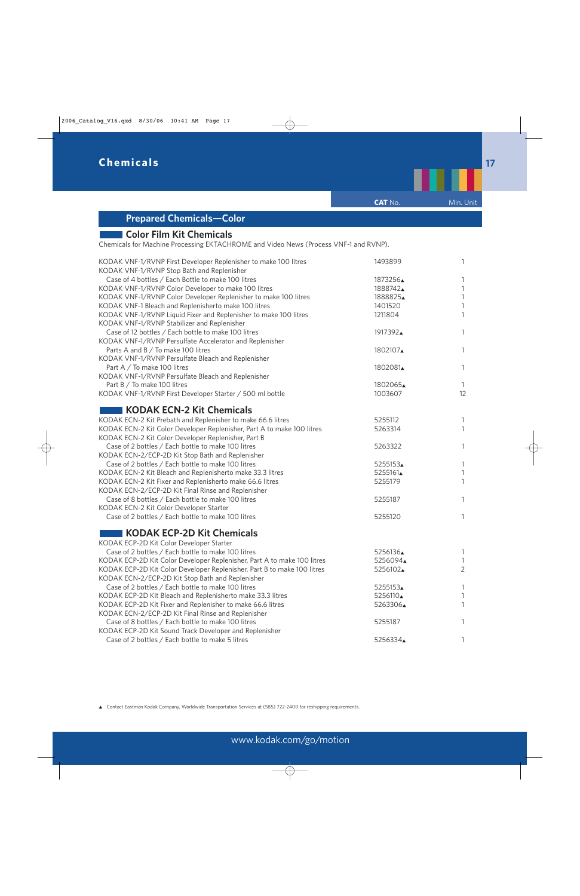# Chemicals

## Prepared Chemicals—Color

### Color Film Kit Chemicals

Chemicals for Machine Processing EKTACHROME and Video News (Process VNF-1 and RVNP).

| | CAT No. | Min. Unit |
|---|---|---|
| KODAK VNF-1/RVNP First Developer Replenisher to make 100 litres | 1493899 | 1 |
| KODAK VNF-1/RVNP Stop Bath and Replenisher | | |
| Case of 4 bottles / Each Bottle to make 100 litres | 1873256▲ | 1 |
| KODAK VNF-1/RVNP Color Developer to make 100 litres | 1888742▲ | 1 |
| KODAK VNF-1/RVNP Color Developer Replenisher to make 100 litres | 1888825▲ | 1 |
| KODAK VNF-1 Bleach and Replenisherto make 100 litres | 1401520 | 1 |
| KODAK VNF-1/RVNP Liquid Fixer and Replenisher to make 100 litres | 1211804 | 1 |
| KODAK VNF-1/RVNP Stabilizer and Replenisher | | |
| Case of 12 bottles / Each bottle to make 100 litres | 1917392▲ | 1 |
| KODAK VNF-1/RVNP Persulfate Accelerator and Replenisher | | |
| Parts A and B / To make 100 litres | 1802107▲ | 1 |
| KODAK VNF-1/RVNP Persulfate Bleach and Replenisher | | |
| Part A / To make 100 litres | 1802081▲ | 1 |
| KODAK VNF-1/RVNP Persulfate Bleach and Replenisher | | |
| Part B / To make 100 litres | 1802065▲ | 1 |
| KODAK VNF-1/RVNP First Developer Starter / 500 ml bottle | 1003607 | 12 |

### KODAK ECN-2 Kit Chemicals

| | CAT No. | Min. Unit |
|---|---|---|
| KODAK ECN-2 Kit Prebath and Replenisher to make 66.6 litres | 5255112 | 1 |
| KODAK ECN-2 Kit Color Developer Replenisher, Part A to make 100 litres | 5263314 | 1 |
| KODAK ECN-2 Kit Color Developer Replenisher, Part B | | |
| Case of 2 bottles / Each bottle to make 100 litres | 5263322 | 1 |
| KODAK ECN-2/ECP-2D Kit Stop Bath and Replenisher | | |
| Case of 2 bottles / Each bottle to make 100 litres | 5255153▲ | 1 |
| KODAK ECN-2 Kit Bleach and Replenisherto make 33.3 litres | 5255161▲ | 1 |
| KODAK ECN-2 Kit Fixer and Replenisherto make 66.6 litres | 5255179 | 1 |
| KODAK ECN-2/ECP-2D Kit Final Rinse and Replenisher | | |
| Case of 8 bottles / Each bottle to make 100 litres | 5255187 | 1 |
| KODAK ECN-2 Kit Color Developer Starter | | |
| Case of 2 bottles / Each bottle to make 100 litres | 5255120 | 1 |

### KODAK ECP-2D Kit Chemicals

| | CAT No. | Min. Unit |
|---|---|---|
| KODAK ECP-2D Kit Color Developer Starter | | |
| Case of 2 bottles / Each bottle to make 100 litres | 5256136▲ | 1 |
| KODAK ECP-2D Kit Color Developer Replenisher, Part A to make 100 litres | 5256094▲ | 1 |
| KODAK ECP-2D Kit Color Developer Replenisher, Part B to make 100 litres | 5256102▲ | 2 |
| KODAK ECN-2/ECP-2D Kit Stop Bath and Replenisher | | |
| Case of 2 bottles / Each bottle to make 100 litres | 5255153▲ | 1 |
| KODAK ECP-2D Kit Bleach and Replenisherto make 33.3 litres | 5256110▲ | 1 |
| KODAK ECP-2D Kit Fixer and Replenisher to make 66.6 litres | 5263306▲ | 1 |
| KODAK ECN-2/ECP-2D Kit Final Rinse and Replenisher | | |
| Case of 8 bottles / Each bottle to make 100 litres | 5255187 | 1 |
| KODAK ECP-2D Kit Sound Track Developer and Replenisher | | |
| Case of 2 bottles / Each bottle to make 5 litres | 5256334▲ | 1 |

▲ Contact Eastman Kodak Company, Worldwide Transportation Services at (585) 722-2400 for reshipping requirements.

www.kodak.com/go/motion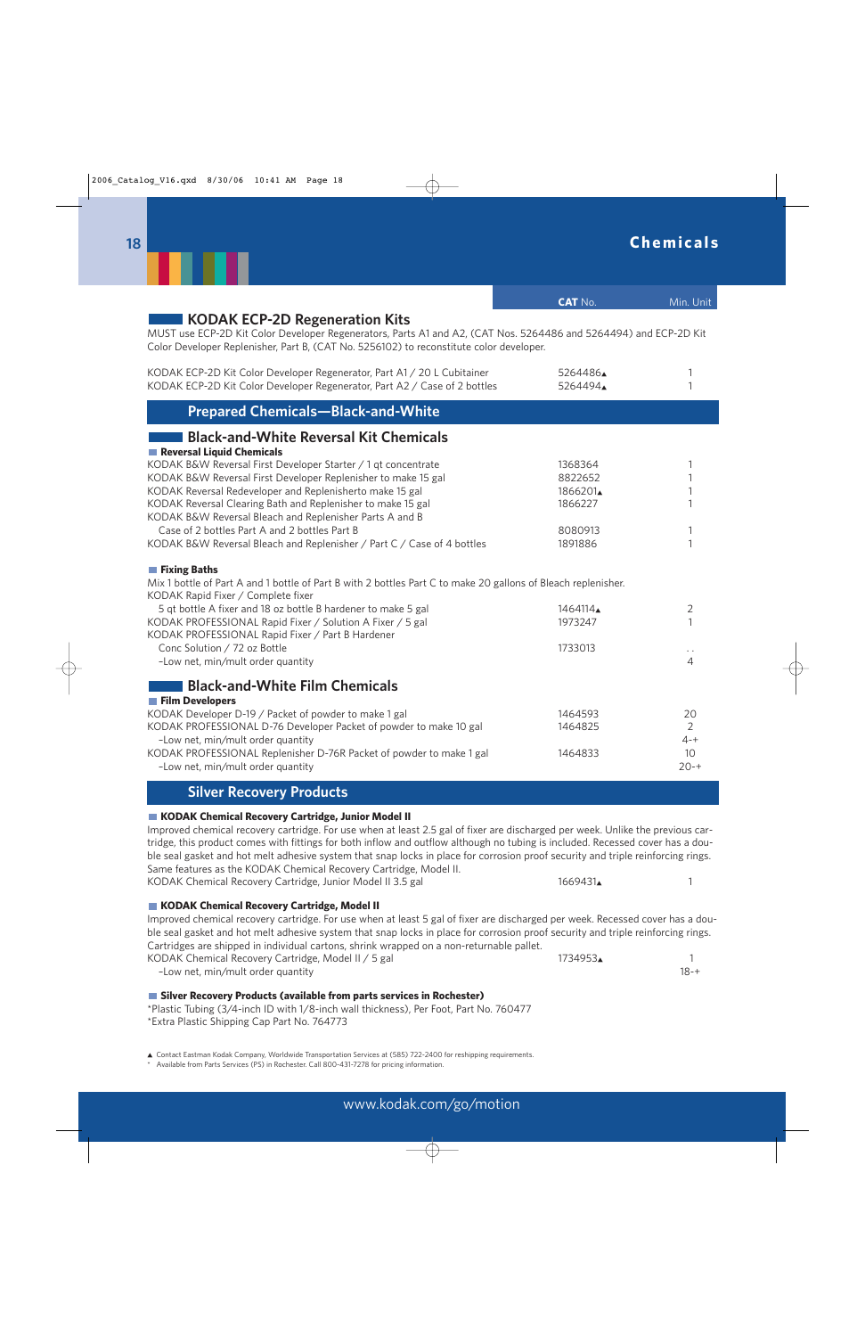# Chemicals

| | CAT No. | Min. Unit |
|---|---|---|

## KODAK ECP-2D Regeneration Kits

MUST use ECP-2D Kit Color Developer Regenerators, Parts A1 and A2, (CAT Nos. 5264486 and 5264494) and ECP-2D Kit Color Developer Replenisher, Part B, (CAT No. 5256102) to reconstitute color developer.

| Product | CAT No. | Min. Unit |
|---|---|---|
| KODAK ECP-2D Kit Color Developer Regenerator, Part A1 / 20 L Cubitainer | 5264486▲ | 1 |
| KODAK ECP-2D Kit Color Developer Regenerator, Part A2 / Case of 2 bottles | 5264494▲ | 1 |

# Prepared Chemicals—Black-and-White

## Black-and-White Reversal Kit Chemicals

### Reversal Liquid Chemicals

| Product | CAT No. | Min. Unit |
|---|---|---|
| KODAK B&W Reversal First Developer Starter / 1 qt concentrate | 1368364 | 1 |
| KODAK B&W Reversal First Developer Replenisher to make 15 gal | 8822652 | 1 |
| KODAK Reversal Redeveloper and Replenisherto make 15 gal | 1866201▲ | 1 |
| KODAK Reversal Clearing Bath and Replenisher to make 15 gal | 1866227 | 1 |
| KODAK B&W Reversal Bleach and Replenisher Parts A and B | | |
| Case of 2 bottles Part A and 2 bottles Part B | 8080913 | 1 |
| KODAK B&W Reversal Bleach and Replenisher / Part C / Case of 4 bottles | 1891886 | 1 |

### Fixing Baths

Mix 1 bottle of Part A and 1 bottle of Part B with 2 bottles Part C to make 20 gallons of Bleach replenisher.

| Product | CAT No. | Min. Unit |
|---|---|---|
| KODAK Rapid Fixer / Complete fixer | | |
| 5 qt bottle A fixer and 18 oz bottle B hardener to make 5 gal | 1464114▲ | 2 |
| KODAK PROFESSIONAL Rapid Fixer / Solution A Fixer / 5 gal | 1973247 | 1 |
| KODAK PROFESSIONAL Rapid Fixer / Part B Hardener | | |
| Conc Solution / 72 oz Bottle | 1733013 | . . |
| -Low net, min/mult order quantity | | 4 |

## Black-and-White Film Chemicals

### Film Developers

| Product | CAT No. | Min. Unit |
|---|---|---|
| KODAK Developer D-19 / Packet of powder to make 1 gal | 1464593 | 20 |
| KODAK PROFESSIONAL D-76 Developer Packet of powder to make 10 gal | 1464825 | 2 |
| -Low net, min/mult order quantity | | 4-+ |
| KODAK PROFESSIONAL Replenisher D-76R Packet of powder to make 1 gal | 1464833 | 10 |
| -Low net, min/mult order quantity | | 20-+ |

# Silver Recovery Products

### KODAK Chemical Recovery Cartridge, Junior Model II

Improved chemical recovery cartridge. For use when at least 2.5 gal of fixer are discharged per week. Unlike the previous cartridge, this product comes with fittings for both inflow and outflow although no tubing is included. Recessed cover has a double seal gasket and hot melt adhesive system that snap locks in place for corrosion proof security and triple reinforcing rings. Same features as the KODAK Chemical Recovery Cartridge, Model II.

| Product | CAT No. | Min. Unit |
|---|---|---|
| KODAK Chemical Recovery Cartridge, Junior Model II 3.5 gal | 1669431▲ | 1 |

### KODAK Chemical Recovery Cartridge, Model II

Improved chemical recovery cartridge. For use when at least 5 gal of fixer are discharged per week. Recessed cover has a double seal gasket and hot melt adhesive system that snap locks in place for corrosion proof security and triple reinforcing rings. Cartridges are shipped in individual cartons, shrink wrapped on a non-returnable pallet.

| Product | CAT No. | Min. Unit |
|---|---|---|
| KODAK Chemical Recovery Cartridge, Model II / 5 gal | 1734953▲ | 1 |
| -Low net, min/mult order quantity | | 18-+ |

### Silver Recovery Products (available from parts services in Rochester)

*Plastic Tubing (3/4-inch ID with 1/8-inch wall thickness), Per Foot, Part No. 760477
*Extra Plastic Shipping Cap Part No. 764773

▲ Contact Eastman Kodak Company, Worldwide Transportation Services at (585) 722-2400 for reshipping requirements.
* Available from Parts Services (PS) in Rochester. Call 800-431-7278 for pricing information.

www.kodak.com/go/motion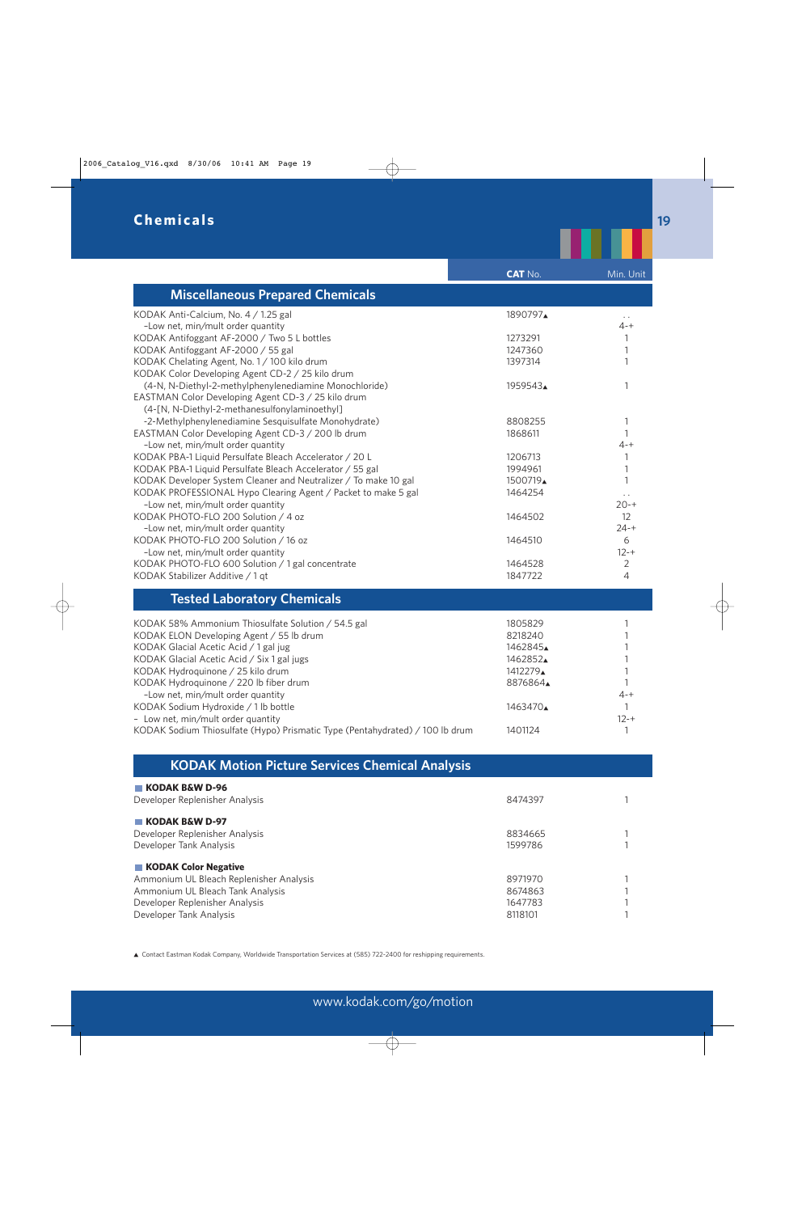# Chemicals

| | CAT No. | Min. Unit |
|---|---|---|
| **Miscellaneous Prepared Chemicals** | | |
| KODAK Anti-Calcium, No. 4 / 1.25 gal | 1890797▲ | . . |
| -Low net, min/mult order quantity | | 4-+ |
| KODAK Antifoggant AF-2000 / Two 5 L bottles | 1273291 | 1 |
| KODAK Antifoggant AF-2000 / 55 gal | 1247360 | 1 |
| KODAK Chelating Agent, No. 1 / 100 kilo drum | 1397314 | 1 |
| KODAK Color Developing Agent CD-2 / 25 kilo drum (4-N, N-Diethyl-2-methylphenylenediamine Monochloride) | 1959543▲ | 1 |
| EASTMAN Color Developing Agent CD-3 / 25 kilo drum (4-[N, N-Diethyl-2-methanesulfonylaminoethyl] -2-Methylphenylenediamine Sesquisulfate Monohydrate) | 8808255 | 1 |
| EASTMAN Color Developing Agent CD-3 / 200 lb drum | 1868611 | 1 |
| -Low net, min/mult order quantity | | 4-+ |
| KODAK PBA-1 Liquid Persulfate Bleach Accelerator / 20 L | 1206713 | 1 |
| KODAK PBA-1 Liquid Persulfate Bleach Accelerator / 55 gal | 1994961 | 1 |
| KODAK Developer System Cleaner and Neutralizer / To make 10 gal | 1500719▲ | 1 |
| KODAK PROFESSIONAL Hypo Clearing Agent / Packet to make 5 gal | 1464254 | . . |
| -Low net, min/mult order quantity | | 20-+ |
| KODAK PHOTO-FLO 200 Solution / 4 oz | 1464502 | 12 |
| -Low net, min/mult order quantity | | 24-+ |
| KODAK PHOTO-FLO 200 Solution / 16 oz | 1464510 | 6 |
| -Low net, min/mult order quantity | | 12-+ |
| KODAK PHOTO-FLO 600 Solution / 1 gal concentrate | 1464528 | 2 |
| KODAK Stabilizer Additive / 1 qt | 1847722 | 4 |
| **Tested Laboratory Chemicals** | | |
| KODAK 58% Ammonium Thiosulfate Solution / 54.5 gal | 1805829 | 1 |
| KODAK ELON Developing Agent / 55 lb drum | 8218240 | 1 |
| KODAK Glacial Acetic Acid / 1 gal jug | 1462845▲ | 1 |
| KODAK Glacial Acetic Acid / Six 1 gal jugs | 1462852▲ | 1 |
| KODAK Hydroquinone / 25 kilo drum | 1412279▲ | 1 |
| KODAK Hydroquinone / 220 lb fiber drum | 8876864▲ | 1 |
| -Low net, min/mult order quantity | | 4-+ |
| KODAK Sodium Hydroxide / 1 lb bottle | 1463470▲ | 1 |
| - Low net, min/mult order quantity | | 12-+ |
| KODAK Sodium Thiosulfate (Hypo) Prismatic Type (Pentahydrated) / 100 lb drum | 1401124 | 1 |
| **KODAK Motion Picture Services Chemical Analysis** | | |
| **KODAK B&W D-96** | | |
| Developer Replenisher Analysis | 8474397 | 1 |
| **KODAK B&W D-97** | | |
| Developer Replenisher Analysis | 8834665 | 1 |
| Developer Tank Analysis | 1599786 | 1 |
| **KODAK Color Negative** | | |
| Ammonium UL Bleach Replenisher Analysis | 8971970 | 1 |
| Ammonium UL Bleach Tank Analysis | 8674863 | 1 |
| Developer Replenisher Analysis | 1647783 | 1 |
| Developer Tank Analysis | 8118101 | 1 |

▲ Contact Eastman Kodak Company, Worldwide Transportation Services at (585) 722-2400 for reshipping requirements.

www.kodak.com/go/motion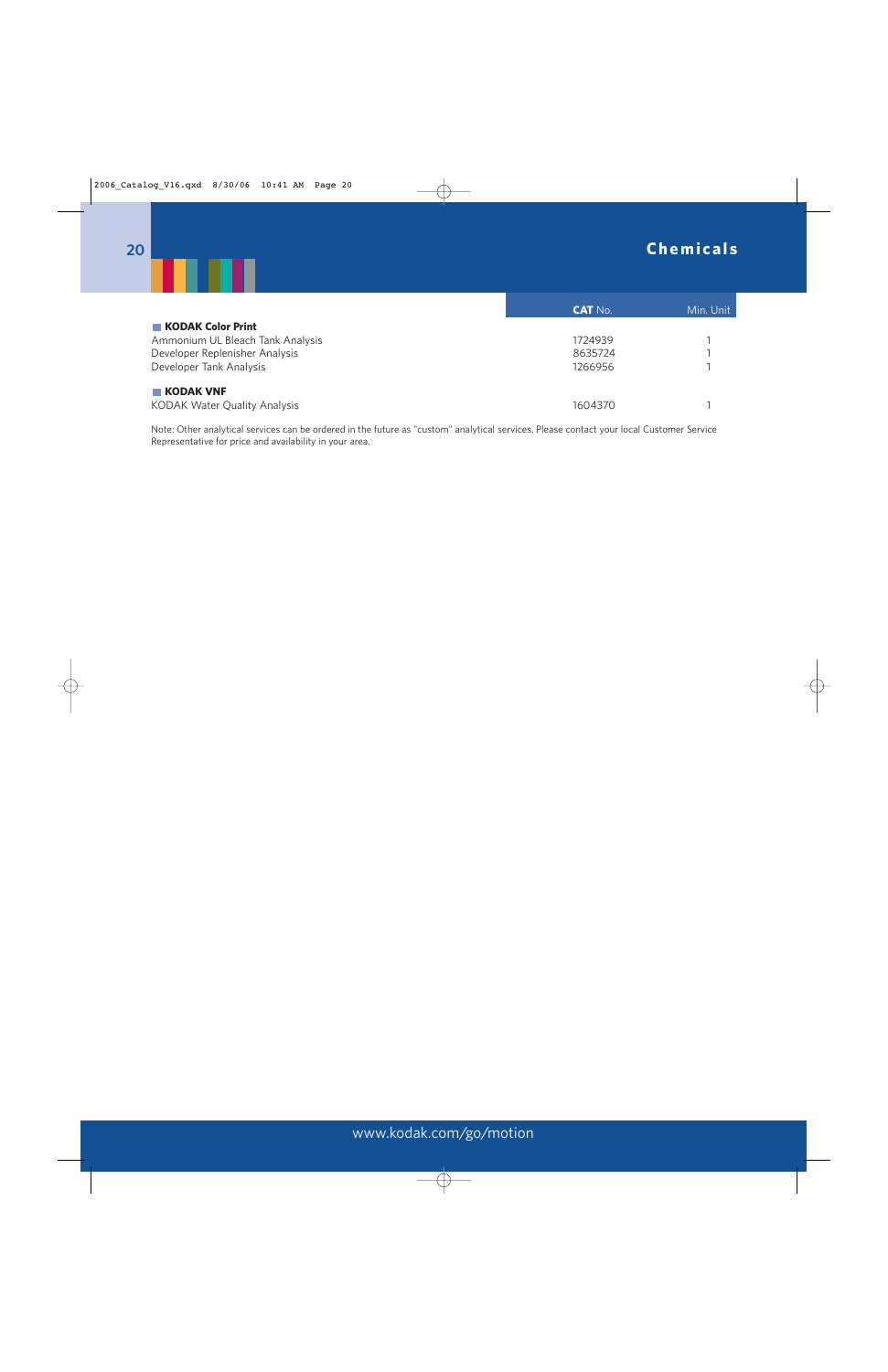# Chemicals

| | CAT No. | Min. Unit |
|---|---|---|
| **KODAK Color Print** | | |
| Ammonium UL Bleach Tank Analysis | 1724939 | 1 |
| Developer Replenisher Analysis | 8635724 | 1 |
| Developer Tank Analysis | 1266956 | 1 |
| **KODAK VNF** | | |
| KODAK Water Quality Analysis | 1604370 | 1 |

Note: Other analytical services can be ordered in the future as "custom" analytical services. Please contact your local Customer Service Representative for price and availability in your area.

www.kodak.com/go/motion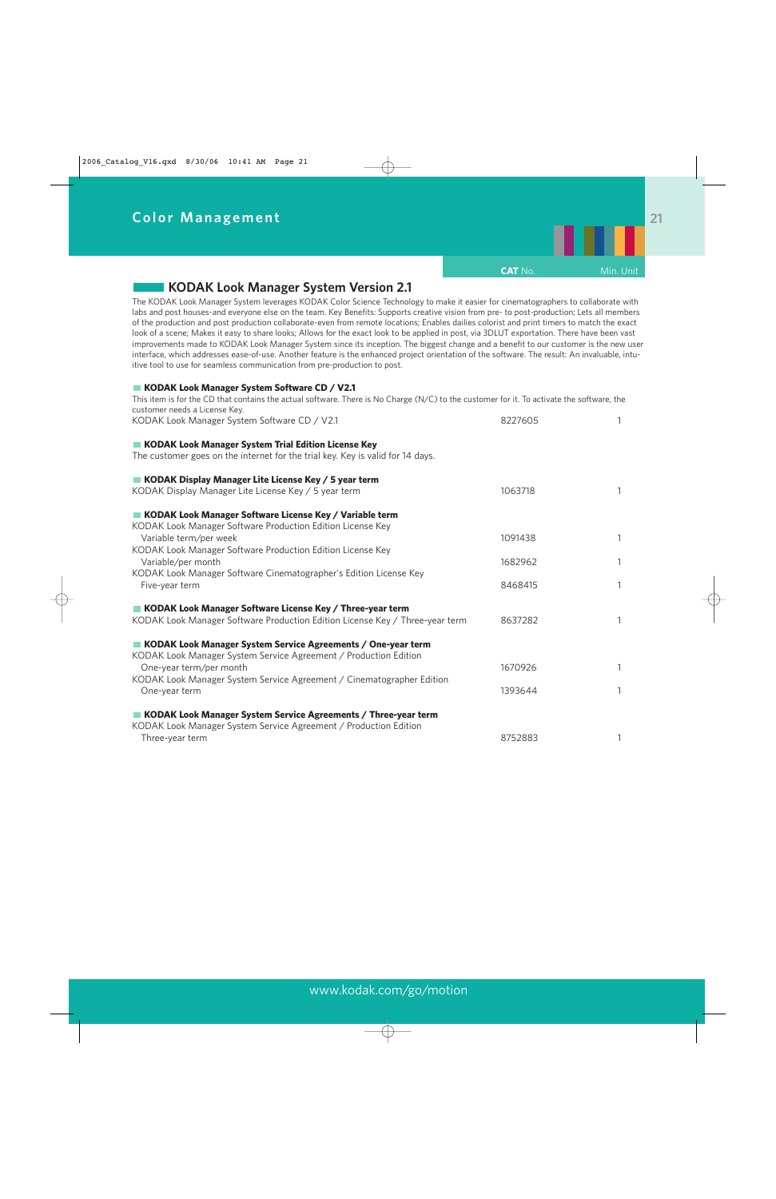# Color Management

## KODAK Look Manager System Version 2.1

The KODAK Look Manager System leverages KODAK Color Science Technology to make it easier for cinematographers to collaborate with labs and post houses-and everyone else on the team. Key Benefits: Supports creative vision from pre- to post-production; Lets all members of the production and post production collaborate-even from remote locations; Enables dailies colorist and print timers to match the exact look of a scene; Makes it easy to share looks; Allows for the exact look to be applied in post, via 3DLUT exportation. There have been vast improvements made to KODAK Look Manager System since its inception. The biggest change and a benefit to our customer is the new user interface, which addresses ease-of-use. Another feature is the enhanced project orientation of the software. The result: An invaluable, intuitive tool to use for seamless communication from pre-production to post.

| | CAT No. | Min. Unit |
|---|---|---|
| **KODAK Look Manager System Software CD / V2.1** | | |
| This item is for the CD that contains the actual software. There is No Charge (N/C) to the customer for it. To activate the software, the customer needs a License Key. | | |
| KODAK Look Manager System Software CD / V2.1 | 8227605 | 1 |
| **KODAK Look Manager System Trial Edition License Key** | | |
| The customer goes on the internet for the trial key. Key is valid for 14 days. | | |
| **KODAK Display Manager Lite License Key / 5 year term** | | |
| KODAK Display Manager Lite License Key / 5 year term | 1063718 | 1 |
| **KODAK Look Manager Software License Key / Variable term** | | |
| KODAK Look Manager Software Production Edition License Key Variable term/per week | 1091438 | 1 |
| KODAK Look Manager Software Production Edition License Key Variable/per month | 1682962 | 1 |
| KODAK Look Manager Software Cinematographer's Edition License Key Five-year term | 8468415 | 1 |
| **KODAK Look Manager Software License Key / Three-year term** | | |
| KODAK Look Manager Software Production Edition License Key / Three-year term | 8637282 | 1 |
| **KODAK Look Manager System Service Agreements / One-year term** | | |
| KODAK Look Manager System Service Agreement / Production Edition One-year term/per month | 1670926 | 1 |
| KODAK Look Manager System Service Agreement / Cinematographer Edition One-year term | 1393644 | 1 |
| **KODAK Look Manager System Service Agreements / Three-year term** | | |
| KODAK Look Manager System Service Agreement / Production Edition Three-year term | 8752883 | 1 |

www.kodak.com/go/motion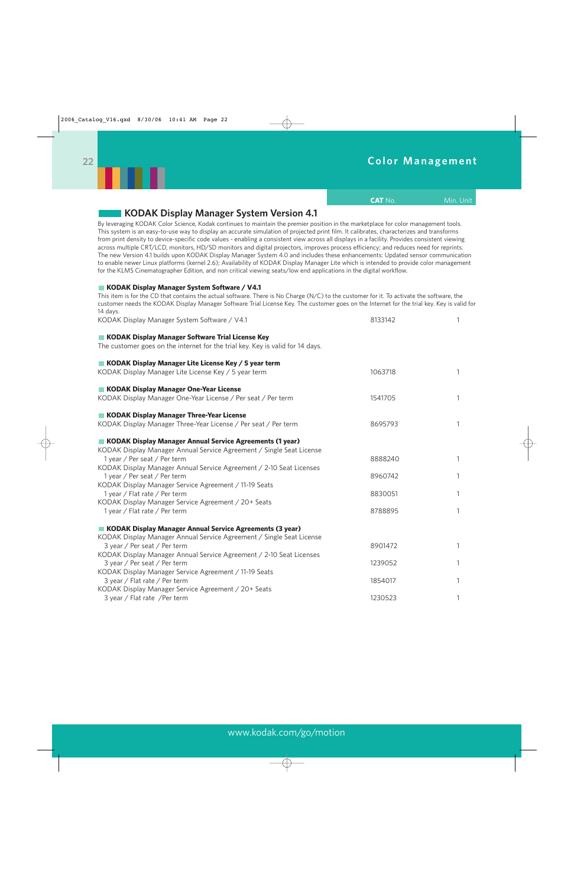# Color Management

## KODAK Display Manager System Version 4.1

By leveraging KODAK Color Science, Kodak continues to maintain the premier position in the marketplace for color management tools. This system is an easy-to-use way to display an accurate simulation of projected print film. It calibrates, characterizes and transforms from print density to device-specific code values - enabling a consistent view across all displays in a facility. Provides consistent viewing across multiple CRT/LCD, monitors, HD/SD monitors and digital projectors, improves process efficiency; and reduces need for reprints. The new Version 4.1 builds upon KODAK Display Manager System 4.0 and includes these enhancements: Updated sensor communication to enable newer Linux platforms (kernel 2.6); Availability of KODAK Display Manager Lite which is intended to provide color management for the KLMS Cinematographer Edition, and non critical viewing seats/low end applications in the digital workflow.

| | CAT No. | Min. Unit |
|---|---|---|
| **KODAK Display Manager System Software / V4.1** | | |
| This item is for the CD that contains the actual software. There is No Charge (N/C) to the customer for it. To activate the software, the customer needs the KODAK Display Manager Software Trial License Key. The customer goes on the Internet for the trial key. Key is valid for 14 days. | | |
| KODAK Display Manager System Software / V4.1 | 8133142 | 1 |
| **KODAK Display Manager Software Trial License Key** | | |
| The customer goes on the internet for the trial key. Key is valid for 14 days. | | |
| **KODAK Display Manager Lite License Key / 5 year term** | | |
| KODAK Display Manager Lite License Key / 5 year term | 1063718 | 1 |
| **KODAK Display Manager One-Year License** | | |
| KODAK Display Manager One-Year License / Per seat / Per term | 1541705 | 1 |
| **KODAK Display Manager Three-Year License** | | |
| KODAK Display Manager Three-Year License / Per seat / Per term | 8695793 | 1 |
| **KODAK Display Manager Annual Service Agreements (1 year)** | | |
| KODAK Display Manager Annual Service Agreement / Single Seat License 1 year / Per seat / Per term | 8888240 | 1 |
| KODAK Display Manager Annual Service Agreement / 2-10 Seat Licenses 1 year / Per seat / Per term | 8960742 | 1 |
| KODAK Display Manager Service Agreement / 11-19 Seats 1 year / Flat rate / Per term | 8830051 | 1 |
| KODAK Display Manager Service Agreement / 20+ Seats 1 year / Flat rate / Per term | 8788895 | 1 |
| **KODAK Display Manager Annual Service Agreements (3 year)** | | |
| KODAK Display Manager Annual Service Agreement / Single Seat License 3 year / Per seat / Per term | 8901472 | 1 |
| KODAK Display Manager Annual Service Agreement / 2-10 Seat Licenses 3 year / Per seat / Per term | 1239052 | 1 |
| KODAK Display Manager Service Agreement / 11-19 Seats 3 year / Flat rate / Per term | 1854017 | 1 |
| KODAK Display Manager Service Agreement / 20+ Seats 3 year / Flat rate /Per term | 1230523 | 1 |

www.kodak.com/go/motion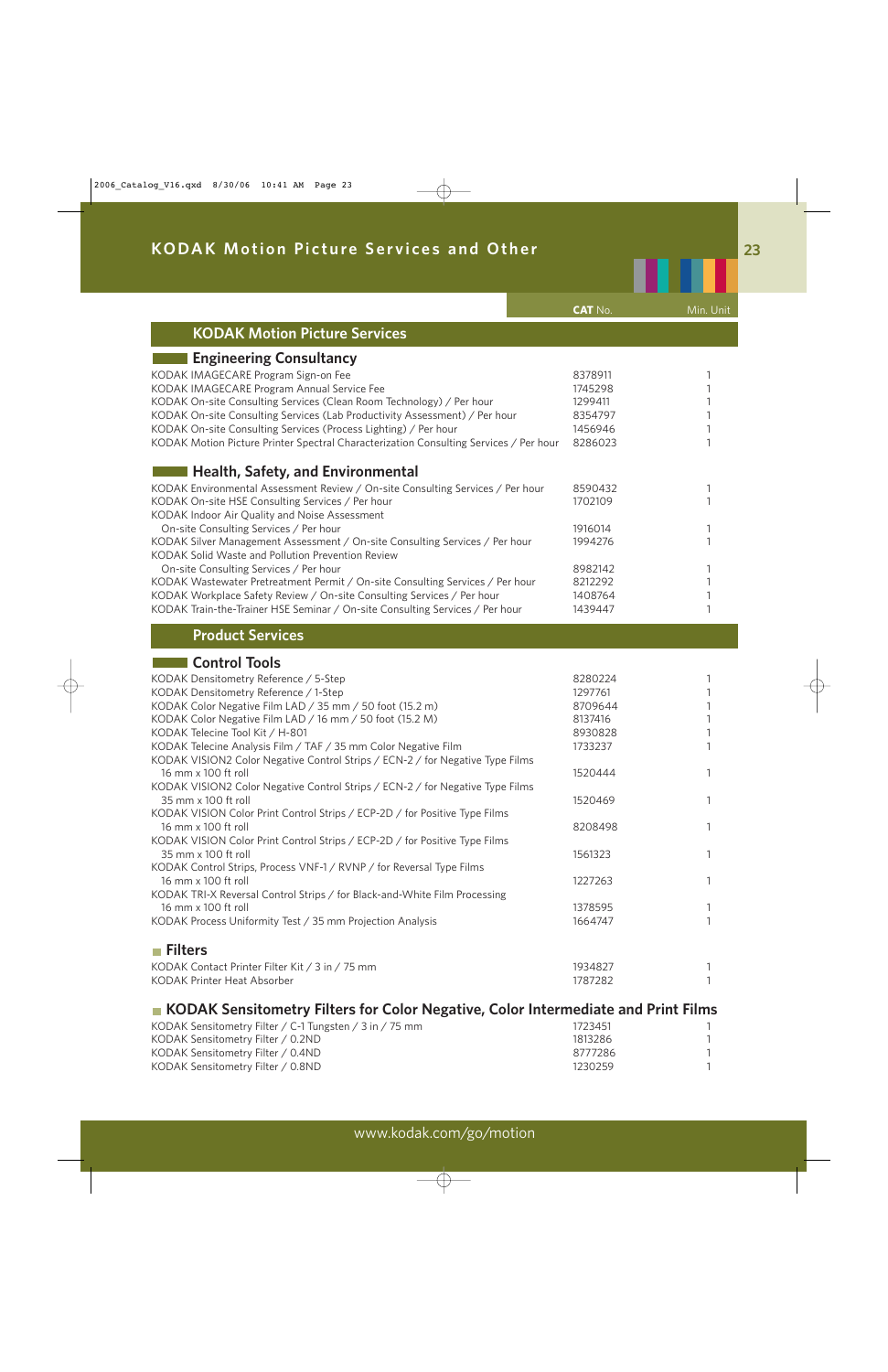# KODAK Motion Picture Services and Other

## KODAK Motion Picture Services

### Engineering Consultancy

| | CAT No. | Min. Unit |
|---|---|---|
| KODAK IMAGECARE Program Sign-on Fee | 8378911 | 1 |
| KODAK IMAGECARE Program Annual Service Fee | 1745298 | 1 |
| KODAK On-site Consulting Services (Clean Room Technology) / Per hour | 1299411 | 1 |
| KODAK On-site Consulting Services (Lab Productivity Assessment) / Per hour | 8354797 | 1 |
| KODAK On-site Consulting Services (Process Lighting) / Per hour | 1456946 | 1 |
| KODAK Motion Picture Printer Spectral Characterization Consulting Services / Per hour | 8286023 | 1 |

### Health, Safety, and Environmental

| | CAT No. | Min. Unit |
|---|---|---|
| KODAK Environmental Assessment Review / On-site Consulting Services / Per hour | 8590432 | 1 |
| KODAK On-site HSE Consulting Services / Per hour | 1702109 | 1 |
| KODAK Indoor Air Quality and Noise Assessment On-site Consulting Services / Per hour | 1916014 | 1 |
| KODAK Silver Management Assessment / On-site Consulting Services / Per hour | 1994276 | 1 |
| KODAK Solid Waste and Pollution Prevention Review On-site Consulting Services / Per hour | 8982142 | 1 |
| KODAK Wastewater Pretreatment Permit / On-site Consulting Services / Per hour | 8212292 | 1 |
| KODAK Workplace Safety Review / On-site Consulting Services / Per hour | 1408764 | 1 |
| KODAK Train-the-Trainer HSE Seminar / On-site Consulting Services / Per hour | 1439447 | 1 |

## Product Services

### Control Tools

| | CAT No. | Min. Unit |
|---|---|---|
| KODAK Densitometry Reference / 5-Step | 8280224 | 1 |
| KODAK Densitometry Reference / 1-Step | 1297761 | 1 |
| KODAK Color Negative Film LAD / 35 mm / 50 foot (15.2 m) | 8709644 | 1 |
| KODAK Color Negative Film LAD / 16 mm / 50 foot (15.2 M) | 8137416 | 1 |
| KODAK Telecine Tool Kit / H-801 | 8930828 | 1 |
| KODAK Telecine Analysis Film / TAF / 35 mm Color Negative Film | 1733237 | 1 |
| KODAK VISION2 Color Negative Control Strips / ECN-2 / for Negative Type Films 16 mm x 100 ft roll | 1520444 | 1 |
| KODAK VISION2 Color Negative Control Strips / ECN-2 / for Negative Type Films 35 mm x 100 ft roll | 1520469 | 1 |
| KODAK VISION Color Print Control Strips / ECP-2D / for Positive Type Films 16 mm x 100 ft roll | 8208498 | 1 |
| KODAK VISION Color Print Control Strips / ECP-2D / for Positive Type Films 35 mm x 100 ft roll | 1561323 | 1 |
| KODAK Control Strips, Process VNF-1 / RVNP / for Reversal Type Films 16 mm x 100 ft roll | 1227263 | 1 |
| KODAK TRI-X Reversal Control Strips / for Black-and-White Film Processing 16 mm x 100 ft roll | 1378595 | 1 |
| KODAK Process Uniformity Test / 35 mm Projection Analysis | 1664747 | 1 |

### Filters

| | CAT No. | Min. Unit |
|---|---|---|
| KODAK Contact Printer Filter Kit / 3 in / 75 mm | 1934827 | 1 |
| KODAK Printer Heat Absorber | 1787282 | 1 |

### KODAK Sensitometry Filters for Color Negative, Color Intermediate and Print Films

| | CAT No. | Min. Unit |
|---|---|---|
| KODAK Sensitometry Filter / C-1 Tungsten / 3 in / 75 mm | 1723451 | 1 |
| KODAK Sensitometry Filter / 0.2ND | 1813286 | 1 |
| KODAK Sensitometry Filter / 0.4ND | 8777286 | 1 |
| KODAK Sensitometry Filter / 0.8ND | 1230259 | 1 |

www.kodak.com/go/motion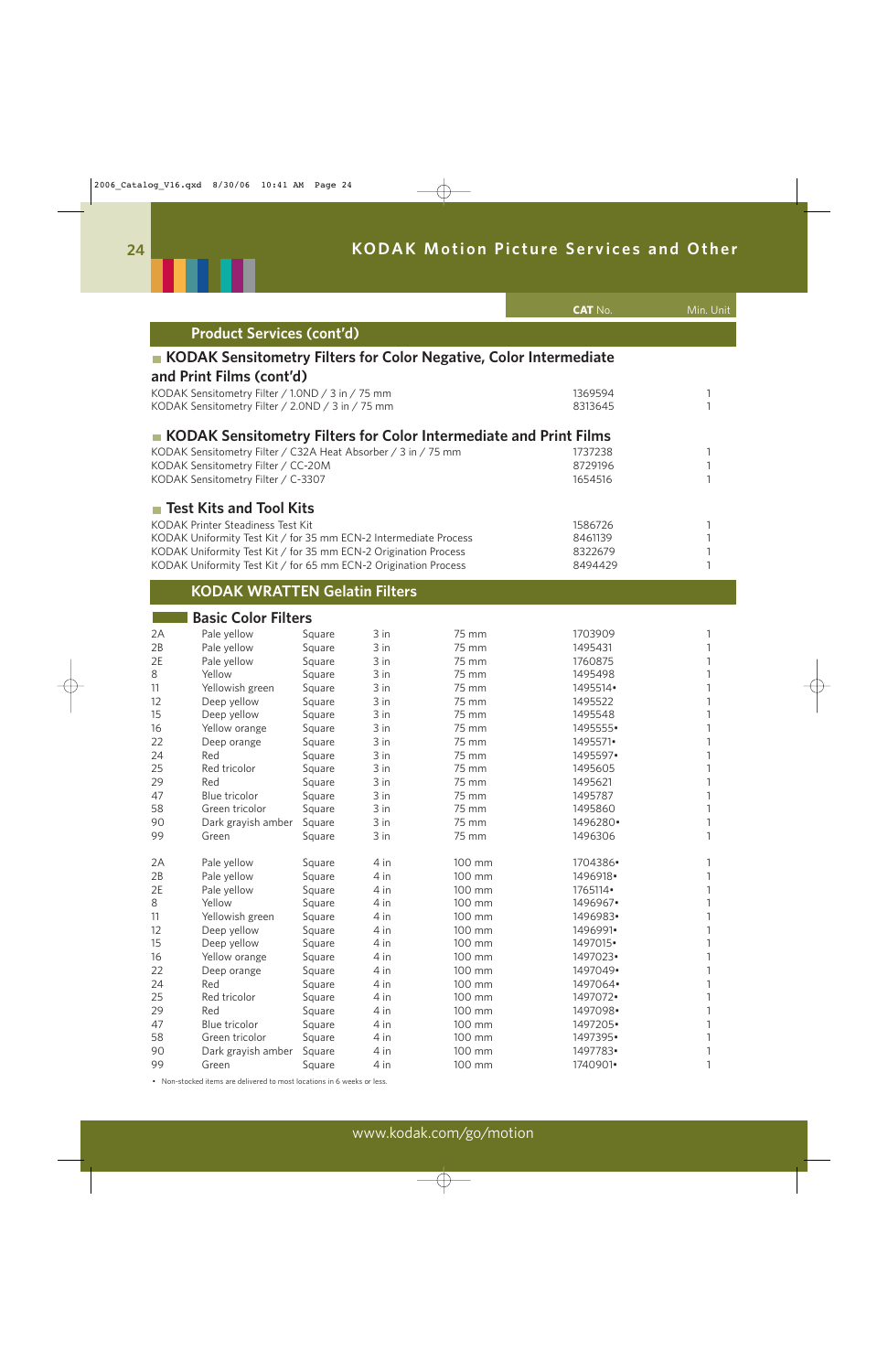# KODAK Motion Picture Services and Other

## Product Services (cont'd)

### KODAK Sensitometry Filters for Color Negative, Color Intermediate and Print Films (cont'd)

| Description | CAT No. | Min. Unit |
|---|---|---|
| KODAK Sensitometry Filter / 1.0ND / 3 in / 75 mm | 1369594 | 1 |
| KODAK Sensitometry Filter / 2.0ND / 3 in / 75 mm | 8313645 | 1 |

### KODAK Sensitometry Filters for Color Intermediate and Print Films

| Description | CAT No. | Min. Unit |
|---|---|---|
| KODAK Sensitometry Filter / C32A Heat Absorber / 3 in / 75 mm | 1737238 | 1 |
| KODAK Sensitometry Filter / CC-20M | 8729196 | 1 |
| KODAK Sensitometry Filter / C-3307 | 1654516 | 1 |

### Test Kits and Tool Kits

| Description | CAT No. | Min. Unit |
|---|---|---|
| KODAK Printer Steadiness Test Kit | 1586726 | 1 |
| KODAK Uniformity Test Kit / for 35 mm ECN-2 Intermediate Process | 8461139 | 1 |
| KODAK Uniformity Test Kit / for 35 mm ECN-2 Origination Process | 8322679 | 1 |
| KODAK Uniformity Test Kit / for 65 mm ECN-2 Origination Process | 8494429 | 1 |

## KODAK WRATTEN Gelatin Filters

### Basic Color Filters

| No. | Color | Shape | Size (in) | Size (mm) | CAT No. | Min. Unit |
|---|---|---|---|---|---|---|
| 2A | Pale yellow | Square | 3 in | 75 mm | 1703909 | 1 |
| 2B | Pale yellow | Square | 3 in | 75 mm | 1495431 | 1 |
| 2E | Pale yellow | Square | 3 in | 75 mm | 1760875 | 1 |
| 8 | Yellow | Square | 3 in | 75 mm | 1495498 | 1 |
| 11 | Yellowish green | Square | 3 in | 75 mm | 1495514• | 1 |
| 12 | Deep yellow | Square | 3 in | 75 mm | 1495522 | 1 |
| 15 | Deep yellow | Square | 3 in | 75 mm | 1495548 | 1 |
| 16 | Yellow orange | Square | 3 in | 75 mm | 1495555• | 1 |
| 22 | Deep orange | Square | 3 in | 75 mm | 1495571• | 1 |
| 24 | Red | Square | 3 in | 75 mm | 1495597• | 1 |
| 25 | Red tricolor | Square | 3 in | 75 mm | 1495605 | 1 |
| 29 | Red | Square | 3 in | 75 mm | 1495621 | 1 |
| 47 | Blue tricolor | Square | 3 in | 75 mm | 1495787 | 1 |
| 58 | Green tricolor | Square | 3 in | 75 mm | 1495860 | 1 |
| 90 | Dark grayish amber | Square | 3 in | 75 mm | 1496280• | 1 |
| 99 | Green | Square | 3 in | 75 mm | 1496306 | 1 |
| 2A | Pale yellow | Square | 4 in | 100 mm | 1704386• | 1 |
| 2B | Pale yellow | Square | 4 in | 100 mm | 1496918• | 1 |
| 2E | Pale yellow | Square | 4 in | 100 mm | 1765114• | 1 |
| 8 | Yellow | Square | 4 in | 100 mm | 1496967• | 1 |
| 11 | Yellowish green | Square | 4 in | 100 mm | 1496983• | 1 |
| 12 | Deep yellow | Square | 4 in | 100 mm | 1496991• | 1 |
| 15 | Deep yellow | Square | 4 in | 100 mm | 1497015• | 1 |
| 16 | Yellow orange | Square | 4 in | 100 mm | 1497023• | 1 |
| 22 | Deep orange | Square | 4 in | 100 mm | 1497049• | 1 |
| 24 | Red | Square | 4 in | 100 mm | 1497064• | 1 |
| 25 | Red tricolor | Square | 4 in | 100 mm | 1497072• | 1 |
| 29 | Red | Square | 4 in | 100 mm | 1497098• | 1 |
| 47 | Blue tricolor | Square | 4 in | 100 mm | 1497205• | 1 |
| 58 | Green tricolor | Square | 4 in | 100 mm | 1497395• | 1 |
| 90 | Dark grayish amber | Square | 4 in | 100 mm | 1497783• | 1 |
| 99 | Green | Square | 4 in | 100 mm | 1740901• | 1 |

• Non-stocked items are delivered to most locations in 6 weeks or less.

www.kodak.com/go/motion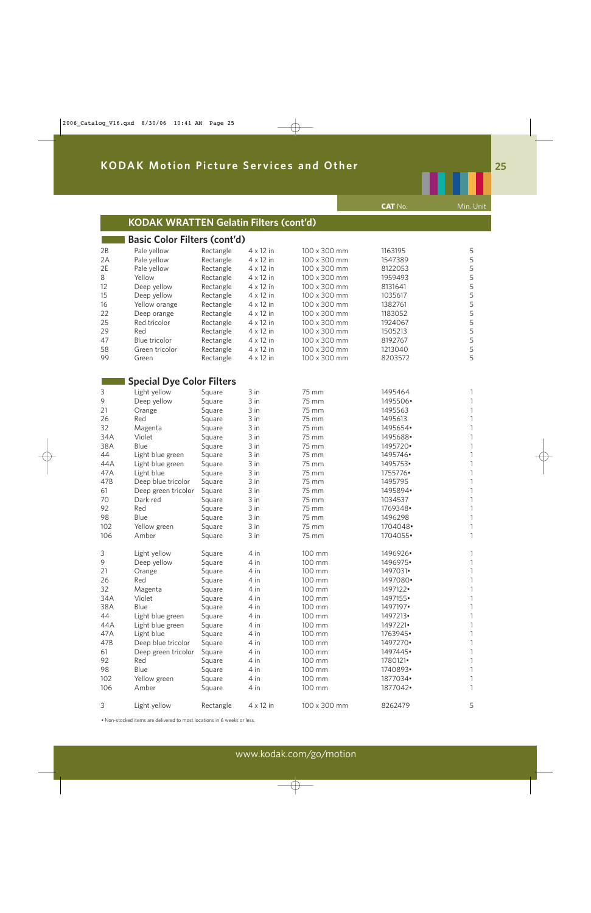## KODAK WRATTEN Gelatin Filters (cont'd)

### Basic Color Filters (cont'd)

| | | | | | CAT No. | Min. Unit |
|---|---|---|---|---|---|---|
| 2B | Pale yellow | Rectangle | 4 x 12 in | 100 x 300 mm | 1163195 | 5 |
| 2A | Pale yellow | Rectangle | 4 x 12 in | 100 x 300 mm | 1547389 | 5 |
| 2E | Pale yellow | Rectangle | 4 x 12 in | 100 x 300 mm | 8122053 | 5 |
| 8 | Yellow | Rectangle | 4 x 12 in | 100 x 300 mm | 1959493 | 5 |
| 12 | Deep yellow | Rectangle | 4 x 12 in | 100 x 300 mm | 8131641 | 5 |
| 15 | Deep yellow | Rectangle | 4 x 12 in | 100 x 300 mm | 1035617 | 5 |
| 16 | Yellow orange | Rectangle | 4 x 12 in | 100 x 300 mm | 1382761 | 5 |
| 22 | Deep orange | Rectangle | 4 x 12 in | 100 x 300 mm | 1183052 | 5 |
| 25 | Red tricolor | Rectangle | 4 x 12 in | 100 x 300 mm | 1924067 | 5 |
| 29 | Red | Rectangle | 4 x 12 in | 100 x 300 mm | 1505213 | 5 |
| 47 | Blue tricolor | Rectangle | 4 x 12 in | 100 x 300 mm | 8192767 | 5 |
| 58 | Green tricolor | Rectangle | 4 x 12 in | 100 x 300 mm | 1213040 | 5 |
| 99 | Green | Rectangle | 4 x 12 in | 100 x 300 mm | 8203572 | 5 |

### Special Dye Color Filters

| | | | | | CAT No. | Min. Unit |
|---|---|---|---|---|---|---|
| 3 | Light yellow | Square | 3 in | 75 mm | 1495464 | 1 |
| 9 | Deep yellow | Square | 3 in | 75 mm | 1495506• | 1 |
| 21 | Orange | Square | 3 in | 75 mm | 1495563 | 1 |
| 26 | Red | Square | 3 in | 75 mm | 1495613 | 1 |
| 32 | Magenta | Square | 3 in | 75 mm | 1495654• | 1 |
| 34A | Violet | Square | 3 in | 75 mm | 1495688• | 1 |
| 38A | Blue | Square | 3 in | 75 mm | 1495720• | 1 |
| 44 | Light blue green | Square | 3 in | 75 mm | 1495746• | 1 |
| 44A | Light blue green | Square | 3 in | 75 mm | 1495753• | 1 |
| 47A | Light blue | Square | 3 in | 75 mm | 1755776• | 1 |
| 47B | Deep blue tricolor | Square | 3 in | 75 mm | 1495795 | 1 |
| 61 | Deep green tricolor | Square | 3 in | 75 mm | 1495894• | 1 |
| 70 | Dark red | Square | 3 in | 75 mm | 1034537 | 1 |
| 92 | Red | Square | 3 in | 75 mm | 1769348• | 1 |
| 98 | Blue | Square | 3 in | 75 mm | 1496298 | 1 |
| 102 | Yellow green | Square | 3 in | 75 mm | 1704048• | 1 |
| 106 | Amber | Square | 3 in | 75 mm | 1704055• | 1 |
| 3 | Light yellow | Square | 4 in | 100 mm | 1496926• | 1 |
| 9 | Deep yellow | Square | 4 in | 100 mm | 1496975• | 1 |
| 21 | Orange | Square | 4 in | 100 mm | 1497031• | 1 |
| 26 | Red | Square | 4 in | 100 mm | 1497080• | 1 |
| 32 | Magenta | Square | 4 in | 100 mm | 1497122• | 1 |
| 34A | Violet | Square | 4 in | 100 mm | 1497155• | 1 |
| 38A | Blue | Square | 4 in | 100 mm | 1497197• | 1 |
| 44 | Light blue green | Square | 4 in | 100 mm | 1497213• | 1 |
| 44A | Light blue green | Square | 4 in | 100 mm | 1497221• | 1 |
| 47A | Light blue | Square | 4 in | 100 mm | 1763945• | 1 |
| 47B | Deep blue tricolor | Square | 4 in | 100 mm | 1497270• | 1 |
| 61 | Deep green tricolor | Square | 4 in | 100 mm | 1497445• | 1 |
| 92 | Red | Square | 4 in | 100 mm | 1780121• | 1 |
| 98 | Blue | Square | 4 in | 100 mm | 1740893• | 1 |
| 102 | Yellow green | Square | 4 in | 100 mm | 1877034• | 1 |
| 106 | Amber | Square | 4 in | 100 mm | 1877042• | 1 |
| 3 | Light yellow | Rectangle | 4 x 12 in | 100 x 300 mm | 8262479 | 5 |

• Non-stocked items are delivered to most locations in 6 weeks or less.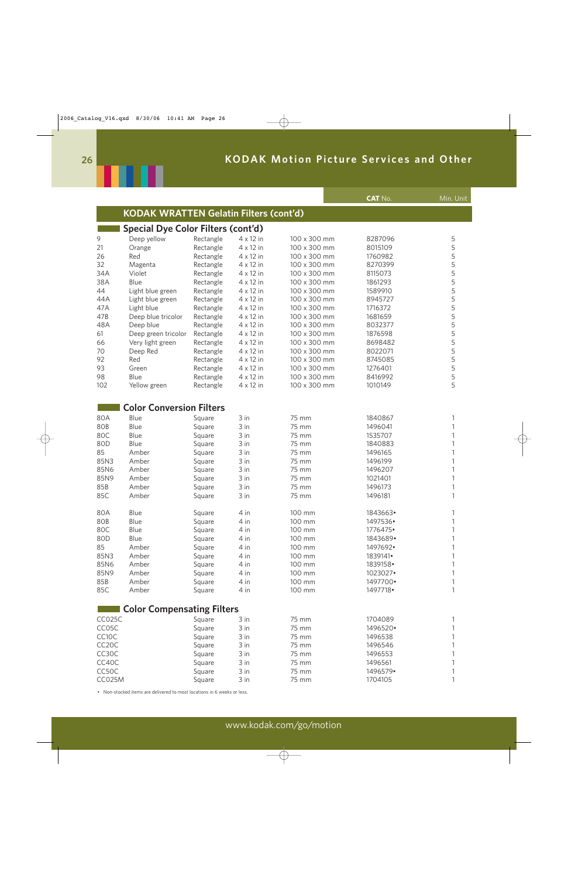## KODAK WRATTEN Gelatin Filters (cont'd)

### Special Dye Color Filters (cont'd)

| | | | | | CAT No. | Min. Unit |
|---|---|---|---|---|---|---|
| 9 | Deep yellow | Rectangle | 4 x 12 in | 100 x 300 mm | 8287096 | 5 |
| 21 | Orange | Rectangle | 4 x 12 in | 100 x 300 mm | 8015109 | 5 |
| 26 | Red | Rectangle | 4 x 12 in | 100 x 300 mm | 1760982 | 5 |
| 32 | Magenta | Rectangle | 4 x 12 in | 100 x 300 mm | 8270399 | 5 |
| 34A | Violet | Rectangle | 4 x 12 in | 100 x 300 mm | 8115073 | 5 |
| 38A | Blue | Rectangle | 4 x 12 in | 100 x 300 mm | 1861293 | 5 |
| 44 | Light blue green | Rectangle | 4 x 12 in | 100 x 300 mm | 1589910 | 5 |
| 44A | Light blue green | Rectangle | 4 x 12 in | 100 x 300 mm | 8945727 | 5 |
| 47A | Light blue | Rectangle | 4 x 12 in | 100 x 300 mm | 1716372 | 5 |
| 47B | Deep blue tricolor | Rectangle | 4 x 12 in | 100 x 300 mm | 1681659 | 5 |
| 48A | Deep blue | Rectangle | 4 x 12 in | 100 x 300 mm | 8032377 | 5 |
| 61 | Deep green tricolor | Rectangle | 4 x 12 in | 100 x 300 mm | 1876598 | 5 |
| 66 | Very light green | Rectangle | 4 x 12 in | 100 x 300 mm | 8698482 | 5 |
| 70 | Deep Red | Rectangle | 4 x 12 in | 100 x 300 mm | 8022071 | 5 |
| 92 | Red | Rectangle | 4 x 12 in | 100 x 300 mm | 8745085 | 5 |
| 93 | Green | Rectangle | 4 x 12 in | 100 x 300 mm | 1276401 | 5 |
| 98 | Blue | Rectangle | 4 x 12 in | 100 x 300 mm | 8416992 | 5 |
| 102 | Yellow green | Rectangle | 4 x 12 in | 100 x 300 mm | 1010149 | 5 |

### Color Conversion Filters

| | | | | | CAT No. | Min. Unit |
|---|---|---|---|---|---|---|
| 80A | Blue | Square | 3 in | 75 mm | 1840867 | 1 |
| 80B | Blue | Square | 3 in | 75 mm | 1496041 | 1 |
| 80C | Blue | Square | 3 in | 75 mm | 1535707 | 1 |
| 80D | Blue | Square | 3 in | 75 mm | 1840883 | 1 |
| 85 | Amber | Square | 3 in | 75 mm | 1496165 | 1 |
| 85N3 | Amber | Square | 3 in | 75 mm | 1496199 | 1 |
| 85N6 | Amber | Square | 3 in | 75 mm | 1496207 | 1 |
| 85N9 | Amber | Square | 3 in | 75 mm | 1021401 | 1 |
| 85B | Amber | Square | 3 in | 75 mm | 1496173 | 1 |
| 85C | Amber | Square | 3 in | 75 mm | 1496181 | 1 |
| 80A | Blue | Square | 4 in | 100 mm | 1843663• | 1 |
| 80B | Blue | Square | 4 in | 100 mm | 1497536• | 1 |
| 80C | Blue | Square | 4 in | 100 mm | 1776475• | 1 |
| 80D | Blue | Square | 4 in | 100 mm | 1843689• | 1 |
| 85 | Amber | Square | 4 in | 100 mm | 1497692• | 1 |
| 85N3 | Amber | Square | 4 in | 100 mm | 1839141• | 1 |
| 85N6 | Amber | Square | 4 in | 100 mm | 1839158• | 1 |
| 85N9 | Amber | Square | 4 in | 100 mm | 1023027• | 1 |
| 85B | Amber | Square | 4 in | 100 mm | 1497700• | 1 |
| 85C | Amber | Square | 4 in | 100 mm | 1497718• | 1 |

### Color Compensating Filters

| | | | | CAT No. | Min. Unit |
|---|---|---|---|---|---|
| CC025C | Square | 3 in | 75 mm | 1704089 | 1 |
| CC05C | Square | 3 in | 75 mm | 1496520• | 1 |
| CC10C | Square | 3 in | 75 mm | 1496538 | 1 |
| CC20C | Square | 3 in | 75 mm | 1496546 | 1 |
| CC30C | Square | 3 in | 75 mm | 1496553 | 1 |
| CC40C | Square | 3 in | 75 mm | 1496561 | 1 |
| CC50C | Square | 3 in | 75 mm | 1496579• | 1 |
| CC025M | Square | 3 in | 75 mm | 1704105 | 1 |

• Non-stocked items are delivered to most locations in 6 weeks or less.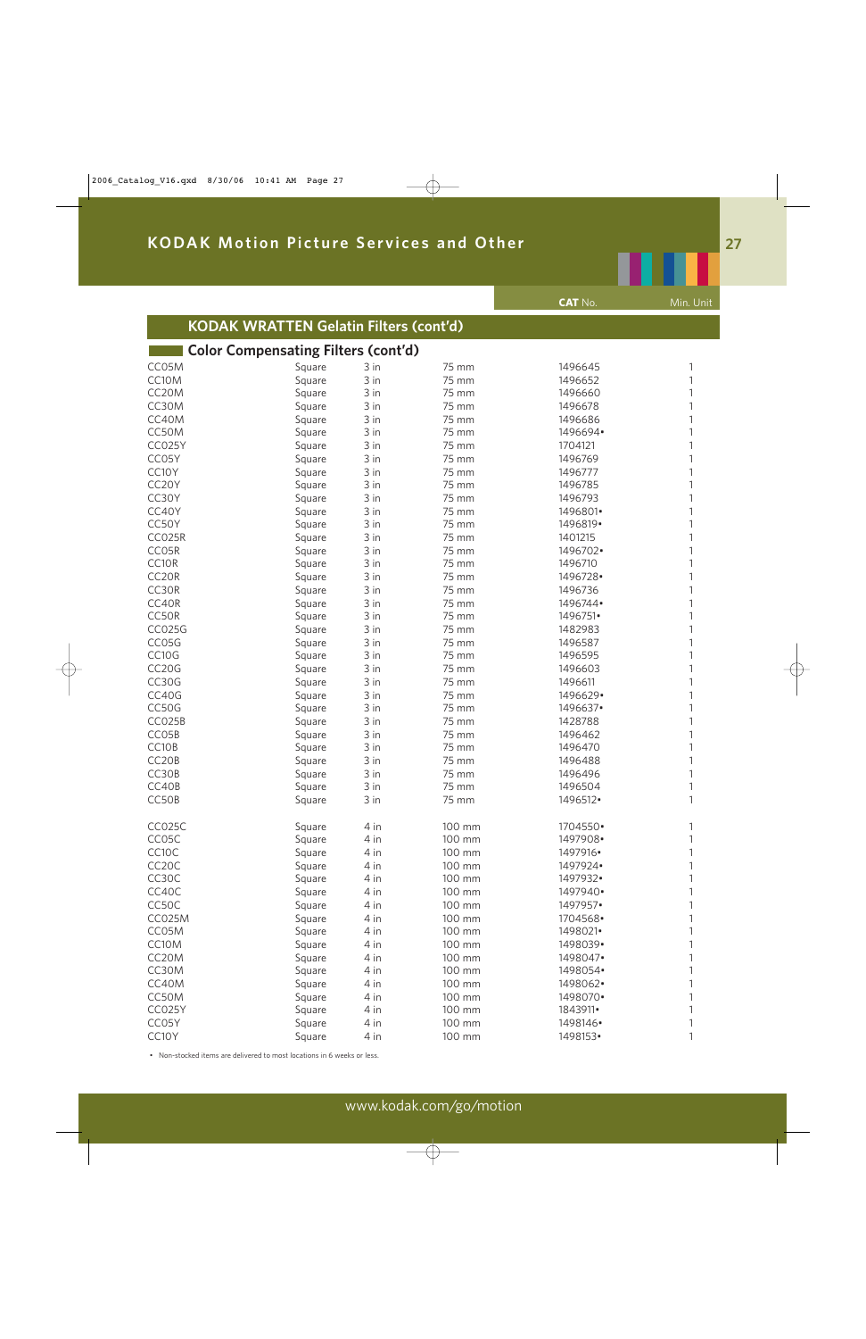## KODAK WRATTEN Gelatin Filters (cont'd)

### Color Compensating Filters (cont'd)

| | | | | CAT No. | Min. Unit |
|---|---|---|---|---|---|
| CC05M | Square | 3 in | 75 mm | 1496645 | 1 |
| CC10M | Square | 3 in | 75 mm | 1496652 | 1 |
| CC20M | Square | 3 in | 75 mm | 1496660 | 1 |
| CC30M | Square | 3 in | 75 mm | 1496678 | 1 |
| CC40M | Square | 3 in | 75 mm | 1496686 | 1 |
| CC50M | Square | 3 in | 75 mm | 1496694• | 1 |
| CC025Y | Square | 3 in | 75 mm | 1704121 | 1 |
| CC05Y | Square | 3 in | 75 mm | 1496769 | 1 |
| CC10Y | Square | 3 in | 75 mm | 1496777 | 1 |
| CC20Y | Square | 3 in | 75 mm | 1496785 | 1 |
| CC30Y | Square | 3 in | 75 mm | 1496793 | 1 |
| CC40Y | Square | 3 in | 75 mm | 1496801• | 1 |
| CC50Y | Square | 3 in | 75 mm | 1496819• | 1 |
| CC025R | Square | 3 in | 75 mm | 1401215 | 1 |
| CC05R | Square | 3 in | 75 mm | 1496702• | 1 |
| CC10R | Square | 3 in | 75 mm | 1496710 | 1 |
| CC20R | Square | 3 in | 75 mm | 1496728• | 1 |
| CC30R | Square | 3 in | 75 mm | 1496736 | 1 |
| CC40R | Square | 3 in | 75 mm | 1496744• | 1 |
| CC50R | Square | 3 in | 75 mm | 1496751• | 1 |
| CC025G | Square | 3 in | 75 mm | 1482983 | 1 |
| CC05G | Square | 3 in | 75 mm | 1496587 | 1 |
| CC10G | Square | 3 in | 75 mm | 1496595 | 1 |
| CC20G | Square | 3 in | 75 mm | 1496603 | 1 |
| CC30G | Square | 3 in | 75 mm | 1496611 | 1 |
| CC40G | Square | 3 in | 75 mm | 1496629• | 1 |
| CC50G | Square | 3 in | 75 mm | 1496637• | 1 |
| CC025B | Square | 3 in | 75 mm | 1428788 | 1 |
| CC05B | Square | 3 in | 75 mm | 1496462 | 1 |
| CC10B | Square | 3 in | 75 mm | 1496470 | 1 |
| CC20B | Square | 3 in | 75 mm | 1496488 | 1 |
| CC30B | Square | 3 in | 75 mm | 1496496 | 1 |
| CC40B | Square | 3 in | 75 mm | 1496504 | 1 |
| CC50B | Square | 3 in | 75 mm | 1496512• | 1 |
| CC025C | Square | 4 in | 100 mm | 1704550• | 1 |
| CC05C | Square | 4 in | 100 mm | 1497908• | 1 |
| CC10C | Square | 4 in | 100 mm | 1497916• | 1 |
| CC20C | Square | 4 in | 100 mm | 1497924• | 1 |
| CC30C | Square | 4 in | 100 mm | 1497932• | 1 |
| CC40C | Square | 4 in | 100 mm | 1497940• | 1 |
| CC50C | Square | 4 in | 100 mm | 1497957• | 1 |
| CC025M | Square | 4 in | 100 mm | 1704568• | 1 |
| CC05M | Square | 4 in | 100 mm | 1498021• | 1 |
| CC10M | Square | 4 in | 100 mm | 1498039• | 1 |
| CC20M | Square | 4 in | 100 mm | 1498047• | 1 |
| CC30M | Square | 4 in | 100 mm | 1498054• | 1 |
| CC40M | Square | 4 in | 100 mm | 1498062• | 1 |
| CC50M | Square | 4 in | 100 mm | 1498070• | 1 |
| CC025Y | Square | 4 in | 100 mm | 1843911• | 1 |
| CC05Y | Square | 4 in | 100 mm | 1498146• | 1 |
| CC10Y | Square | 4 in | 100 mm | 1498153• | 1 |

• Non-stocked items are delivered to most locations in 6 weeks or less.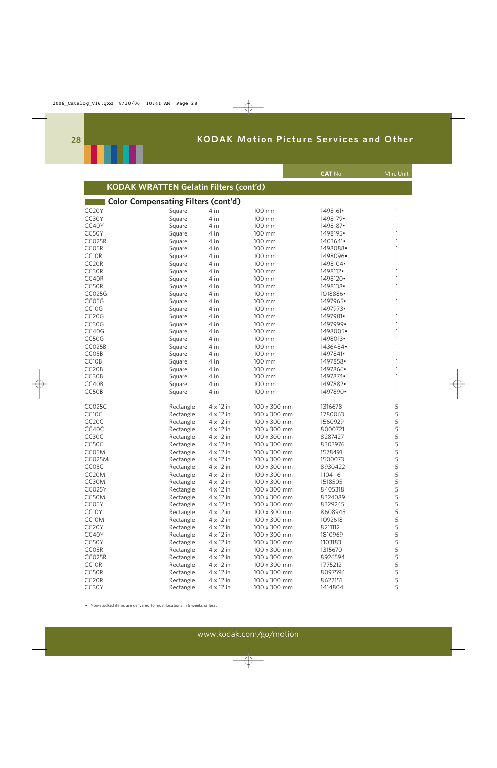## KODAK WRATTEN Gelatin Filters (cont'd)

### Color Compensating Filters (cont'd)

| | | | | CAT No. | Min. Unit |
|---|---|---|---|---|---|
| CC20Y | Square | 4 in | 100 mm | 1498161• | 1 |
| CC30Y | Square | 4 in | 100 mm | 1498179• | 1 |
| CC40Y | Square | 4 in | 100 mm | 1498187• | 1 |
| CC50Y | Square | 4 in | 100 mm | 1498195• | 1 |
| CC025R | Square | 4 in | 100 mm | 1403641• | 1 |
| CC05R | Square | 4 in | 100 mm | 1498088• | 1 |
| CC10R | Square | 4 in | 100 mm | 1498096• | 1 |
| CC20R | Square | 4 in | 100 mm | 1498104• | 1 |
| CC30R | Square | 4 in | 100 mm | 1498112• | 1 |
| CC40R | Square | 4 in | 100 mm | 1498120• | 1 |
| CC50R | Square | 4 in | 100 mm | 1498138• | 1 |
| CC025G | Square | 4 in | 100 mm | 1018886• | 1 |
| CC05G | Square | 4 in | 100 mm | 1497965• | 1 |
| CC10G | Square | 4 in | 100 mm | 1497973• | 1 |
| CC20G | Square | 4 in | 100 mm | 1497981• | 1 |
| CC30G | Square | 4 in | 100 mm | 1497999• | 1 |
| CC40G | Square | 4 in | 100 mm | 1498005• | 1 |
| CC50G | Square | 4 in | 100 mm | 1498013• | 1 |
| CC025B | Square | 4 in | 100 mm | 1436484• | 1 |
| CC05B | Square | 4 in | 100 mm | 1497841• | 1 |
| CC10B | Square | 4 in | 100 mm | 1497858• | 1 |
| CC20B | Square | 4 in | 100 mm | 1497866• | 1 |
| CC30B | Square | 4 in | 100 mm | 1497874• | 1 |
| CC40B | Square | 4 in | 100 mm | 1497882• | 1 |
| CC50B | Square | 4 in | 100 mm | 1497890• | 1 |
| CC025C | Rectangle | 4 x 12 in | 100 x 300 mm | 1316678 | 5 |
| CC10C | Rectangle | 4 x 12 in | 100 x 300 mm | 1780063 | 5 |
| CC20C | Rectangle | 4 x 12 in | 100 x 300 mm | 1560929 | 5 |
| CC40C | Rectangle | 4 x 12 in | 100 x 300 mm | 8000721 | 5 |
| CC30C | Rectangle | 4 x 12 in | 100 x 300 mm | 8287427 | 5 |
| CC50C | Rectangle | 4 x 12 in | 100 x 300 mm | 8303976 | 5 |
| CC05M | Rectangle | 4 x 12 in | 100 x 300 mm | 1578491 | 5 |
| CC025M | Rectangle | 4 x 12 in | 100 x 300 mm | 1500073 | 5 |
| CC05C | Rectangle | 4 x 12 in | 100 x 300 mm | 8930422 | 5 |
| CC20M | Rectangle | 4 x 12 in | 100 x 300 mm | 1104116 | 5 |
| CC30M | Rectangle | 4 x 12 in | 100 x 300 mm | 1518505 | 5 |
| CC025Y | Rectangle | 4 x 12 in | 100 x 300 mm | 8405318 | 5 |
| CC50M | Rectangle | 4 x 12 in | 100 x 300 mm | 8324089 | 5 |
| CC05Y | Rectangle | 4 x 12 in | 100 x 300 mm | 8329245 | 5 |
| CC10Y | Rectangle | 4 x 12 in | 100 x 300 mm | 8608945 | 5 |
| CC10M | Rectangle | 4 x 12 in | 100 x 300 mm | 1092618 | 5 |
| CC20Y | Rectangle | 4 x 12 in | 100 x 300 mm | 8211112 | 5 |
| CC40Y | Rectangle | 4 x 12 in | 100 x 300 mm | 1810969 | 5 |
| CC50Y | Rectangle | 4 x 12 in | 100 x 300 mm | 1103183 | 5 |
| CC05R | Rectangle | 4 x 12 in | 100 x 300 mm | 1315670 | 5 |
| CC025R | Rectangle | 4 x 12 in | 100 x 300 mm | 8926594 | 5 |
| CC10R | Rectangle | 4 x 12 in | 100 x 300 mm | 1775212 | 5 |
| CC50R | Rectangle | 4 x 12 in | 100 x 300 mm | 8097594 | 5 |
| CC20R | Rectangle | 4 x 12 in | 100 x 300 mm | 8622151 | 5 |
| CC30Y | Rectangle | 4 x 12 in | 100 x 300 mm | 1414804 | 5 |

• Non-stocked items are delivered to most locations in 6 weeks or less.

www.kodak.com/go/motion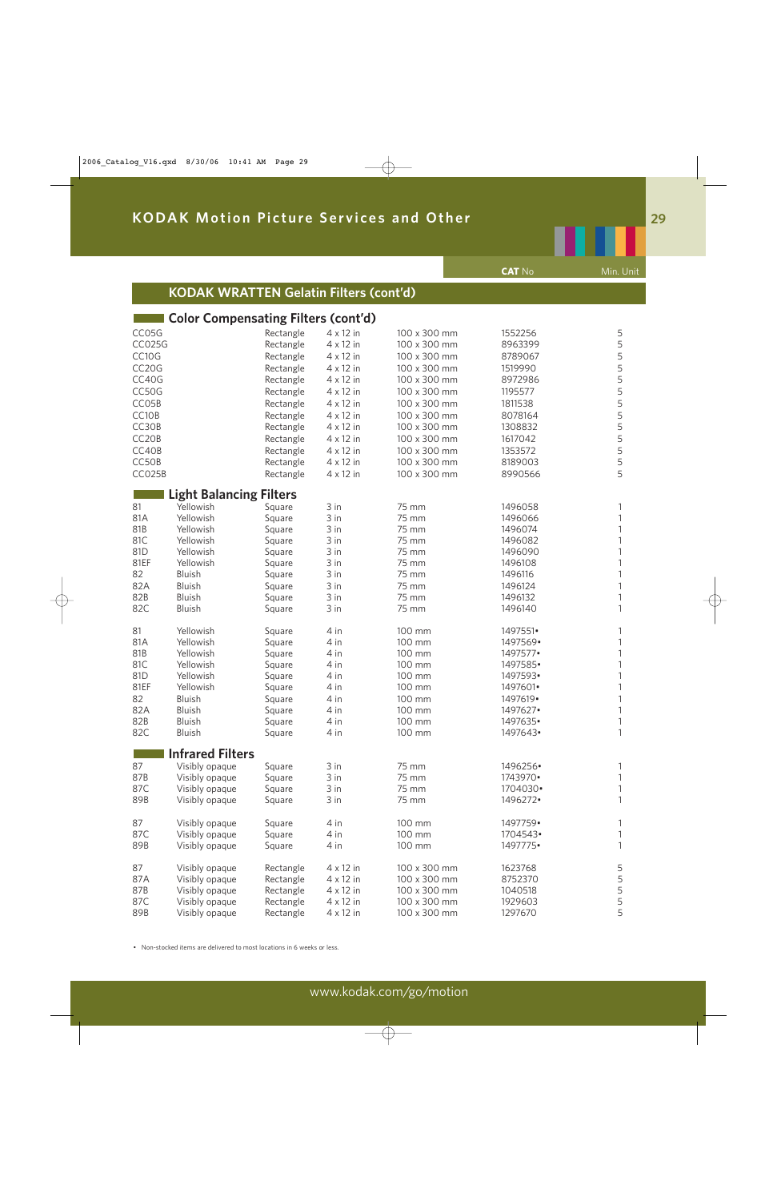## KODAK WRATTEN Gelatin Filters (cont'd)

### Color Compensating Filters (cont'd)

| | | | | | CAT No | Min. Unit |
|---|---|---|---|---|---|---|
| CC05G | | Rectangle | 4 x 12 in | 100 x 300 mm | 1552256 | 5 |
| CC025G | | Rectangle | 4 x 12 in | 100 x 300 mm | 8963399 | 5 |
| CC10G | | Rectangle | 4 x 12 in | 100 x 300 mm | 8789067 | 5 |
| CC20G | | Rectangle | 4 x 12 in | 100 x 300 mm | 1519990 | 5 |
| CC40G | | Rectangle | 4 x 12 in | 100 x 300 mm | 8972986 | 5 |
| CC50G | | Rectangle | 4 x 12 in | 100 x 300 mm | 1195577 | 5 |
| CC05B | | Rectangle | 4 x 12 in | 100 x 300 mm | 1811538 | 5 |
| CC10B | | Rectangle | 4 x 12 in | 100 x 300 mm | 8078164 | 5 |
| CC30B | | Rectangle | 4 x 12 in | 100 x 300 mm | 1308832 | 5 |
| CC20B | | Rectangle | 4 x 12 in | 100 x 300 mm | 1617042 | 5 |
| CC40B | | Rectangle | 4 x 12 in | 100 x 300 mm | 1353572 | 5 |
| CC50B | | Rectangle | 4 x 12 in | 100 x 300 mm | 8189003 | 5 |
| CC025B | | Rectangle | 4 x 12 in | 100 x 300 mm | 8990566 | 5 |

### Light Balancing Filters

| | | | | | CAT No | Min. Unit |
|---|---|---|---|---|---|---|
| 81 | Yellowish | Square | 3 in | 75 mm | 1496058 | 1 |
| 81A | Yellowish | Square | 3 in | 75 mm | 1496066 | 1 |
| 81B | Yellowish | Square | 3 in | 75 mm | 1496074 | 1 |
| 81C | Yellowish | Square | 3 in | 75 mm | 1496082 | 1 |
| 81D | Yellowish | Square | 3 in | 75 mm | 1496090 | 1 |
| 81EF | Yellowish | Square | 3 in | 75 mm | 1496108 | 1 |
| 82 | Bluish | Square | 3 in | 75 mm | 1496116 | 1 |
| 82A | Bluish | Square | 3 in | 75 mm | 1496124 | 1 |
| 82B | Bluish | Square | 3 in | 75 mm | 1496132 | 1 |
| 82C | Bluish | Square | 3 in | 75 mm | 1496140 | 1 |
| 81 | Yellowish | Square | 4 in | 100 mm | 1497551• | 1 |
| 81A | Yellowish | Square | 4 in | 100 mm | 1497569• | 1 |
| 81B | Yellowish | Square | 4 in | 100 mm | 1497577• | 1 |
| 81C | Yellowish | Square | 4 in | 100 mm | 1497585• | 1 |
| 81D | Yellowish | Square | 4 in | 100 mm | 1497593• | 1 |
| 81EF | Yellowish | Square | 4 in | 100 mm | 1497601• | 1 |
| 82 | Bluish | Square | 4 in | 100 mm | 1497619• | 1 |
| 82A | Bluish | Square | 4 in | 100 mm | 1497627• | 1 |
| 82B | Bluish | Square | 4 in | 100 mm | 1497635• | 1 |
| 82C | Bluish | Square | 4 in | 100 mm | 1497643• | 1 |

### Infrared Filters

| | | | | | CAT No | Min. Unit |
|---|---|---|---|---|---|---|
| 87 | Visibly opaque | Square | 3 in | 75 mm | 1496256• | 1 |
| 87B | Visibly opaque | Square | 3 in | 75 mm | 1743970• | 1 |
| 87C | Visibly opaque | Square | 3 in | 75 mm | 1704030• | 1 |
| 89B | Visibly opaque | Square | 3 in | 75 mm | 1496272• | 1 |
| 87 | Visibly opaque | Square | 4 in | 100 mm | 1497759• | 1 |
| 87C | Visibly opaque | Square | 4 in | 100 mm | 1704543• | 1 |
| 89B | Visibly opaque | Square | 4 in | 100 mm | 1497775• | 1 |
| 87 | Visibly opaque | Rectangle | 4 x 12 in | 100 x 300 mm | 1623768 | 5 |
| 87A | Visibly opaque | Rectangle | 4 x 12 in | 100 x 300 mm | 8752370 | 5 |
| 87B | Visibly opaque | Rectangle | 4 x 12 in | 100 x 300 mm | 1040518 | 5 |
| 87C | Visibly opaque | Rectangle | 4 x 12 in | 100 x 300 mm | 1929603 | 5 |
| 89B | Visibly opaque | Rectangle | 4 x 12 in | 100 x 300 mm | 1297670 | 5 |

• Non-stocked items are delivered to most locations in 6 weeks or less.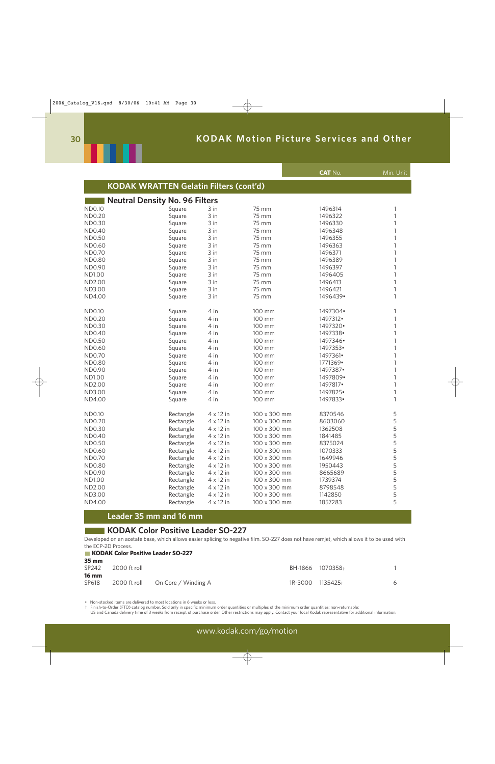## KODAK WRATTEN Gelatin Filters (cont'd)

### Neutral Density No. 96 Filters

| | | | | CAT No. | Min. Unit |
|---|---|---|---|---|---|
| ND0.10 | Square | 3 in | 75 mm | 1496314 | 1 |
| ND0.20 | Square | 3 in | 75 mm | 1496322 | 1 |
| ND0.30 | Square | 3 in | 75 mm | 1496330 | 1 |
| ND0.40 | Square | 3 in | 75 mm | 1496348 | 1 |
| ND0.50 | Square | 3 in | 75 mm | 1496355 | 1 |
| ND0.60 | Square | 3 in | 75 mm | 1496363 | 1 |
| ND0.70 | Square | 3 in | 75 mm | 1496371 | 1 |
| ND0.80 | Square | 3 in | 75 mm | 1496389 | 1 |
| ND0.90 | Square | 3 in | 75 mm | 1496397 | 1 |
| ND1.00 | Square | 3 in | 75 mm | 1496405 | 1 |
| ND2.00 | Square | 3 in | 75 mm | 1496413 | 1 |
| ND3.00 | Square | 3 in | 75 mm | 1496421 | 1 |
| ND4.00 | Square | 3 in | 75 mm | 1496439• | 1 |
| ND0.10 | Square | 4 in | 100 mm | 1497304• | 1 |
| ND0.20 | Square | 4 in | 100 mm | 1497312• | 1 |
| ND0.30 | Square | 4 in | 100 mm | 1497320• | 1 |
| ND0.40 | Square | 4 in | 100 mm | 1497338• | 1 |
| ND0.50 | Square | 4 in | 100 mm | 1497346• | 1 |
| ND0.60 | Square | 4 in | 100 mm | 1497353• | 1 |
| ND0.70 | Square | 4 in | 100 mm | 1497361• | 1 |
| ND0.80 | Square | 4 in | 100 mm | 1771369• | 1 |
| ND0.90 | Square | 4 in | 100 mm | 1497387• | 1 |
| ND1.00 | Square | 4 in | 100 mm | 1497809• | 1 |
| ND2.00 | Square | 4 in | 100 mm | 1497817• | 1 |
| ND3.00 | Square | 4 in | 100 mm | 1497825• | 1 |
| ND4.00 | Square | 4 in | 100 mm | 1497833• | 1 |
| ND0.10 | Rectangle | 4 x 12 in | 100 x 300 mm | 8370546 | 5 |
| ND0.20 | Rectangle | 4 x 12 in | 100 x 300 mm | 8603060 | 5 |
| ND0.30 | Rectangle | 4 x 12 in | 100 x 300 mm | 1362508 | 5 |
| ND0.40 | Rectangle | 4 x 12 in | 100 x 300 mm | 1841485 | 5 |
| ND0.50 | Rectangle | 4 x 12 in | 100 x 300 mm | 8375024 | 5 |
| ND0.60 | Rectangle | 4 x 12 in | 100 x 300 mm | 1070333 | 5 |
| ND0.70 | Rectangle | 4 x 12 in | 100 x 300 mm | 1649946 | 5 |
| ND0.80 | Rectangle | 4 x 12 in | 100 x 300 mm | 1950443 | 5 |
| ND0.90 | Rectangle | 4 x 12 in | 100 x 300 mm | 8665689 | 5 |
| ND1.00 | Rectangle | 4 x 12 in | 100 x 300 mm | 1739374 | 5 |
| ND2.00 | Rectangle | 4 x 12 in | 100 x 300 mm | 8798548 | 5 |
| ND3.00 | Rectangle | 4 x 12 in | 100 x 300 mm | 1142850 | 5 |
| ND4.00 | Rectangle | 4 x 12 in | 100 x 300 mm | 1857283 | 5 |

## Leader 35 mm and 16 mm

### KODAK Color Positive Leader SO-227

Developed on an acetate base, which allows easier splicing to negative film. SO-227 does not have remjet, which allows it to be used with the ECP-2D Process.

**KODAK Color Positive Leader SO-227**

| | | | | CAT No. | Min. Unit |
|---|---|---|---|---|---|
| **35 mm** | | | | | |
| SP242 | 2000 ft roll | | BH-1866 | 1070358† | 1 |
| **16 mm** | | | | | |
| SP618 | 2000 ft roll | On Core / Winding A | 1R-3000 | 1135425† | 6 |

• Non-stocked items are delivered to most locations in 6 weeks or less.

† Finish-to-Order (FTO) catalog number. Sold only in specific minimum order quantities or multiples of the minimum order quantities; non-returnable; US and Canada delivery time of 3 weeks from receipt of purchase order. Other restrictions may apply. Contact your local Kodak representative for additional information.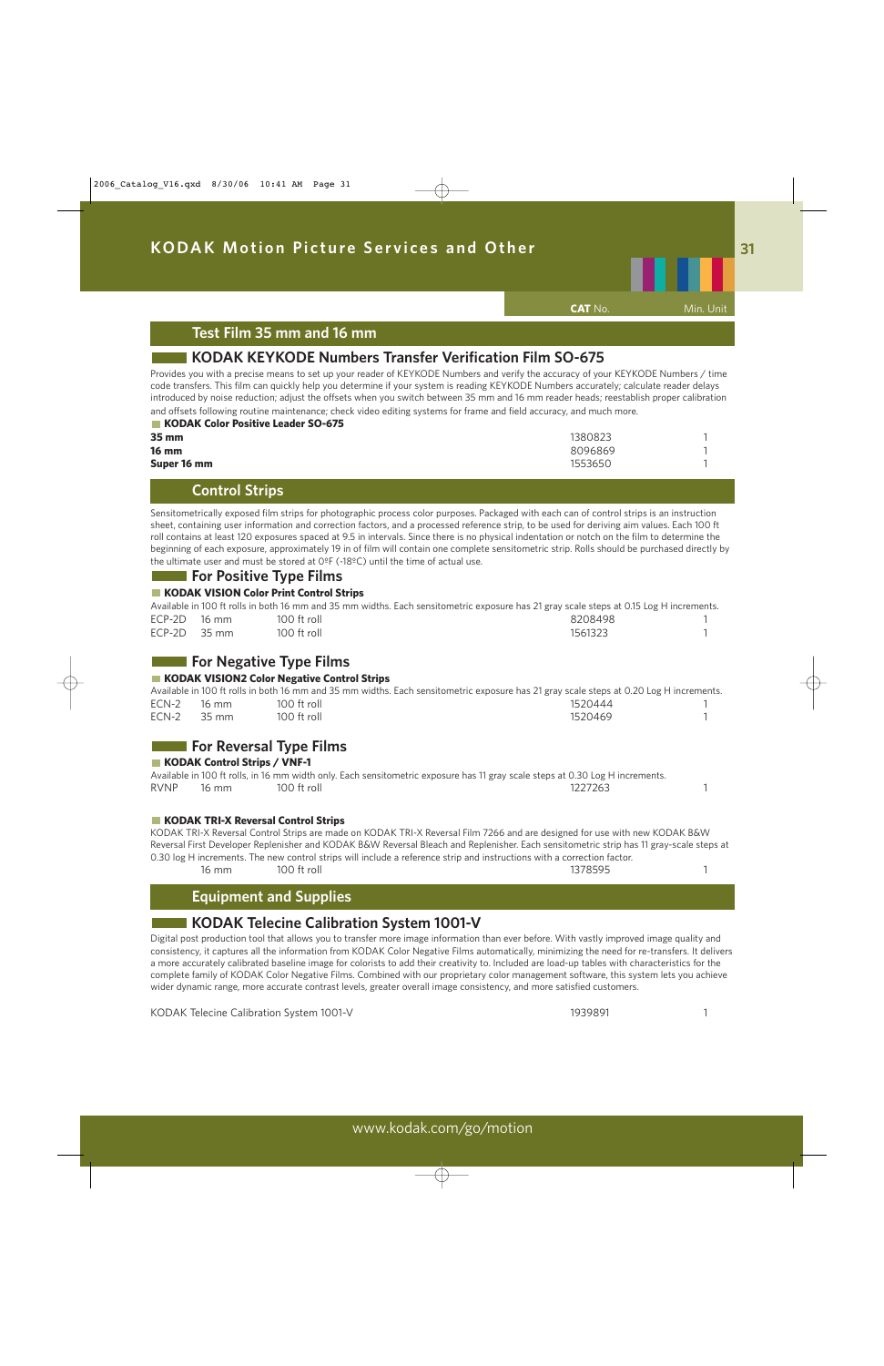# KODAK Motion Picture Services and Other

| | | CAT No. | Min. Unit |
|---|---|---|---|

## Test Film 35 mm and 16 mm

### KODAK KEYKODE Numbers Transfer Verification Film SO-675

Provides you with a precise means to set up your reader of KEYKODE Numbers and verify the accuracy of your KEYKODE Numbers / time code transfers. This film can quickly help you determine if your system is reading KEYKODE Numbers accurately; calculate reader delays introduced by noise reduction; adjust the offsets when you switch between 35 mm and 16 mm reader heads; reestablish proper calibration and offsets following routine maintenance; check video editing systems for frame and field accuracy, and much more.

**KODAK Color Positive Leader SO-675**

| | CAT No. | Min. Unit |
|---|---|---|
| **35 mm** | 1380823 | 1 |
| **16 mm** | 8096869 | 1 |
| **Super 16 mm** | 1553650 | 1 |

## Control Strips

Sensitometrically exposed film strips for photographic process color purposes. Packaged with each can of control strips is an instruction sheet, containing user information and correction factors, and a processed reference strip, to be used for deriving aim values. Each 100 ft roll contains at least 120 exposures spaced at 9.5 in intervals. Since there is no physical indentation or notch on the film to determine the beginning of each exposure, approximately 19 in of film will contain one complete sensitometric strip. Rolls should be purchased directly by the ultimate user and must be stored at 0ºF (-18ºC) until the time of actual use.

### For Positive Type Films

**KODAK VISION Color Print Control Strips**

Available in 100 ft rolls in both 16 mm and 35 mm widths. Each sensitometric exposure has 21 gray scale steps at 0.15 Log H increments.

| | | | CAT No. | Min. Unit |
|---|---|---|---|---|
| ECP-2D | 16 mm | 100 ft roll | 8208498 | 1 |
| ECP-2D | 35 mm | 100 ft roll | 1561323 | 1 |

### For Negative Type Films

**KODAK VISION2 Color Negative Control Strips**

Available in 100 ft rolls in both 16 mm and 35 mm widths. Each sensitometric exposure has 21 gray scale steps at 0.20 Log H increments.

| | | | CAT No. | Min. Unit |
|---|---|---|---|---|
| ECN-2 | 16 mm | 100 ft roll | 1520444 | 1 |
| ECN-2 | 35 mm | 100 ft roll | 1520469 | 1 |

### For Reversal Type Films

**KODAK Control Strips / VNF-1**

Available in 100 ft rolls, in 16 mm width only. Each sensitometric exposure has 11 gray scale steps at 0.30 Log H increments.

| | | | CAT No. | Min. Unit |
|---|---|---|---|---|
| RVNP | 16 mm | 100 ft roll | 1227263 | 1 |

**KODAK TRI-X Reversal Control Strips**

KODAK TRI-X Reversal Control Strips are made on KODAK TRI-X Reversal Film 7266 and are designed for use with new KODAK B&W Reversal First Developer Replenisher and KODAK B&W Reversal Bleach and Replenisher. Each sensitometric strip has 11 gray-scale steps at 0.30 log H increments. The new control strips will include a reference strip and instructions with a correction factor.

| | | | CAT No. | Min. Unit |
|---|---|---|---|---|
| | 16 mm | 100 ft roll | 1378595 | 1 |

## Equipment and Supplies

### KODAK Telecine Calibration System 1001-V

Digital post production tool that allows you to transfer more image information than ever before. With vastly improved image quality and consistency, it captures all the information from KODAK Color Negative Films automatically, minimizing the need for re-transfers. It delivers a more accurately calibrated baseline image for colorists to add their creativity to. Included are load-up tables with characteristics for the complete family of KODAK Color Negative Films. Combined with our proprietary color management software, this system lets you achieve wider dynamic range, more accurate contrast levels, greater overall image consistency, and more satisfied customers.

| | CAT No. | Min. Unit |
|---|---|---|
| KODAK Telecine Calibration System 1001-V | 1939891 | 1 |

www.kodak.com/go/motion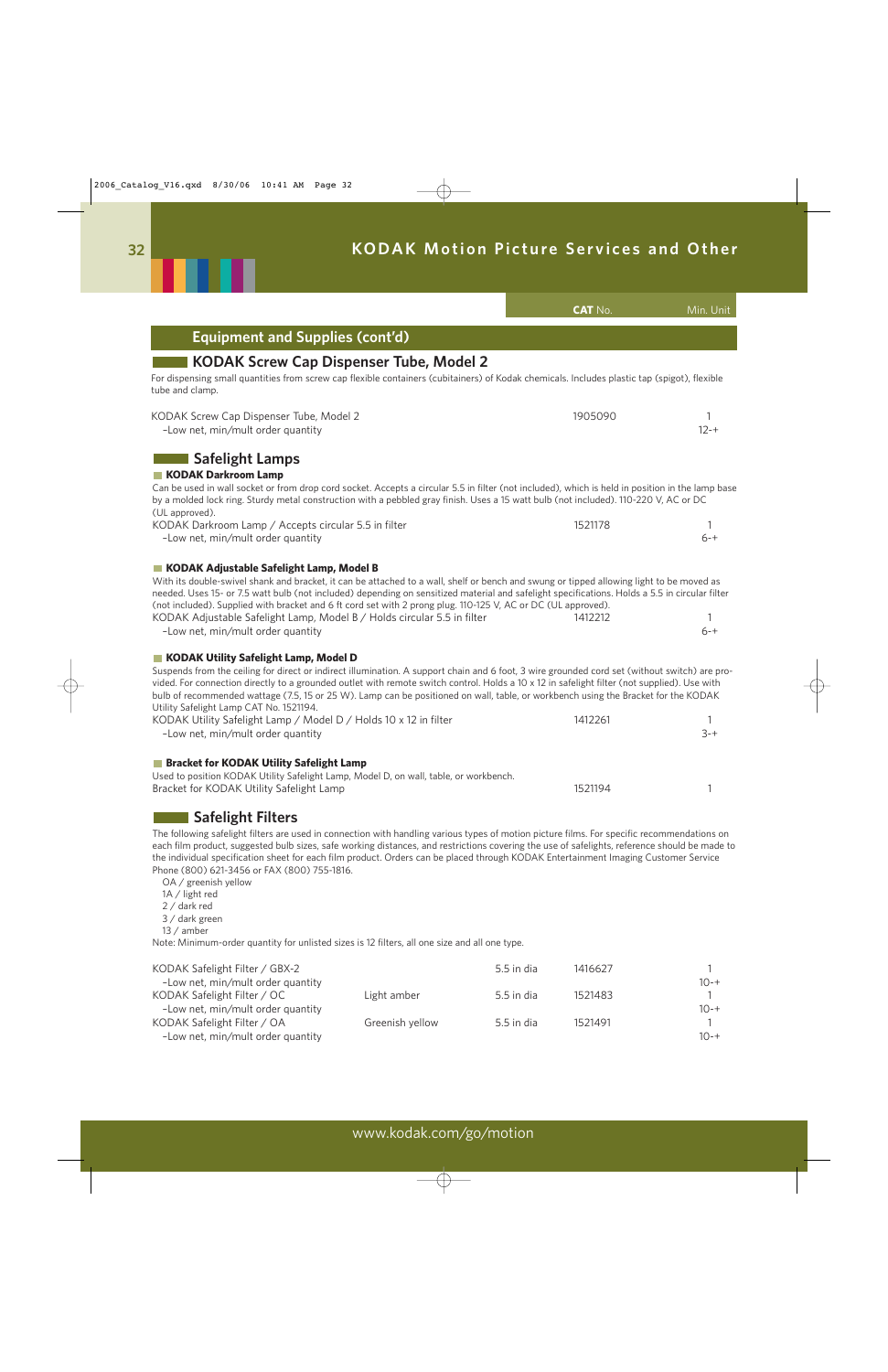## Equipment and Supplies (cont'd)

| | CAT No. | Min. Unit |
|---|---|---|

### KODAK Screw Cap Dispenser Tube, Model 2

For dispensing small quantities from screw cap flexible containers (cubitainers) of Kodak chemicals. Includes plastic tap (spigot), flexible tube and clamp.

| Item | CAT No. | Min. Unit |
|---|---|---|
| KODAK Screw Cap Dispenser Tube, Model 2 | 1905090 | 1 |
| –Low net, min/mult order quantity | | 12-+ |

### Safelight Lamps

#### KODAK Darkroom Lamp

Can be used in wall socket or from drop cord socket. Accepts a circular 5.5 in filter (not included), which is held in position in the lamp base by a molded lock ring. Sturdy metal construction with a pebbled gray finish. Uses a 15 watt bulb (not included). 110-220 V, AC or DC (UL approved).

| Item | CAT No. | Min. Unit |
|---|---|---|
| KODAK Darkroom Lamp / Accepts circular 5.5 in filter | 1521178 | 1 |
| –Low net, min/mult order quantity | | 6-+ |

#### KODAK Adjustable Safelight Lamp, Model B

With its double-swivel shank and bracket, it can be attached to a wall, shelf or bench and swung or tipped allowing light to be moved as needed. Uses 15- or 7.5 watt bulb (not included) depending on sensitized material and safelight specifications. Holds a 5.5 in circular filter (not included). Supplied with bracket and 6 ft cord set with 2 prong plug. 110-125 V, AC or DC (UL approved).

| Item | CAT No. | Min. Unit |
|---|---|---|
| KODAK Adjustable Safelight Lamp, Model B / Holds circular 5.5 in filter | 1412212 | 1 |
| –Low net, min/mult order quantity | | 6-+ |

#### KODAK Utility Safelight Lamp, Model D

Suspends from the ceiling for direct or indirect illumination. A support chain and 6 foot, 3 wire grounded cord set (without switch) are provided. For connection directly to a grounded outlet with remote switch control. Holds a 10 x 12 in safelight filter (not supplied). Use with bulb of recommended wattage (7.5, 15 or 25 W). Lamp can be positioned on wall, table, or workbench using the Bracket for the KODAK Utility Safelight Lamp CAT No. 1521194.

| Item | CAT No. | Min. Unit |
|---|---|---|
| KODAK Utility Safelight Lamp / Model D / Holds 10 x 12 in filter | 1412261 | 1 |
| –Low net, min/mult order quantity | | 3-+ |

#### Bracket for KODAK Utility Safelight Lamp

Used to position KODAK Utility Safelight Lamp, Model D, on wall, table, or workbench.

| Item | CAT No. | Min. Unit |
|---|---|---|
| Bracket for KODAK Utility Safelight Lamp | 1521194 | 1 |

### Safelight Filters

The following safelight filters are used in connection with handling various types of motion picture films. For specific recommendations on each film product, suggested bulb sizes, safe working distances, and restrictions covering the use of safelights, reference should be made to the individual specification sheet for each film product. Orders can be placed through KODAK Entertainment Imaging Customer Service Phone (800) 621-3456 or FAX (800) 755-1816.

- OA / greenish yellow
- 1A / light red
- 2 / dark red
- 3 / dark green
- 13 / amber

Note: Minimum-order quantity for unlisted sizes is 12 filters, all one size and all one type.

| Item | Color | Size | CAT No. | Min. Unit |
|---|---|---|---|---|
| KODAK Safelight Filter / GBX-2 | | 5.5 in dia | 1416627 | 1 |
| –Low net, min/mult order quantity | | | | 10-+ |
| KODAK Safelight Filter / OC | Light amber | 5.5 in dia | 1521483 | 1 |
| –Low net, min/mult order quantity | | | | 10-+ |
| KODAK Safelight Filter / OA | Greenish yellow | 5.5 in dia | 1521491 | 1 |
| –Low net, min/mult order quantity | | | | 10-+ |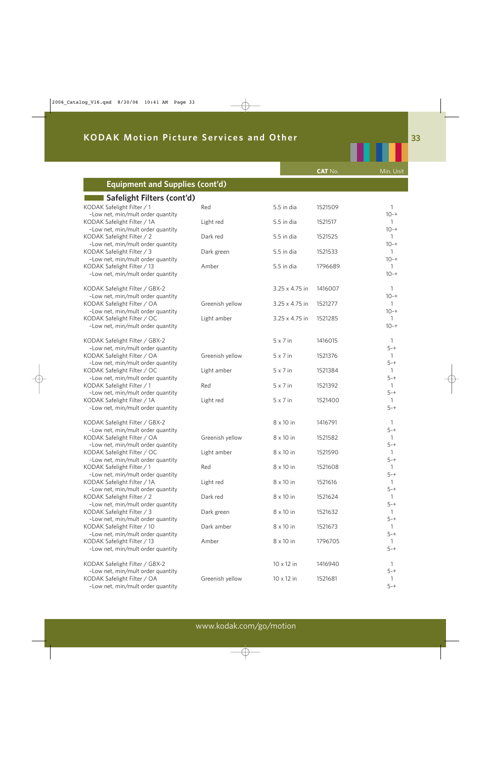## KODAK Motion Picture Services and Other

### Equipment and Supplies (cont'd)

#### Safelight Filters (cont'd)

| | | | CAT No. | Min. Unit |
|---|---|---|---|---|
| KODAK Safelight Filter / 1 | Red | 5.5 in dia | 1521509 | 1 |
| -Low net, min/mult order quantity | | | | 10-+ |
| KODAK Safelight Filter / 1A | Light red | 5.5 in dia | 1521517 | 1 |
| -Low net, min/mult order quantity | | | | 10-+ |
| KODAK Safelight Filter / 2 | Dark red | 5.5 in dia | 1521525 | 1 |
| -Low net, min/mult order quantity | | | | 10-+ |
| KODAK Safelight Filter / 3 | Dark green | 5.5 in dia | 1521533 | 1 |
| -Low net, min/mult order quantity | | | | 10-+ |
| KODAK Safelight Filter / 13 | Amber | 5.5 in dia | 1796689 | 1 |
| -Low net, min/mult order quantity | | | | 10-+ |
| KODAK Safelight Filter / GBX-2 | | 3.25 x 4.75 in | 1416007 | 1 |
| -Low net, min/mult order quantity | | | | 10-+ |
| KODAK Safelight Filter / OA | Greenish yellow | 3.25 x 4.75 in | 1521277 | 1 |
| -Low net, min/mult order quantity | | | | 10-+ |
| KODAK Safelight Filter / OC | Light amber | 3.25 x 4.75 in | 1521285 | 1 |
| -Low net, min/mult order quantity | | | | 10-+ |
| KODAK Safelight Filter / GBX-2 | | 5 x 7 in | 1416015 | 1 |
| -Low net, min/mult order quantity | | | | 5-+ |
| KODAK Safelight Filter / OA | Greenish yellow | 5 x 7 in | 1521376 | 1 |
| -Low net, min/mult order quantity | | | | 5-+ |
| KODAK Safelight Filter / OC | Light amber | 5 x 7 in | 1521384 | 1 |
| -Low net, min/mult order quantity | | | | 5-+ |
| KODAK Safelight Filter / 1 | Red | 5 x 7 in | 1521392 | 1 |
| -Low net, min/mult order quantity | | | | 5-+ |
| KODAK Safelight Filter / 1A | Light red | 5 x 7 in | 1521400 | 1 |
| -Low net, min/mult order quantity | | | | 5-+ |
| KODAK Safelight Filter / GBX-2 | | 8 x 10 in | 1416791 | 1 |
| -Low net, min/mult order quantity | | | | 5-+ |
| KODAK Safelight Filter / OA | Greenish yellow | 8 x 10 in | 1521582 | 1 |
| -Low net, min/mult order quantity | | | | 5-+ |
| KODAK Safelight Filter / OC | Light amber | 8 x 10 in | 1521590 | 1 |
| -Low net, min/mult order quantity | | | | 5-+ |
| KODAK Safelight Filter / 1 | Red | 8 x 10 in | 1521608 | 1 |
| -Low net, min/mult order quantity | | | | 5-+ |
| KODAK Safelight Filter / 1A | Light red | 8 x 10 in | 1521616 | 1 |
| -Low net, min/mult order quantity | | | | 5-+ |
| KODAK Safelight Filter / 2 | Dark red | 8 x 10 in | 1521624 | 1 |
| -Low net, min/mult order quantity | | | | 5-+ |
| KODAK Safelight Filter / 3 | Dark green | 8 x 10 in | 1521632 | 1 |
| -Low net, min/mult order quantity | | | | 5-+ |
| KODAK Safelight Filter / 10 | Dark amber | 8 x 10 in | 1521673 | 1 |
| -Low net, min/mult order quantity | | | | 5-+ |
| KODAK Safelight Filter / 13 | Amber | 8 x 10 in | 1796705 | 1 |
| -Low net, min/mult order quantity | | | | 5-+ |
| KODAK Safelight Filter / GBX-2 | | 10 x 12 in | 1416940 | 1 |
| -Low net, min/mult order quantity | | | | 5-+ |
| KODAK Safelight Filter / OA | Greenish yellow | 10 x 12 in | 1521681 | 1 |
| -Low net, min/mult order quantity | | | | 5-+ |

www.kodak.com/go/motion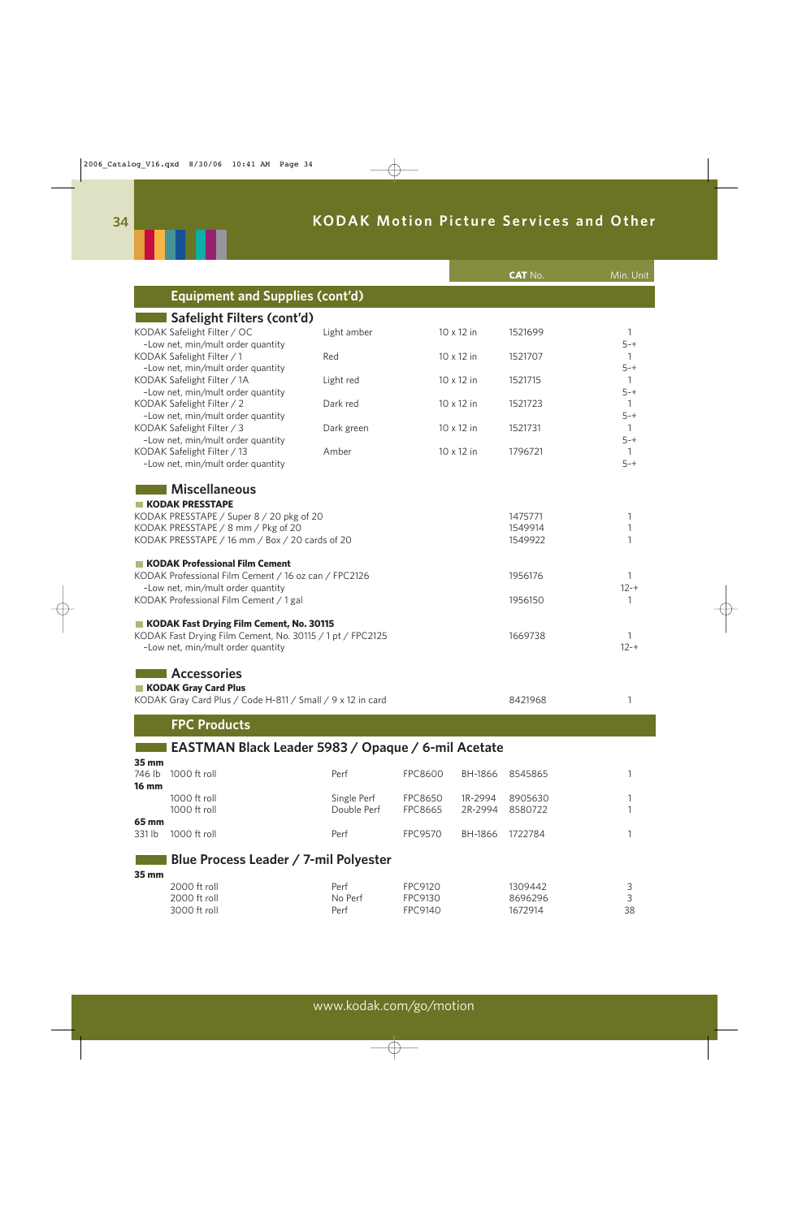# KODAK Motion Picture Services and Other

| | | | | | CAT No. | Min. Unit |
|---|---|---|---|---|---|---|

## Equipment and Supplies (cont'd)

### Safelight Filters (cont'd)

| | | | | |
|---|---|---|---|---|
| KODAK Safelight Filter / OC | Light amber | 10 x 12 in | 1521699 | 1 |
| -Low net, min/mult order quantity | | | | 5-+ |
| KODAK Safelight Filter / 1 | Red | 10 x 12 in | 1521707 | 1 |
| -Low net, min/mult order quantity | | | | 5-+ |
| KODAK Safelight Filter / 1A | Light red | 10 x 12 in | 1521715 | 1 |
| -Low net, min/mult order quantity | | | | 5-+ |
| KODAK Safelight Filter / 2 | Dark red | 10 x 12 in | 1521723 | 1 |
| -Low net, min/mult order quantity | | | | 5-+ |
| KODAK Safelight Filter / 3 | Dark green | 10 x 12 in | 1521731 | 1 |
| -Low net, min/mult order quantity | | | | 5-+ |
| KODAK Safelight Filter / 13 | Amber | 10 x 12 in | 1796721 | 1 |
| -Low net, min/mult order quantity | | | | 5-+ |

### Miscellaneous

**KODAK PRESSTAPE**

| | | |
|---|---|---|
| KODAK PRESSTAPE / Super 8 / 20 pkg of 20 | 1475771 | 1 |
| KODAK PRESSTAPE / 8 mm / Pkg of 20 | 1549914 | 1 |
| KODAK PRESSTAPE / 16 mm / Box / 20 cards of 20 | 1549922 | 1 |

**KODAK Professional Film Cement**

| | | |
|---|---|---|
| KODAK Professional Film Cement / 16 oz can / FPC2126 | 1956176 | 1 |
| -Low net, min/mult order quantity | | 12-+ |
| KODAK Professional Film Cement / 1 gal | 1956150 | 1 |

**KODAK Fast Drying Film Cement, No. 30115**

| | | |
|---|---|---|
| KODAK Fast Drying Film Cement, No. 30115 / 1 pt / FPC2125 | 1669738 | 1 |
| -Low net, min/mult order quantity | | 12-+ |

### Accessories

**KODAK Gray Card Plus**

| | | |
|---|---|---|
| KODAK Gray Card Plus / Code H-811 / Small / 9 x 12 in card | 8421968 | 1 |

## FPC Products

### EASTMAN Black Leader 5983 / Opaque / 6-mil Acetate

| | | | | | | |
|---|---|---|---|---|---|---|
| **35 mm** | | | | | | |
| 746 lb | 1000 ft roll | Perf | FPC8600 | BH-1866 | 8545865 | 1 |
| **16 mm** | | | | | | |
| | 1000 ft roll | Single Perf | FPC8650 | 1R-2994 | 8905630 | 1 |
| | 1000 ft roll | Double Perf | FPC8665 | 2R-2994 | 8580722 | 1 |
| **65 mm** | | | | | | |
| 331 lb | 1000 ft roll | Perf | FPC9570 | BH-1866 | 1722784 | 1 |

### Blue Process Leader / 7-mil Polyester

| | | | | | |
|---|---|---|---|---|---|
| **35 mm** | | | | | |
| | 2000 ft roll | Perf | FPC9120 | 1309442 | 3 |
| | 2000 ft roll | No Perf | FPC9130 | 8696296 | 3 |
| | 3000 ft roll | Perf | FPC9140 | 1672914 | 38 |

www.kodak.com/go/motion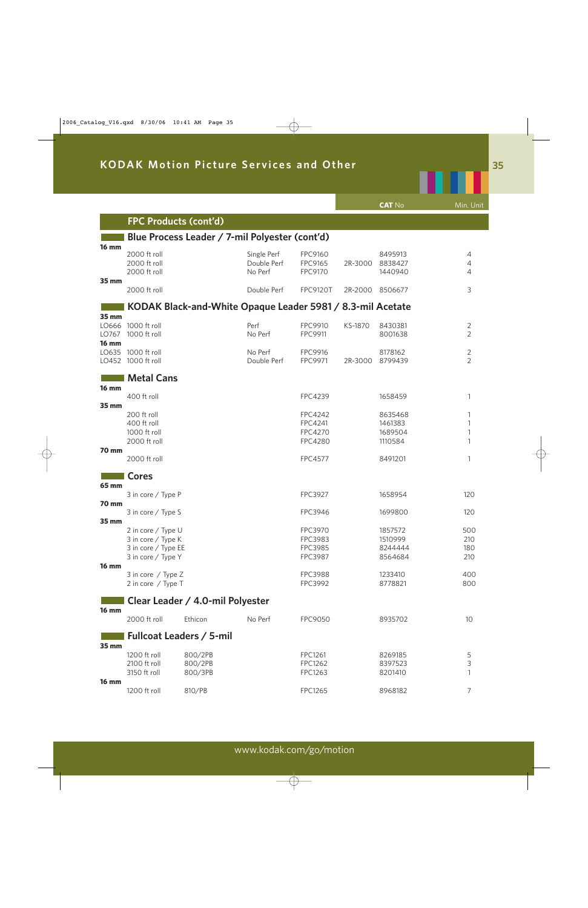# KODAK Motion Picture Services and Other

## FPC Products (cont'd)

| | | | | | | CAT No | Min. Unit |
|---|---|---|---|---|---|---|---|

### Blue Process Leader / 7-mil Polyester (cont'd)

| | Description | | Perf | FPC | | CAT No | Min. Unit |
|---|---|---|---|---|---|---|---|
| **16 mm** | | | | | | | |
| | 2000 ft roll | | Single Perf | FPC9160 | | 8495913 | 4 |
| | 2000 ft roll | | Double Perf | FPC9165 | 2R-3000 | 8838427 | 4 |
| | 2000 ft roll | | No Perf | FPC9170 | | 1440940 | 4 |
| **35 mm** | | | | | | | |
| | 2000 ft roll | | Double Perf | FPC9120T | 2R-2000 | 8506677 | 3 |

### KODAK Black-and-White Opaque Leader 5981 / 8.3-mil Acetate

| | Description | | Perf | FPC | | CAT No | Min. Unit |
|---|---|---|---|---|---|---|---|
| **35 mm** | | | | | | | |
| LO666 | 1000 ft roll | | Perf | FPC9910 | KS-1870 | 8430381 | 2 |
| LO767 | 1000 ft roll | | No Perf | FPC9911 | | 8001638 | 2 |
| **16 mm** | | | | | | | |
| LO635 | 1000 ft roll | | No Perf | FPC9916 | | 8178162 | 2 |
| LO452 | 1000 ft roll | | Double Perf | FPC9971 | 2R-3000 | 8799439 | 2 |

### Metal Cans

| | Description | FPC | CAT No | Min. Unit |
|---|---|---|---|---|
| **16 mm** | | | | |
| | 400 ft roll | FPC4239 | 1658459 | 1 |
| **35 mm** | | | | |
| | 200 ft roll | FPC4242 | 8635468 | 1 |
| | 400 ft roll | FPC4241 | 1461383 | 1 |
| | 1000 ft roll | FPC4270 | 1689504 | 1 |
| | 2000 ft roll | FPC4280 | 1110584 | 1 |
| **70 mm** | | | | |
| | 2000 ft roll | FPC4577 | 8491201 | 1 |

### Cores

| | Description | FPC | CAT No | Min. Unit |
|---|---|---|---|---|
| **65 mm** | | | | |
| | 3 in core / Type P | FPC3927 | 1658954 | 120 |
| **70 mm** | | | | |
| | 3 in core / Type S | FPC3946 | 1699800 | 120 |
| **35 mm** | | | | |
| | 2 in core / Type U | FPC3970 | 1857572 | 500 |
| | 3 in core / Type K | FPC3983 | 1510999 | 210 |
| | 3 in core / Type EE | FPC3985 | 8244444 | 180 |
| | 3 in core / Type Y | FPC3987 | 8564684 | 210 |
| **16 mm** | | | | |
| | 3 in core / Type Z | FPC3988 | 1233410 | 400 |
| | 2 in core / Type T | FPC3992 | 8778821 | 800 |

### Clear Leader / 4.0-mil Polyester

| | Description | | Perf | FPC | CAT No | Min. Unit |
|---|---|---|---|---|---|---|
| **16 mm** | | | | | | |
| | 2000 ft roll | Ethicon | No Perf | FPC9050 | 8935702 | 10 |

### Fullcoat Leaders / 5-mil

| | Description | | FPC | CAT No | Min. Unit |
|---|---|---|---|---|---|
| **35 mm** | | | | | |
| | 1200 ft roll | 800/2PB | FPC1261 | 8269185 | 5 |
| | 2100 ft roll | 800/2PB | FPC1262 | 8397523 | 3 |
| | 3150 ft roll | 800/3PB | FPC1263 | 8201410 | 1 |
| **16 mm** | | | | | |
| | 1200 ft roll | 810/PB | FPC1265 | 8968182 | 7 |

www.kodak.com/go/motion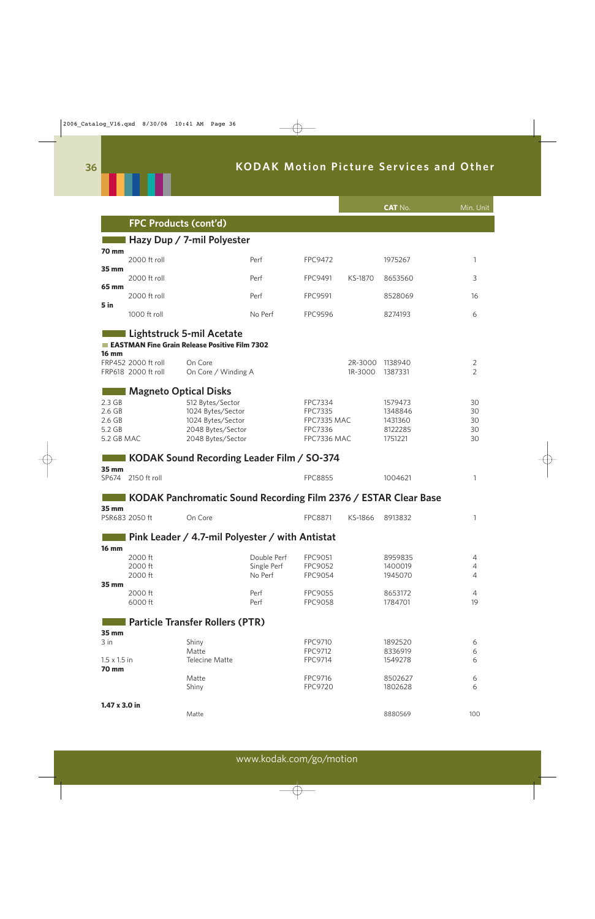## KODAK Motion Picture Services and Other

| | | | | | CAT No. | Min. Unit |
|---|---|---|---|---|---|---|

### FPC Products (cont'd)

#### Hazy Dup / 7-mil Polyester

| Size | Description | Perf | Product | | CAT No. | Min. Unit |
|---|---|---|---|---|---|---|
| **70 mm** | | | | | | |
| | 2000 ft roll | Perf | FPC9472 | | 1975267 | 1 |
| **35 mm** | | | | | | |
| | 2000 ft roll | Perf | FPC9491 | KS-1870 | 8653560 | 3 |
| **65 mm** | | | | | | |
| | 2000 ft roll | Perf | FPC9591 | | 8528069 | 16 |
| **5 in** | | | | | | |
| | 1000 ft roll | No Perf | FPC9596 | | 8274193 | 6 |

#### Lightstruck 5-mil Acetate

**EASTMAN Fine Grain Release Positive Film 7302**

| Size | Description | | | | CAT No. | Min. Unit |
|---|---|---|---|---|---|---|
| **16 mm** | | | | | | |
| FRP452 2000 ft roll | On Core | | | 2R-3000 | 1138940 | 2 |
| FRP618 2000 ft roll | On Core / Winding A | | | 1R-3000 | 1387331 | 2 |

#### Magneto Optical Disks

| Size | Description | Product | CAT No. | Min. Unit |
|---|---|---|---|---|
| 2.3 GB | 512 Bytes/Sector | FPC7334 | 1579473 | 30 |
| 2.6 GB | 1024 Bytes/Sector | FPC7335 | 1348846 | 30 |
| 2.6 GB | 1024 Bytes/Sector | FPC7335 MAC | 1431360 | 30 |
| 5.2 GB | 2048 Bytes/Sector | FPC7336 | 8122285 | 30 |
| 5.2 GB MAC | 2048 Bytes/Sector | FPC7336 MAC | 1751221 | 30 |

#### KODAK Sound Recording Leader Film / SO-374

| Size | Description | Product | CAT No. | Min. Unit |
|---|---|---|---|---|
| **35 mm** | | | | |
| SP674 | 2150 ft roll | FPC8855 | 1004621 | 1 |

#### KODAK Panchromatic Sound Recording Film 2376 / ESTAR Clear Base

| Size | Description | Product | | CAT No. | Min. Unit |
|---|---|---|---|---|---|
| **35 mm** | | | | | |
| PSR683 2050 ft | On Core | FPC8871 | KS-1866 | 8913832 | 1 |

#### Pink Leader / 4.7-mil Polyester / with Antistat

| Size | Description | Perf | Product | CAT No. | Min. Unit |
|---|---|---|---|---|---|
| **16 mm** | | | | | |
| | 2000 ft | Double Perf | FPC9051 | 8959835 | 4 |
| | 2000 ft | Single Perf | FPC9052 | 1400019 | 4 |
| | 2000 ft | No Perf | FPC9054 | 1945070 | 4 |
| **35 mm** | | | | | |
| | 2000 ft | Perf | FPC9055 | 8653172 | 4 |
| | 6000 ft | Perf | FPC9058 | 1784701 | 19 |

#### Particle Transfer Rollers (PTR)

| Size | Description | Product | CAT No. | Min. Unit |
|---|---|---|---|---|
| **35 mm** | | | | |
| 3 in | Shiny | FPC9710 | 1892520 | 6 |
| | Matte | FPC9712 | 8336919 | 6 |
| 1.5 x 1.5 in | Telecine Matte | FPC9714 | 1549278 | 6 |
| **70 mm** | | | | |
| | Matte | FPC9716 | 8502627 | 6 |
| | Shiny | FPC9720 | 1802628 | 6 |
| **1.47 x 3.0 in** | | | | |
| | Matte | | 8880569 | 100 |

www.kodak.com/go/motion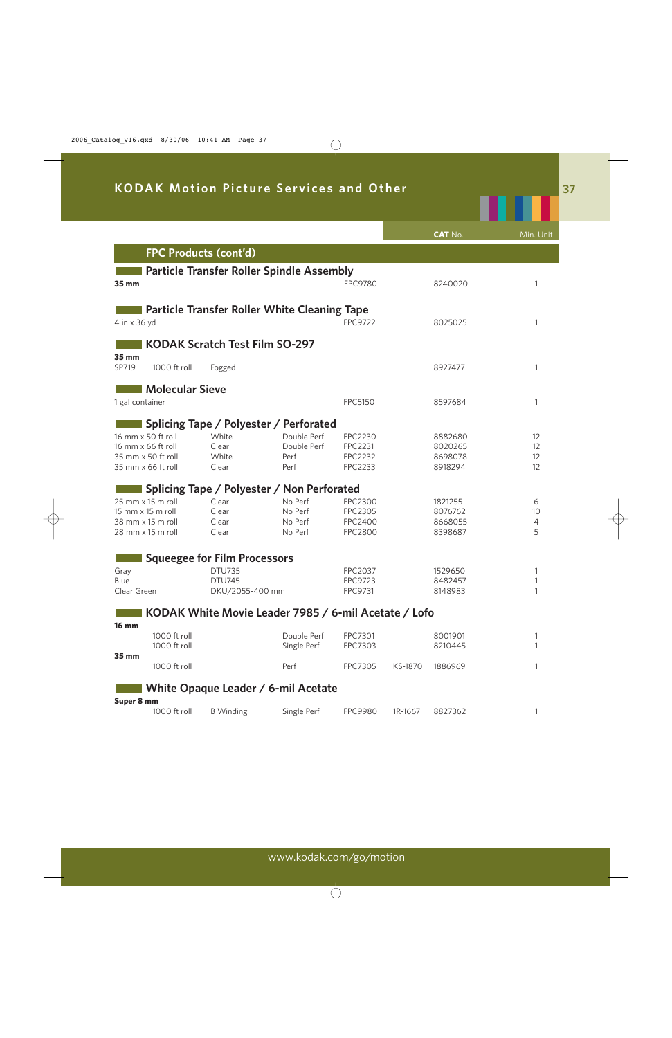# KODAK Motion Picture Services and Other

| | | | | | CAT No. | Min. Unit |
|---|---|---|---|---|---|---|

## FPC Products (cont'd)

### Particle Transfer Roller Spindle Assembly

| | | | | | CAT No. | Min. Unit |
|---|---|---|---|---|---|---|
| **35 mm** | | | FPC9780 | | 8240020 | 1 |

### Particle Transfer Roller White Cleaning Tape

| | | | | | CAT No. | Min. Unit |
|---|---|---|---|---|---|---|
| 4 in x 36 yd | | | FPC9722 | | 8025025 | 1 |

### KODAK Scratch Test Film SO-297

| | | | | | CAT No. | Min. Unit |
|---|---|---|---|---|---|---|
| **35 mm** | | | | | | |
| SP719 | 1000 ft roll | Fogged | | | 8927477 | 1 |

### Molecular Sieve

| | | | | | CAT No. | Min. Unit |
|---|---|---|---|---|---|---|
| 1 gal container | | | FPC5150 | | 8597684 | 1 |

### Splicing Tape / Polyester / Perforated

| | | | | | CAT No. | Min. Unit |
|---|---|---|---|---|---|---|
| 16 mm x 50 ft roll | White | Double Perf | FPC2230 | | 8882680 | 12 |
| 16 mm x 66 ft roll | Clear | Double Perf | FPC2231 | | 8020265 | 12 |
| 35 mm x 50 ft roll | White | Perf | FPC2232 | | 8698078 | 12 |
| 35 mm x 66 ft roll | Clear | Perf | FPC2233 | | 8918294 | 12 |

### Splicing Tape / Polyester / Non Perforated

| | | | | | CAT No. | Min. Unit |
|---|---|---|---|---|---|---|
| 25 mm x 15 m roll | Clear | No Perf | FPC2300 | | 1821255 | 6 |
| 15 mm x 15 m roll | Clear | No Perf | FPC2305 | | 8076762 | 10 |
| 38 mm x 15 m roll | Clear | No Perf | FPC2400 | | 8668055 | 4 |
| 28 mm x 15 m roll | Clear | No Perf | FPC2800 | | 8398687 | 5 |

### Squeegee for Film Processors

| | | | | | CAT No. | Min. Unit |
|---|---|---|---|---|---|---|
| Gray | DTU735 | | FPC2037 | | 1529650 | 1 |
| Blue | DTU745 | | FPC9723 | | 8482457 | 1 |
| Clear Green | DKU/2055-400 mm | | FPC9731 | | 8148983 | 1 |

### KODAK White Movie Leader 7985 / 6-mil Acetate / Lofo

| | | | | | CAT No. | Min. Unit |
|---|---|---|---|---|---|---|
| **16 mm** | | | | | | |
| | 1000 ft roll | Double Perf | FPC7301 | | 8001901 | 1 |
| | 1000 ft roll | Single Perf | FPC7303 | | 8210445 | 1 |
| **35 mm** | | | | | | |
| | 1000 ft roll | Perf | FPC7305 | KS-1870 | 1886969 | 1 |

### White Opaque Leader / 6-mil Acetate

| | | | | | | CAT No. | Min. Unit |
|---|---|---|---|---|---|---|---|
| **Super 8 mm** | | | | | | | |
| | 1000 ft roll | B Winding | Single Perf | FPC9980 | 1R-1667 | 8827362 | 1 |

www.kodak.com/go/motion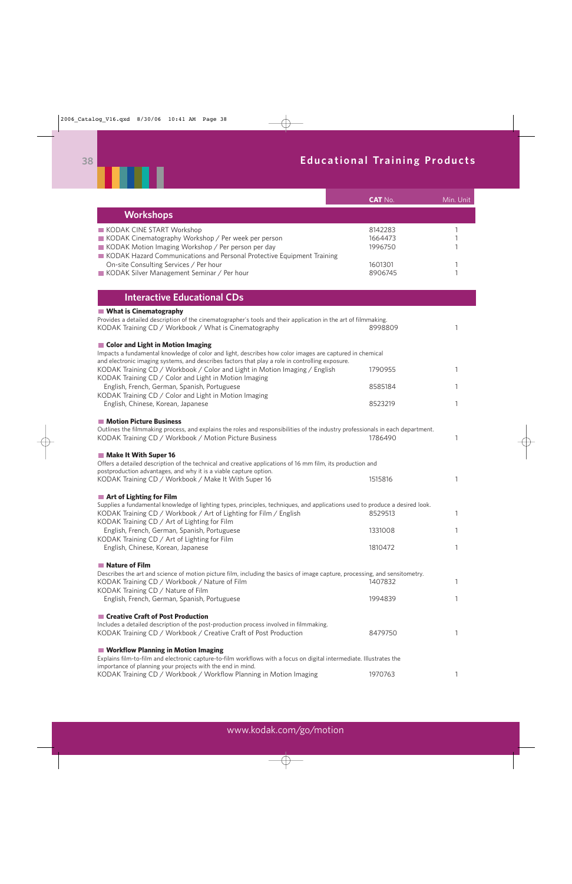# Educational Training Products

| | CAT No. | Min. Unit |
|---|---|---|
| **Workshops** | | |
| KODAK CINE START Workshop | 8142283 | 1 |
| KODAK Cinematography Workshop / Per week per person | 1664473 | 1 |
| KODAK Motion Imaging Workshop / Per person per day | 1996750 | 1 |
| KODAK Hazard Communications and Personal Protective Equipment Training On-site Consulting Services / Per hour | 1601301 | 1 |
| KODAK Silver Management Seminar / Per hour | 8906745 | 1 |

## Interactive Educational CDs

### What is Cinematography

Provides a detailed description of the cinematographer's tools and their application in the art of filmmaking.

| | CAT No. | Min. Unit |
|---|---|---|
| KODAK Training CD / Workbook / What is Cinematography | 8998809 | 1 |

### Color and Light in Motion Imaging

Impacts a fundamental knowledge of color and light, describes how color images are captured in chemical and electronic imaging systems, and describes factors that play a role in controlling exposure.

| | CAT No. | Min. Unit |
|---|---|---|
| KODAK Training CD / Workbook / Color and Light in Motion Imaging / English | 1790955 | 1 |
| KODAK Training CD / Color and Light in Motion Imaging English, French, German, Spanish, Portuguese | 8585184 | 1 |
| KODAK Training CD / Color and Light in Motion Imaging English, Chinese, Korean, Japanese | 8523219 | 1 |

### Motion Picture Business

Outlines the filmmaking process, and explains the roles and responsibilities of the industry professionals in each department.

| | CAT No. | Min. Unit |
|---|---|---|
| KODAK Training CD / Workbook / Motion Picture Business | 1786490 | 1 |

### Make It With Super 16

Offers a detailed description of the technical and creative applications of 16 mm film, its production and postproduction advantages, and why it is a viable capture option.

| | CAT No. | Min. Unit |
|---|---|---|
| KODAK Training CD / Workbook / Make It With Super 16 | 1515816 | 1 |

### Art of Lighting for Film

Supplies a fundamental knowledge of lighting types, principles, techniques, and applications used to produce a desired look.

| | CAT No. | Min. Unit |
|---|---|---|
| KODAK Training CD / Workbook / Art of Lighting for Film / English | 8529513 | 1 |
| KODAK Training CD / Art of Lighting for Film English, French, German, Spanish, Portuguese | 1331008 | 1 |
| KODAK Training CD / Art of Lighting for Film English, Chinese, Korean, Japanese | 1810472 | 1 |

### Nature of Film

Describes the art and science of motion picture film, including the basics of image capture, processing, and sensitometry.

| | CAT No. | Min. Unit |
|---|---|---|
| KODAK Training CD / Workbook / Nature of Film | 1407832 | 1 |
| KODAK Training CD / Nature of Film English, French, German, Spanish, Portuguese | 1994839 | 1 |

### Creative Craft of Post Production

Includes a detailed description of the post-production process involved in filmmaking.

| | CAT No. | Min. Unit |
|---|---|---|
| KODAK Training CD / Workbook / Creative Craft of Post Production | 8479750 | 1 |

### Workflow Planning in Motion Imaging

Explains film-to-film and electronic capture-to-film workflows with a focus on digital intermediate. Illustrates the importance of planning your projects with the end in mind.

| | CAT No. | Min. Unit |
|---|---|---|
| KODAK Training CD / Workbook / Workflow Planning in Motion Imaging | 1970763 | 1 |

www.kodak.com/go/motion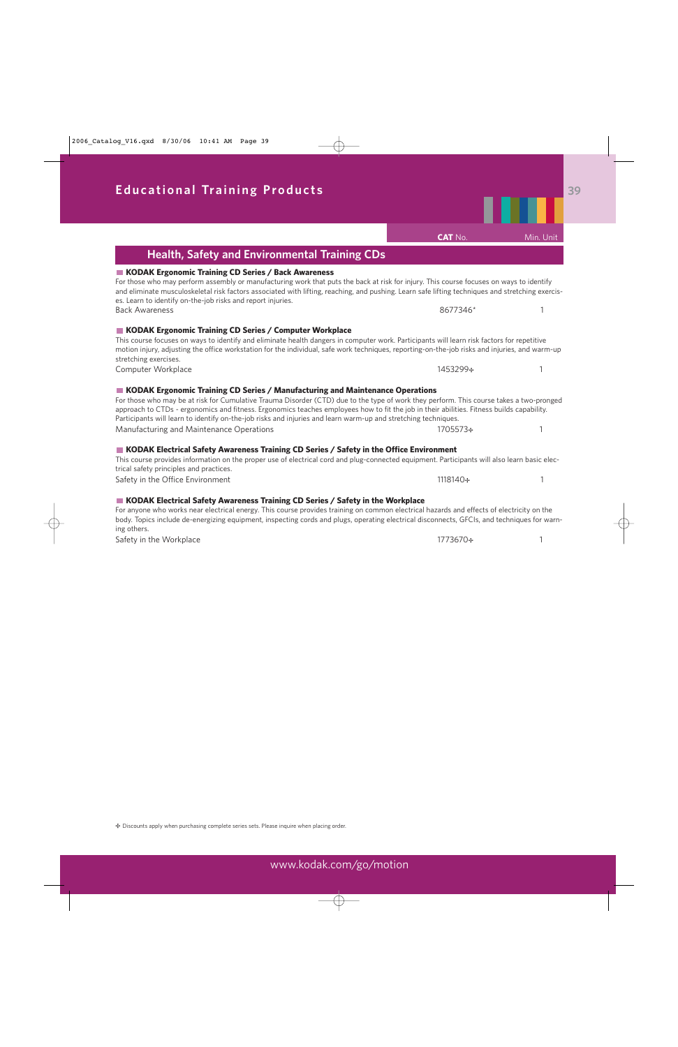# Educational Training Products

| | CAT No. | Min. Unit |
|---|---|---|

## Health, Safety and Environmental Training CDs

### KODAK Ergonomic Training CD Series / Back Awareness

For those who may perform assembly or manufacturing work that puts the back at risk for injury. This course focuses on ways to identify and eliminate musculoskeletal risk factors associated with lifting, reaching, and pushing. Learn safe lifting techniques and stretching exercises. Learn to identify on-the-job risks and report injuries.

| | CAT No. | Min. Unit |
|---|---|---|
| Back Awareness | 8677346* | 1 |

### KODAK Ergonomic Training CD Series / Computer Workplace

This course focuses on ways to identify and eliminate health dangers in computer work. Participants will learn risk factors for repetitive motion injury, adjusting the office workstation for the individual, safe work techniques, reporting-on-the-job risks and injuries, and warm-up stretching exercises.

| | CAT No. | Min. Unit |
|---|---|---|
| Computer Workplace | 1453299✢ | 1 |

### KODAK Ergonomic Training CD Series / Manufacturing and Maintenance Operations

For those who may be at risk for Cumulative Trauma Disorder (CTD) due to the type of work they perform. This course takes a two-pronged approach to CTDs - ergonomics and fitness. Ergonomics teaches employees how to fit the job in their abilities. Fitness builds capability. Participants will learn to identify on-the-job risks and injuries and learn warm-up and stretching techniques.

| | CAT No. | Min. Unit |
|---|---|---|
| Manufacturing and Maintenance Operations | 1705573✢ | 1 |

### KODAK Electrical Safety Awareness Training CD Series / Safety in the Office Environment

This course provides information on the proper use of electrical cord and plug-connected equipment. Participants will also learn basic electrical safety principles and practices.

| | CAT No. | Min. Unit |
|---|---|---|
| Safety in the Office Environment | 1118140✢ | 1 |

### KODAK Electrical Safety Awareness Training CD Series / Safety in the Workplace

For anyone who works near electrical energy. This course provides training on common electrical hazards and effects of electricity on the body. Topics include de-energizing equipment, inspecting cords and plugs, operating electrical disconnects, GFCIs, and techniques for warning others.

| | CAT No. | Min. Unit |
|---|---|---|
| Safety in the Workplace | 1773670✢ | 1 |

✢ Discounts apply when purchasing complete series sets. Please inquire when placing order.

www.kodak.com/go/motion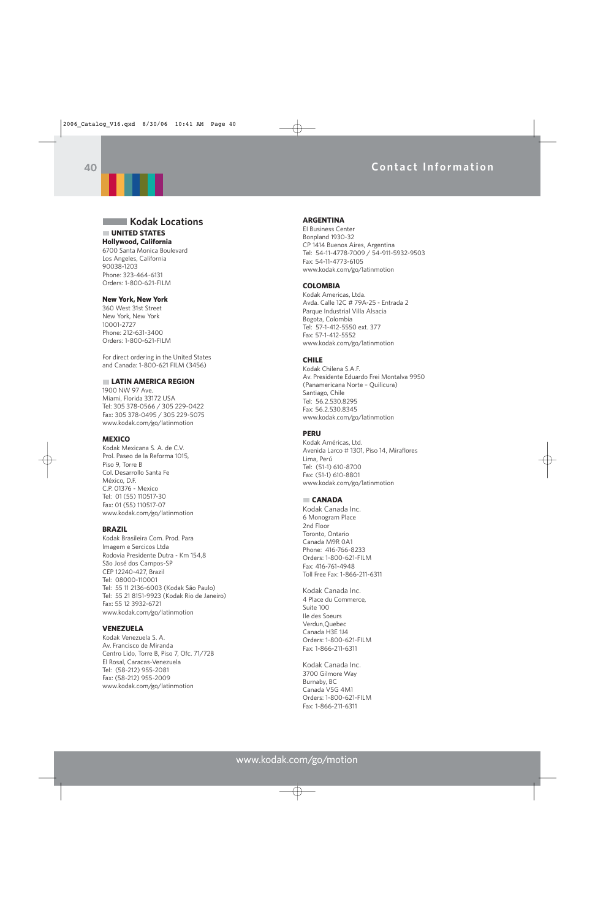# Contact Information

## Kodak Locations

### UNITED STATES

**Hollywood, California**
6700 Santa Monica Boulevard
Los Angeles, California
90038-1203
Phone: 323-464-6131
Orders: 1-800-621-FILM

**New York, New York**
360 West 31st Street
New York, New York
10001-2727
Phone: 212-631-3400
Orders: 1-800-621-FILM

For direct ordering in the United States and Canada: 1-800-621 FILM (3456)

### LATIN AMERICA REGION

1900 NW 97 Ave.
Miami, Florida 33172 USA
Tel: 305 378-0566 / 305 229-0422
Fax: 305 378-0495 / 305 229-5075
www.kodak.com/go/latinmotion

**MEXICO**
Kodak Mexicana S. A. de C.V.
Prol. Paseo de la Reforma 1015,
Piso 9, Torre B
Col. Desarrollo Santa Fe
México, D.F.
C.P. 01376 - Mexico
Tel: 01 (55) 110517-30
Fax: 01 (55) 110517-07
www.kodak.com/go/latinmotion

**BRAZIL**
Kodak Brasileira Com. Prod. Para
Imagem e Sercicos Ltda
Rodovia Presidente Dutra - Km 154,8
São José dos Campos-SP
CEP 12240-427, Brazil
Tel: 08000-110001
Tel: 55 11 2136-6003 (Kodak São Paulo)
Tel: 55 21 8151-9923 (Kodak Rio de Janeiro)
Fax: 55 12 3932-6721
www.kodak.com/go/latinmotion

**VENEZUELA**
Kodak Venezuela S. A.
Av. Francisco de Miranda
Centro Lido, Torre B, Piso 7, Ofc. 71/72B
El Rosal, Caracas-Venezuela
Tel: (58-212) 955-2081
Fax: (58-212) 955-2009
www.kodak.com/go/latinmotion

**ARGENTINA**
El Business Center
Bonpland 1930-32
CP 1414 Buenos Aires, Argentina
Tel: 54-11-4778-7009 / 54-911-5932-9503
Fax: 54-11-4773-6105
www.kodak.com/go/latinmotion

**COLOMBIA**
Kodak Americas, Ltda.
Avda. Calle 12C # 79A-25 - Entrada 2
Parque Industrial Villa Alsacia
Bogota, Colombia
Tel: 57-1-412-5550 ext. 377
Fax: 57-1-412-5552
www.kodak.com/go/latinmotion

**CHILE**
Kodak Chilena S.A.F.
Av. Presidente Eduardo Frei Montalva 9950
(Panamericana Norte – Quilicura)
Santiago, Chile
Tel: 56.2.530.8295
Fax: 56.2.530.8345
www.kodak.com/go/latinmotion

**PERU**
Kodak Américas, Ltd.
Avenida Larco # 1301, Piso 14, Miraflores
Lima, Perú
Tel: (51-1) 610-8700
Fax: (51-1) 610-8801
www.kodak.com/go/latinmotion

### CANADA

Kodak Canada Inc.
6 Monogram Place
2nd Floor
Toronto, Ontario
Canada M9R 0A1
Phone: 416-766-8233
Orders: 1-800-621-FILM
Fax: 416-761-4948
Toll Free Fax: 1-866-211-6311

Kodak Canada Inc.
4 Place du Commerce,
Suite 100
Ile des Soeurs
Verdun,Quebec
Canada H3E 1J4
Orders: 1-800-621-FILM
Fax: 1-866-211-6311

Kodak Canada Inc.
3700 Gilmore Way
Burnaby, BC
Canada V5G 4M1
Orders: 1-800-621-FILM
Fax: 1-866-211-6311

www.kodak.com/go/motion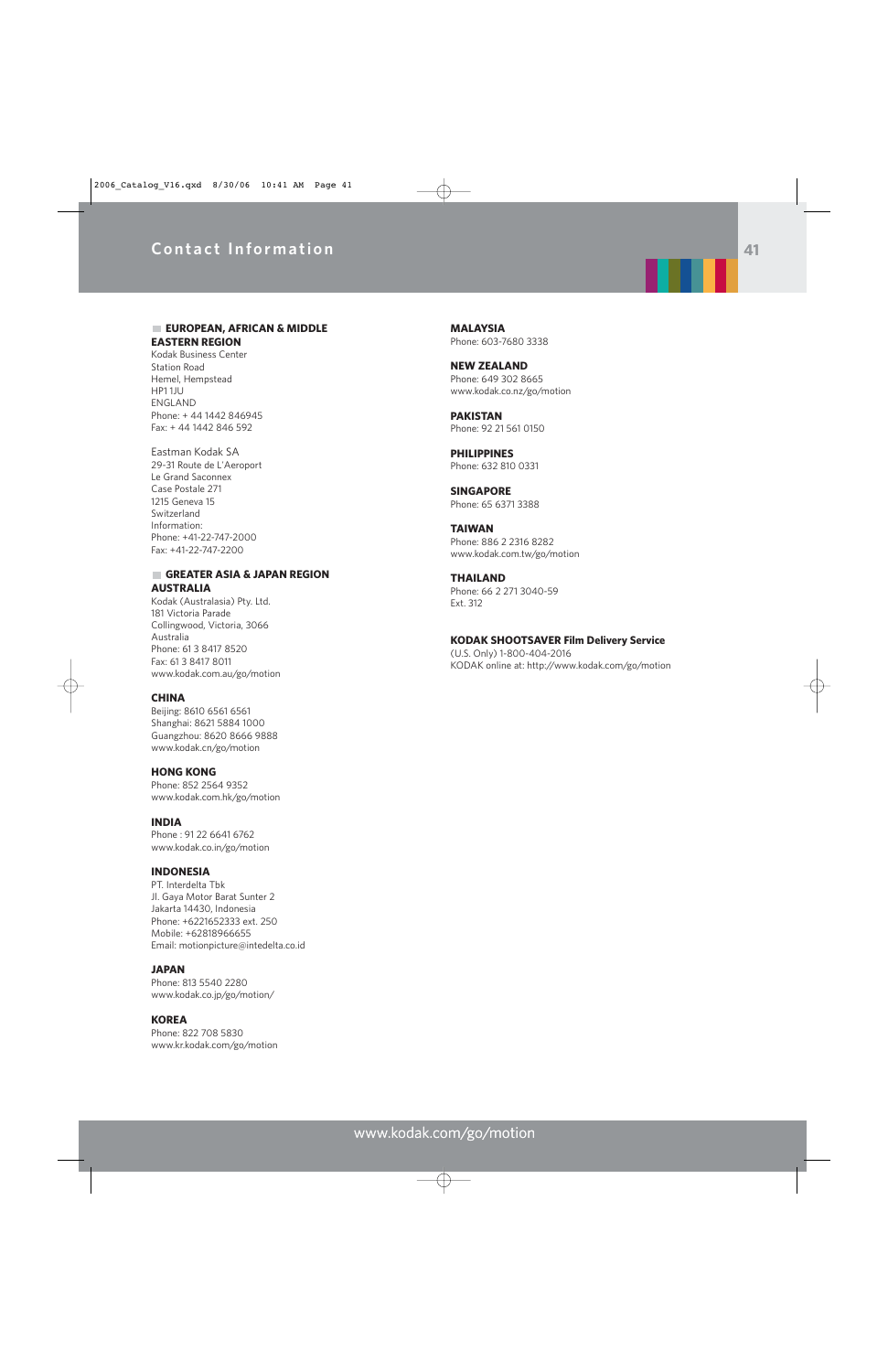# Contact Information

## EUROPEAN, AFRICAN & MIDDLE EASTERN REGION

Kodak Business Center
Station Road
Hemel, Hempstead
HP1 1JU
ENGLAND
Phone: + 44 1442 846945
Fax: + 44 1442 846 592

Eastman Kodak SA
29-31 Route de L'Aeroport
Le Grand Saconnex
Case Postale 271
1215 Geneva 15
Switzerland
Information:
Phone: +41-22-747-2000
Fax: +41-22-747-2200

## GREATER ASIA & JAPAN REGION

**AUSTRALIA**
Kodak (Australasia) Pty. Ltd.
181 Victoria Parade
Collingwood, Victoria, 3066
Australia
Phone: 61 3 8417 8520
Fax: 61 3 8417 8011
www.kodak.com.au/go/motion

**CHINA**
Beijing: 8610 6561 6561
Shanghai: 8621 5884 1000
Guangzhou: 8620 8666 9888
www.kodak.cn/go/motion

**HONG KONG**
Phone: 852 2564 9352
www.kodak.com.hk/go/motion

**INDIA**
Phone : 91 22 6641 6762
www.kodak.co.in/go/motion

**INDONESIA**
PT. Interdelta Tbk
Jl. Gaya Motor Barat Sunter 2
Jakarta 14430, Indonesia
Phone: +6221652333 ext. 250
Mobile: +62818966655
Email: motionpicture@intedelta.co.id

**JAPAN**
Phone: 813 5540 2280
www.kodak.co.jp/go/motion/

**KOREA**
Phone: 822 708 5830
www.kr.kodak.com/go/motion

**MALAYSIA**
Phone: 603-7680 3338

**NEW ZEALAND**
Phone: 649 302 8665
www.kodak.co.nz/go/motion

**PAKISTAN**
Phone: 92 21 561 0150

**PHILIPPINES**
Phone: 632 810 0331

**SINGAPORE**
Phone: 65 6371 3388

**TAIWAN**
Phone: 886 2 2316 8282
www.kodak.com.tw/go/motion

**THAILAND**
Phone: 66 2 271 3040-59
Ext. 312

**KODAK SHOOTSAVER Film Delivery Service**
(U.S. Only) 1-800-404-2016
KODAK online at: http://www.kodak.com/go/motion

www.kodak.com/go/motion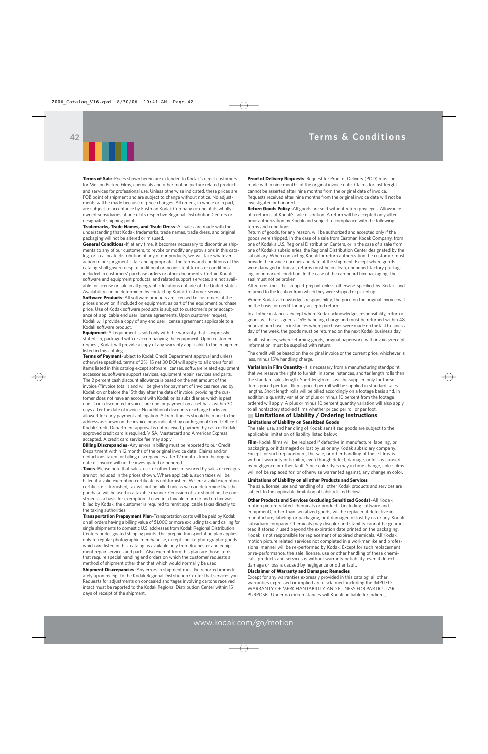# Terms & Conditions

**Terms of Sale**–Prices shown herein are extended to Kodak's direct customers for Motion Picture Films, chemicals and other motion picture related products and services for professional use. Unless otherwise indicated, these prices are FOB point of shipment and are subject to change without notice. No adjustments will be made because of price changes. All orders, in whole or in part, are subject to acceptance by Eastman Kodak Company or one of its wholly-owned subsidiaries at one of its respective Regional Distribution Centers or designated shipping points.

**Trademarks, Trade Names, and Trade Dress**–All sales are made with the understanding that Kodak trademarks, trade names, trade dress, and original packaging will not be altered or misused.

**General Conditions**–If, at any time, it becomes necessary to discontinue shipments to any of our customers, to revoke or modify any provisions in this catalog, or to allocate distribution of any of our products, we will take whatever action in our judgment is fair and appropriate. The terms and conditions of this catalog shall govern despite additional or inconsistent terms or conditions included in customers' purchase orders or other documents. Certain Kodak software and equipment products, and related support services, are not available for license or sale in all geographic locations outside of the United States. Availability can be determined by contacting Kodak Customer Service.

**Software Products**–All software products are licensed to customers at the prices shown or, if included on equipment, as part of the equipment purchase price. Use of Kodak software products is subject to customer's prior acceptance of applicable end user license agreements. Upon customer request, Kodak will provide a copy of any end user license agreement applicable to a Kodak software product.

**Equipment**–All equipment is sold only with the warranty that is expressly stated on, packaged with or accompanying the equipment. Upon customer request, Kodak will provide a copy of any warranty applicable to the equipment listed in this catalog.

**Terms of Payment**–ubject to Kodak Credit Department approval and unless otherwise specified, terms of 2%, 15 net 30 DOI will apply to all orders for all items listed in this catalog except software licenses, software related equipment accessories, software support services, equipment repair services and parts. The 2 percent cash discount allowance is based on the net amount of the invoice ("invoice total") and will be given for payment of invoices received by Kodak on or before the 15th day after the date of invoice, providing the customer does not have an account with Kodak or its subsidiaries which is past due. If not discounted, invoices are due for payment on a net basis within 30 days after the date of invoice. No additional discounts or charge backs are allowed for early payment anticipation. All remittances should be made to the address as shown on the invoice or as indicated by our Regional Credit Office. If Kodak Credit Department approval is not issued, payment by cash or Kodak-approved credit card is required. VISA, Mastercard and American Express accepted. A credit card service fee may apply.

**Billing Discrepancies**–Any errors in billing must be reported to our Credit Department within 12 months of the original invoice date. Claims and/or deductions taken for billing discrepancies after 12 months from the original date of invoice will not be investigated or honored.

**Taxes**–Please note that sales, use, or other taxes measured by sales or receipts are not included in the prices shown. Where applicable, such taxes will be billed if a valid exemption certificate is not furnished. Where a valid exemption certificate is furnished, tax will not be billed unless we can determine that the purchase will be used in a taxable manner. Omission of tax should not be construed as a basis for exemption. If used in a taxable manner and no tax was billed by Kodak, the customer is required to remit applicable taxes directly to the taxing authorities.

**Transportation Prepayment Plan**–Transportation costs will be paid by Kodak on all orders having a billing value of $1,000 or more excluding tax, and calling for single shipments to domestic U.S. addresses from Kodak Regional Distribution Centers or designated shipping points. This prepaid transportation plan applies only to regular photographic merchandise, except special photographic goods which are listed in this catalog as available only from Rochester and equipment repair services and parts. Also exempt from this plan are those items that require special handling and orders on which the customer requests a method of shipment other than that which would normally be used.

**Shipment Discrepancies**–Any errors in shipment must be reported immediately upon receipt to the Kodak Regional Distribution Center that services you. Requests for adjustments on concealed shortages involving cartons received intact must be reported to the Kodak Regional Distribution Center within 15 days of receipt of the shipment.

**Proof of Delivery Requests**–Request for Proof of Delivery (POD) must be made within nine months of the original invoice date. Claims for lost freight cannot be asserted after nine months from the original date of invoice. Requests received after nine months from the original invoice date will not be investigated or honored.

**Return Goods Policy**–All goods are sold without return privileges. Allowance of a return is at Kodak's sole discretion. A return will be accepted only after prior authorization by Kodak and subject to compliance with the following terms and conditions:

Return of goods, for any reason, will be authorized and accepted only if the goods were shipped, in the case of a sale from Eastman Kodak Company, from one of Kodak's U.S. Regional Distribution Centers, or in the case of a sale from one of Kodak's subsidiaries, the Regional Distribution Center designated by the subsidiary. When contacting Kodak for return authorization the customer must provide the invoice number and date of the shipment. Except where goods were damaged in transit, returns must be in clean, unopened, factory packaging, in unmarked condition. In the case of the cardboard box packaging, the seal must not be broken.

All returns must be shipped prepaid unless otherwise specified by Kodak, and returned to the location from which they were shipped or picked up.

Where Kodak acknowledges responsibility, the price on the original invoice will be the basis for credit for any accepted return.

In all other instances, except where Kodak acknowledges responsibility, return of goods will be assigned a 15% handling charge and must be returned within 48 hours of purchase. In instances where purchases were made on the last business day of the week, the goods must be returned on the next Kodak business day.

In all instances, when returning goods, original paperwork, with invoice/receipt information, must be supplied with return.

The credit will be based on the original invoice or the current price, whichever is less, minus 15% handling charge.

**Variation in Film Quantity**–It is necessary from a manufacturing standpoint that we reserve the right to furnish, in some instances, shorter length rolls than the standard sales length. Short length rolls will be supplied only for those items priced per foot. Items priced per roll will be supplied in standard sales lengths. Short length rolls will be billed accordingly on a footage basis and, in addition, a quantity variation of plus or minus 10 percent from the footage ordered will apply. A plus or minus 10 percent quantity variation will also apply to all nonfactory stocked films whether priced per roll or per foot.

## Limitations of Liability / Ordering Instructions

**Limitations of Liability on Sensitized Goods**

The sale, use, and handling of Kodak sensitized goods are subject to the applicable limitation of liability listed below:

**Film**–Kodak films will be replaced if defective in manufacture, labeling, or packaging, or if damaged or lost by us or any Kodak subsidiary company. Except for such replacement, the sale, or other handling of these films is without warranty or liability, even though defect, damage, or loss is caused by negligence or other fault. Since color dyes may in time change, color films will not be replaced for, or otherwise warranted against, any change in color.

**Limitations of Liability on all other Products and Services**

The sale, license, use and handling of all other Kodak products and services are subject to the applicable limitation of liability listed below:

**Other Products and Services (excluding Sensitized Goods)**–All Kodak motion picture related chemicals or products (including software and equipment), other than sensitized goods, will be replaced if defective in manufacture, labeling or packaging, or if damaged or lost by us or any Kodak subsidiary company. Chemicals may discolor and stability cannot be guaranteed if stored / used beyond the expiration date printed on the packaging. Kodak is not responsible for replacement of expired chemicals. All Kodak motion picture related services not completed in a workmanlike and professional manner will be re-performed by Kodak. Except for such replacement or re-performance, the sale, license, use or other handling of these chemicals, products and services is without warranty or liability, even if defect, damage or loss is caused by negligence or other fault.

**Disclaimer of Warranty and Damages; Remedies**

Except for any warranties expressly provided in this catalog, all other warranties expressed or implied are disclaimed, including the IMPLIED WARRANTY OF MERCHANTABILITY AND FITNESS FOR PARTICULAR PURPOSE. Under no circumstances will Kodak be liable for indirect,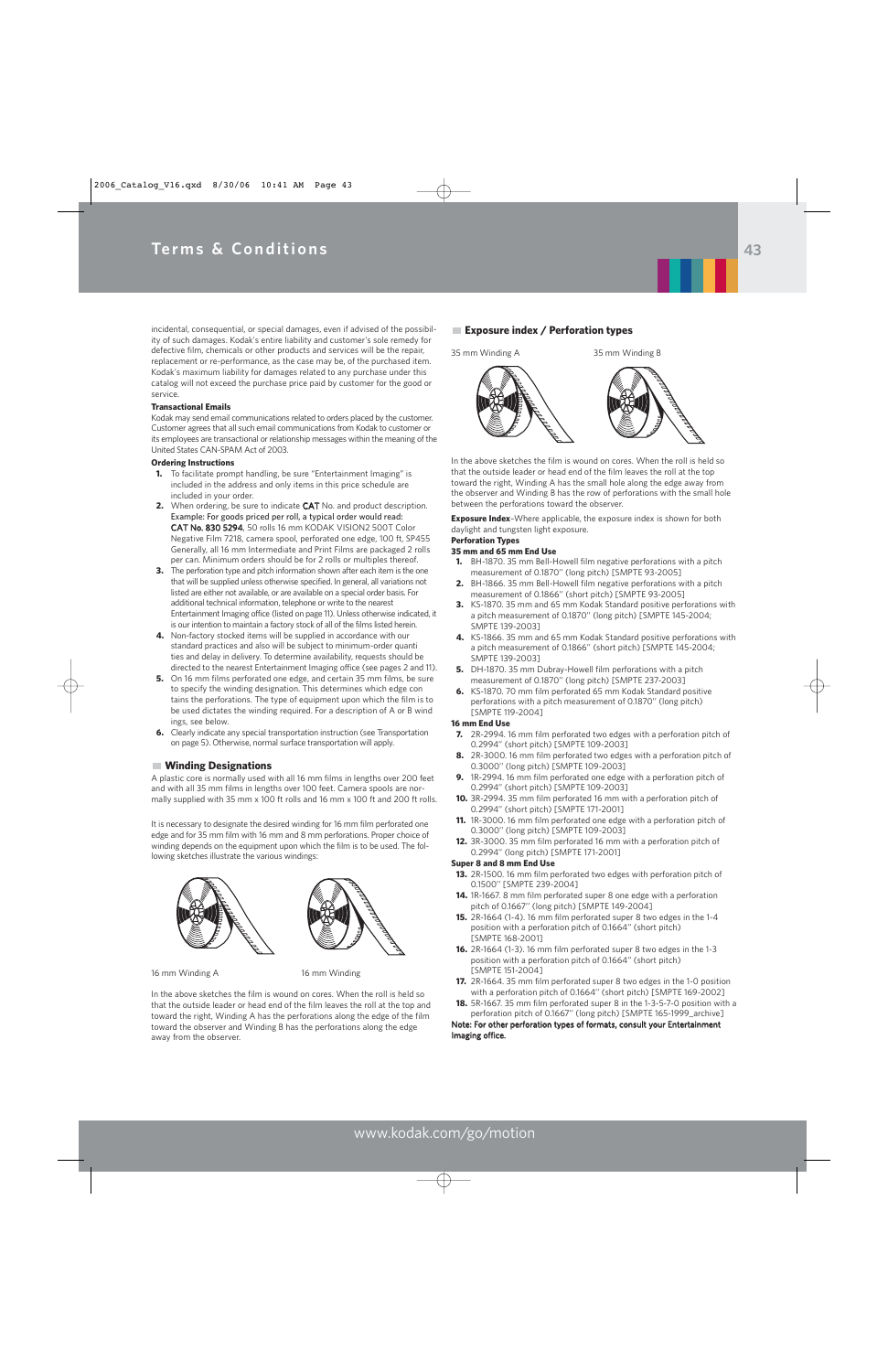## Terms & Conditions

incidental, consequential, or special damages, even if advised of the possibility of such damages. Kodak's entire liability and customer's sole remedy for defective film, chemicals or other products and services will be the repair, replacement or re-performance, as the case may be, of the purchased item. Kodak's maximum liability for damages related to any purchase under this catalog will not exceed the purchase price paid by customer for the good or service.

**Transactional Emails**

Kodak may send email communications related to orders placed by the customer. Customer agrees that all such email communications from Kodak to customer or its employees are transactional or relationship messages within the meaning of the United States CAN-SPAM Act of 2003.

**Ordering Instructions**

1. To facilitate prompt handling, be sure "Entertainment Imaging" is included in the address and only items in this price schedule are included in your order.
2. When ordering, be sure to indicate CAT No. and product description. Example: For goods priced per roll, a typical order would read: CAT No. 830 5294, 50 rolls 16 mm KODAK VISION2 500T Color Negative Film 7218, camera spool, perforated one edge, 100 ft, SP455 Generally, all 16 mm Intermediate and Print Films are packaged 2 rolls per can. Minimum orders should be for 2 rolls or multiples thereof.
3. The perforation type and pitch information shown after each item is the one that will be supplied unless otherwise specified. In general, all variations not listed are either not available, or are available on a special order basis. For additional technical information, telephone or write to the nearest Entertainment Imaging office (listed on page 11). Unless otherwise indicated, it is our intention to maintain a factory stock of all of the films listed herein.
4. Non-factory stocked items will be supplied in accordance with our standard practices and also will be subject to minimum-order quantities and delay in delivery. To determine availability, requests should be directed to the nearest Entertainment Imaging office (see pages 2 and 11).
5. On 16 mm films perforated one edge, and certain 35 mm films, be sure to specify the winding designation. This determines which edge contains the perforations. The type of equipment upon which the film is to be used dictates the winding required. For a description of A or B windings, see below.
6. Clearly indicate any special transportation instruction (see Transportation on page 5). Otherwise, normal surface transportation will apply.

### Winding Designations

A plastic core is normally used with all 16 mm films in lengths over 200 feet and with all 35 mm films in lengths over 100 feet. Camera spools are normally supplied with 35 mm x 100 ft rolls and 16 mm x 100 ft and 200 ft rolls.

It is necessary to designate the desired winding for 16 mm film perforated one edge and for 35 mm film with 16 mm and 8 mm perforations. Proper choice of winding depends on the equipment upon which the film is to be used. The following sketches illustrate the various windings:

16 mm Winding A

16 mm Winding

In the above sketches the film is wound on cores. When the roll is held so that the outside leader or head end of the film leaves the roll at the top and toward the right, Winding A has the perforations along the edge of the film toward the observer and Winding B has the perforations along the edge away from the observer.

### Exposure index / Perforation types

35 mm Winding A

35 mm Winding B

In the above sketches the film is wound on cores. When the roll is held so that the outside leader or head end of the film leaves the roll at the top toward the right, Winding A has the small hole along the edge away from the observer and Winding B has the row of perforations with the small hole between the perforations toward the observer.

**Exposure Index**–Where applicable, the exposure index is shown for both daylight and tungsten light exposure.

**Perforation Types**

**35 mm and 65 mm End Use**

1. BH-1870. 35 mm Bell-Howell film negative perforations with a pitch measurement of 0.1870" (long pitch) [SMPTE 93-2005]
2. BH-1866. 35 mm Bell-Howell film negative perforations with a pitch measurement of 0.1866" (short pitch) [SMPTE 93-2005]
3. KS-1870. 35 mm and 65 mm Kodak Standard positive perforations with a pitch measurement of 0.1870" (long pitch) [SMPTE 145-2004; SMPTE 139-2003]
4. KS-1866. 35 mm and 65 mm Kodak Standard positive perforations with a pitch measurement of 0.1866" (short pitch) [SMPTE 145-2004; SMPTE 139-2003]
5. DH-1870. 35 mm Dubray-Howell film perforations with a pitch measurement of 0.1870" (long pitch) [SMPTE 237-2003]
6. KS-1870. 70 mm film perforated 65 mm Kodak Standard positive perforations with a pitch measurement of 0.1870" (long pitch) [SMPTE 119-2004]

**16 mm End Use**

7. 2R-2994. 16 mm film perforated two edges with a perforation pitch of 0.2994" (short pitch) [SMPTE 109-2003]
8. 2R-3000. 16 mm film perforated two edges with a perforation pitch of 0.3000" (long pitch) [SMPTE 109-2003]
9. 1R-2994. 16 mm film perforated one edge with a perforation pitch of 0.2994" (short pitch) [SMPTE 109-2003]
10. 3R-2994. 35 mm film perforated 16 mm with a perforation pitch of 0.2994" (short pitch) [SMPTE 171-2001]
11. 1R-3000. 16 mm film perforated one edge with a perforation pitch of 0.3000" (long pitch) [SMPTE 109-2003]
12. 3R-3000. 35 mm film perforated 16 mm with a perforation pitch of 0.2994" (long pitch) [SMPTE 171-2001]

**Super 8 and 8 mm End Use**

13. 2R-1500. 16 mm film perforated two edges with perforation pitch of 0.1500" [SMPTE 239-2004]
14. 1R-1667. 8 mm film perforated super 8 one edge with a perforation pitch of 0.1667" (long pitch) [SMPTE 149-2004]
15. 2R-1664 (1-4). 16 mm film perforated super 8 two edges in the 1-4 position with a perforation pitch of 0.1664" (short pitch) [SMPTE 168-2001]
16. 2R-1664 (1-3). 16 mm film perforated super 8 two edges in the 1-3 position with a perforation pitch of 0.1664" (short pitch) [SMPTE 151-2004]
17. 2R-1664. 35 mm film perforated super 8 two edges in the 1-0 position with a perforation pitch of 0.1664" (short pitch) [SMPTE 169-2002]
18. 5R-1667. 35 mm film perforated super 8 in the 1-3-5-7-0 position with a perforation pitch of 0.1667" (long pitch) [SMPTE 165-1999_archive]

Note: For other perforation types of formats, consult your Entertainment Imaging office.

www.kodak.com/go/motion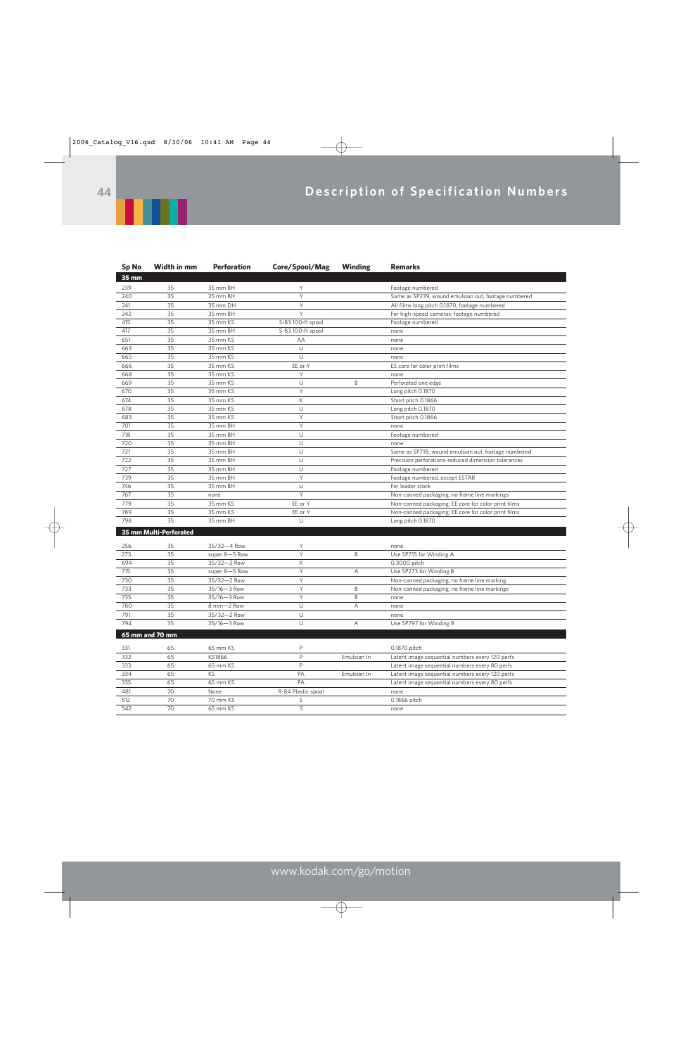## Description of Specification Numbers

| Sp No | Width in mm | Perforation | Core/Spool/Mag | Winding | Remarks |
|---|---|---|---|---|---|
| **35 mm** | | | | | |
| 239 | 35 | 35 mm BH | Y | | Footage numbered |
| 240 | 35 | 35 mm BH | Y | | Same as SP239, wound emulsion out, footage numbered |
| 241 | 35 | 35 mm DH | Y | | All films long pitch 0.1870, footage numbered |
| 242 | 35 | 35 mm BH | Y | | For high-speed cameras; footage numbered |
| 415 | 35 | 35 mm KS | S-83 100-ft spool | | Footage numbered |
| 417 | 35 | 35 mm BH | S-83 100-ft spool | | none |
| 651 | 35 | 35 mm KS | AA | | none |
| 663 | 35 | 35 mm KS | U | | none |
| 665 | 35 | 35 mm KS | U | | none |
| 666 | 35 | 35 mm KS | EE or Y | | EE core for color print films |
| 668 | 35 | 35 mm KS | Y | | none |
| 669 | 35 | 35 mm KS | U | B | Perforated one edge |
| 670 | 35 | 35 mm KS | Y | | Long pitch 0.1870 |
| 674 | 35 | 35 mm KS | K | | Short pitch 0.1866 |
| 678 | 35 | 35 mm KS | U | | Long pitch 0.1870 |
| 683 | 35 | 35 mm KS | Y | | Short pitch 0.1866 |
| 701 | 35 | 35 mm BH | Y | | none |
| 718 | 35 | 35 mm BH | U | | Footage numbered |
| 720 | 35 | 35 mm BH | U | | none |
| 721 | 35 | 35 mm BH | U | | Same as SP718, wound emulsion out, footage numbered |
| 722 | 35 | 35 mm BH | U | | Precision perforations-reduced dimension tolerances |
| 727 | 35 | 35 mm BH | U | | Footage numbered |
| 739 | 35 | 35 mm BH | Y | | Footage numbered, except ESTAR |
| 746 | 35 | 35 mm BH | U | | For leader stock |
| 767 | 35 | none | Y | | Non-canned packaging, no frame line markings |
| 779 | 35 | 35 mm KS | EE or Y | | Non-canned packaging; EE core for color print films |
| 789 | 35 | 35 mm KS | EE or Y | | Non-canned packaging; EE core for color print films |
| 798 | 35 | 35 mm BH | U | | Long pitch 0.1870 |
| **35 mm Multi-Perforated** | | | | | |
| 256 | 35 | 35/32—4 Row | Y | | none |
| 273 | 35 | super 8—5 Row | Y | B | Use SP715 for Winding A |
| 694 | 35 | 35/32—2 Row | K | | 0.3000 pitch |
| 715 | 35 | super 8—5 Row | Y | A | Use SP273 for Winding B |
| 730 | 35 | 35/32—2 Row | Y | | Non-canned packaging, no frame line marking |
| 733 | 35 | 35/16—3 Row | Y | B | Non-canned packaging, no frame line markings |
| 735 | 35 | 35/16—3 Row | Y | B | none |
| 780 | 35 | 8 mm—2 Row | U | A | none |
| 791 | 35 | 35/32—2 Row | U | | none |
| 794 | 35 | 35/16—3 Row | U | A | Use SP797 for Winding B |
| **65 mm and 70 mm** | | | | | |
| 331 | 65 | 65 mm KS | P | | 0.1870 pitch |
| 332 | 65 | KS1866 | P | Emulsion In | Latent image sequential numbers every 120 perfs |
| 333 | 65 | 65 mm KS | P | | Latent image sequential numbers every 80 perfs |
| 334 | 65 | KS | PA | Emulsion In | Latent image sequential numbers every 120 perfs |
| 335 | 65 | 65 mm KS | PA | | Latent image sequential numbers every 80 perfs |
| 481 | 70 | None | R-84 Plastic spool | | none |
| 512 | 70 | 70 mm KS | S | | 0.1866 pitch |
| 542 | 70 | 65 mm KS | S | | none |

www.kodak.com/go/motion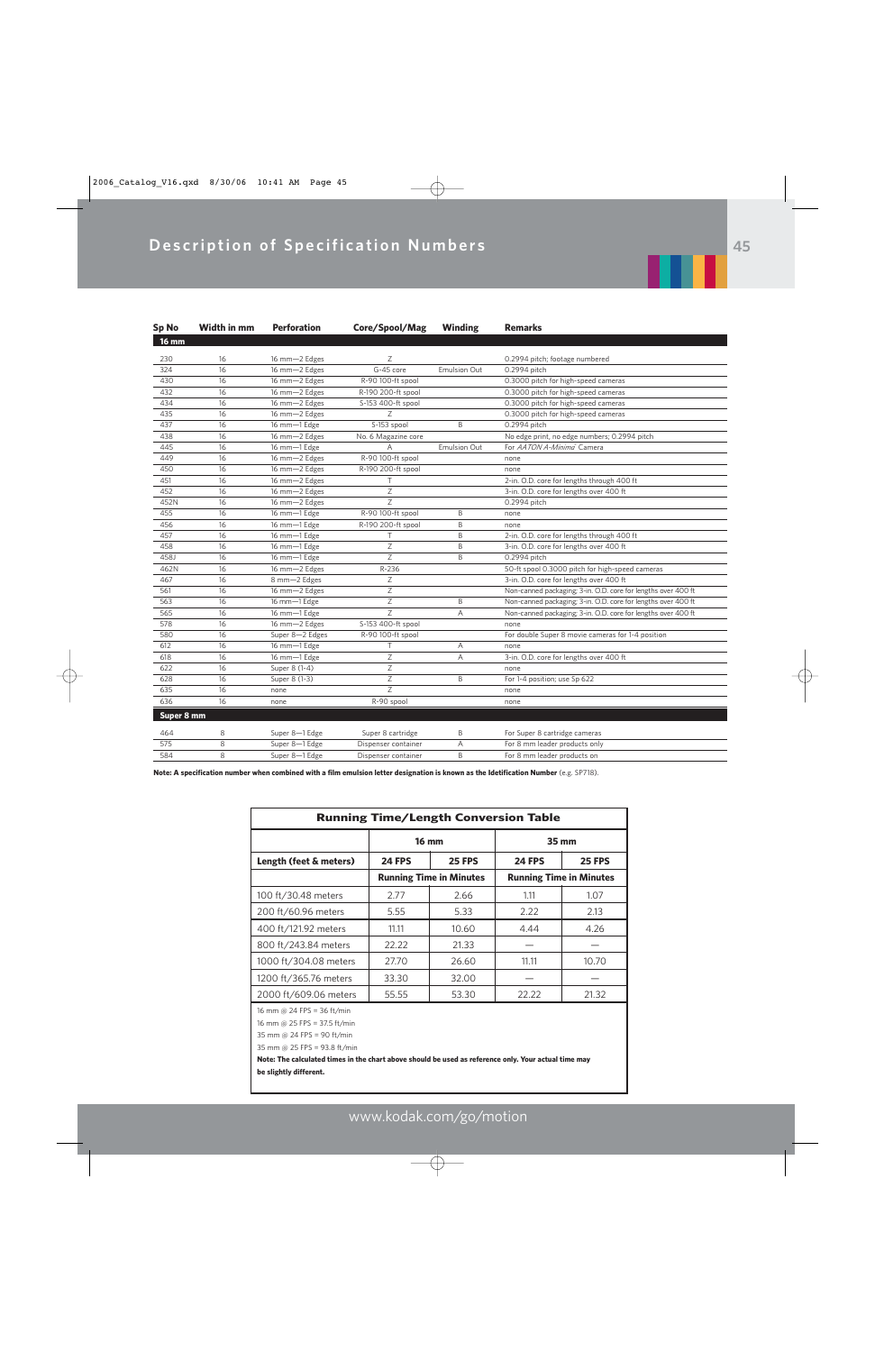# Description of Specification Numbers

| Sp No | Width in mm | Perforation | Core/Spool/Mag | Winding | Remarks |
|---|---|---|---|---|---|
| **16 mm** | | | | | |
| 230 | 16 | 16 mm—2 Edges | Z | | 0.2994 pitch; footage numbered |
| 324 | 16 | 16 mm—2 Edges | G-45 core | Emulsion Out | 0.2994 pitch |
| 430 | 16 | 16 mm—2 Edges | R-90 100-ft spool | | 0.3000 pitch for high-speed cameras |
| 432 | 16 | 16 mm—2 Edges | R-190 200-ft spool | | 0.3000 pitch for high-speed cameras |
| 434 | 16 | 16 mm—2 Edges | S-153 400-ft spool | | 0.3000 pitch for high-speed cameras |
| 435 | 16 | 16 mm—2 Edges | Z | | 0.3000 pitch for high-speed cameras |
| 437 | 16 | 16 mm—1 Edge | S-153 spool | B | 0.2994 pitch |
| 438 | 16 | 16 mm—2 Edges | No. 6 Magazine core | | No edge print, no edge numbers; 0.2994 pitch |
| 445 | 16 | 16 mm—1 Edge | A | Emulsion Out | For *AATON A-Minima* Camera |
| 449 | 16 | 16 mm—2 Edges | R-90 100-ft spool | | none |
| 450 | 16 | 16 mm—2 Edges | R-190 200-ft spool | | none |
| 451 | 16 | 16 mm—2 Edges | T | | 2-in. O.D. core for lengths through 400 ft |
| 452 | 16 | 16 mm—2 Edges | Z | | 3-in. O.D. core for lengths over 400 ft |
| 452N | 16 | 16 mm—2 Edges | Z | | 0.2994 pitch |
| 455 | 16 | 16 mm—1 Edge | R-90 100-ft spool | B | none |
| 456 | 16 | 16 mm—1 Edge | R-190 200-ft spool | B | none |
| 457 | 16 | 16 mm—1 Edge | T | B | 2-in. O.D. core for lengths through 400 ft |
| 458 | 16 | 16 mm—1 Edge | Z | B | 3-in. O.D. core for lengths over 400 ft |
| 458J | 16 | 16 mm—1 Edge | Z | B | 0.2994 pitch |
| 462N | 16 | 16 mm—2 Edges | R-236 | | 50-ft spool 0.3000 pitch for high-speed cameras |
| 467 | 16 | 8 mm—2 Edges | Z | | 3-in. O.D. core for lengths over 400 ft |
| 561 | 16 | 16 mm—2 Edges | Z | | Non-canned packaging; 3-in. O.D. core for lengths over 400 ft |
| 563 | 16 | 16 mm—1 Edge | Z | B | Non-canned packaging; 3-in. O.D. core for lengths over 400 ft |
| 565 | 16 | 16 mm—1 Edge | Z | A | Non-canned packaging; 3-in. O.D. core for lengths over 400 ft |
| 578 | 16 | 16 mm—2 Edges | S-153 400-ft spool | | none |
| 580 | 16 | Super 8—2 Edges | R-90 100-ft spool | | For double Super 8 movie cameras for 1-4 position |
| 612 | 16 | 16 mm—1 Edge | T | A | none |
| 618 | 16 | 16 mm—1 Edge | Z | A | 3-in. O.D. core for lengths over 400 ft |
| 622 | 16 | Super 8 (1-4) | Z | | none |
| 628 | 16 | Super 8 (1-3) | Z | B | For 1-4 position; use Sp 622 |
| 635 | 16 | none | Z | | none |
| 636 | 16 | none | R-90 spool | | none |
| **Super 8 mm** | | | | | |
| 464 | 8 | Super 8—1 Edge | Super 8 cartridge | B | For Super 8 cartridge cameras |
| 575 | 8 | Super 8—1 Edge | Dispenser container | A | For 8 mm leader products only |
| 584 | 8 | Super 8—1 Edge | Dispenser container | B | For 8 mm leader products on |

**Note: A specification number when combined with a film emulsion letter designation is known as the Idetification Number** (e.g. SP718).

## Running Time/Length Conversion Table

| | 16 mm | | 35 mm | |
|---|---|---|---|---|
| **Length (feet & meters)** | **24 FPS** | **25 FPS** | **24 FPS** | **25 FPS** |
| | **Running Time in Minutes** | | **Running Time in Minutes** | |
| 100 ft/30.48 meters | 2.77 | 2.66 | 1.11 | 1.07 |
| 200 ft/60.96 meters | 5.55 | 5.33 | 2.22 | 2.13 |
| 400 ft/121.92 meters | 11.11 | 10.60 | 4.44 | 4.26 |
| 800 ft/243.84 meters | 22.22 | 21.33 | — | — |
| 1000 ft/304.08 meters | 27.70 | 26.60 | 11.11 | 10.70 |
| 1200 ft/365.76 meters | 33.30 | 32.00 | — | — |
| 2000 ft/609.06 meters | 55.55 | 53.30 | 22.22 | 21.32 |

16 mm @ 24 FPS = 36 ft/min

16 mm @ 25 FPS = 37.5 ft/min

35 mm @ 24 FPS = 90 ft/min

35 mm @ 25 FPS = 93.8 ft/min

**Note: The calculated times in the chart above should be used as reference only. Your actual time may be slightly different.**

www.kodak.com/go/motion